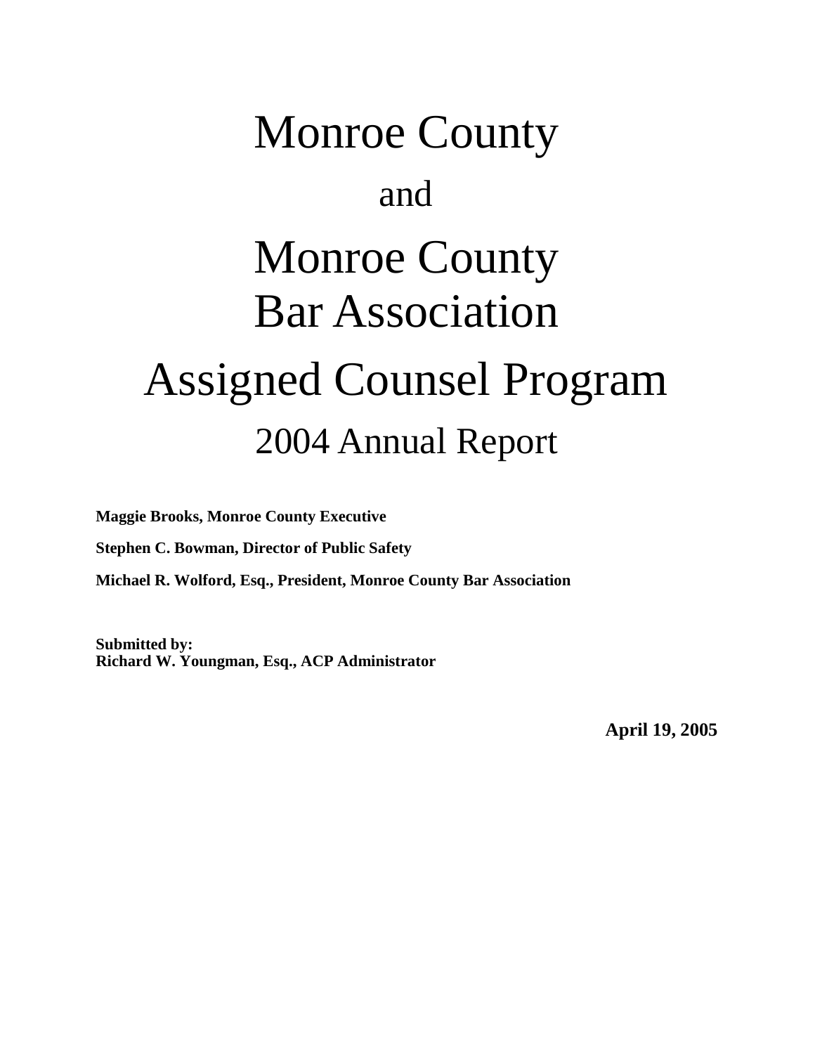# Monroe County

and

# Monroe County Bar Association

# Assigned Counsel Program

## 2004 Annual Report

**Maggie Brooks, Monroe County Executive**

**Stephen C. Bowman, Director of Public Safety**

**Michael R. Wolford, Esq., President, Monroe County Bar Association**

**Submitted by:**
**Richard W. Youngman, Esq., ACP Administrator**

**April 19, 2005**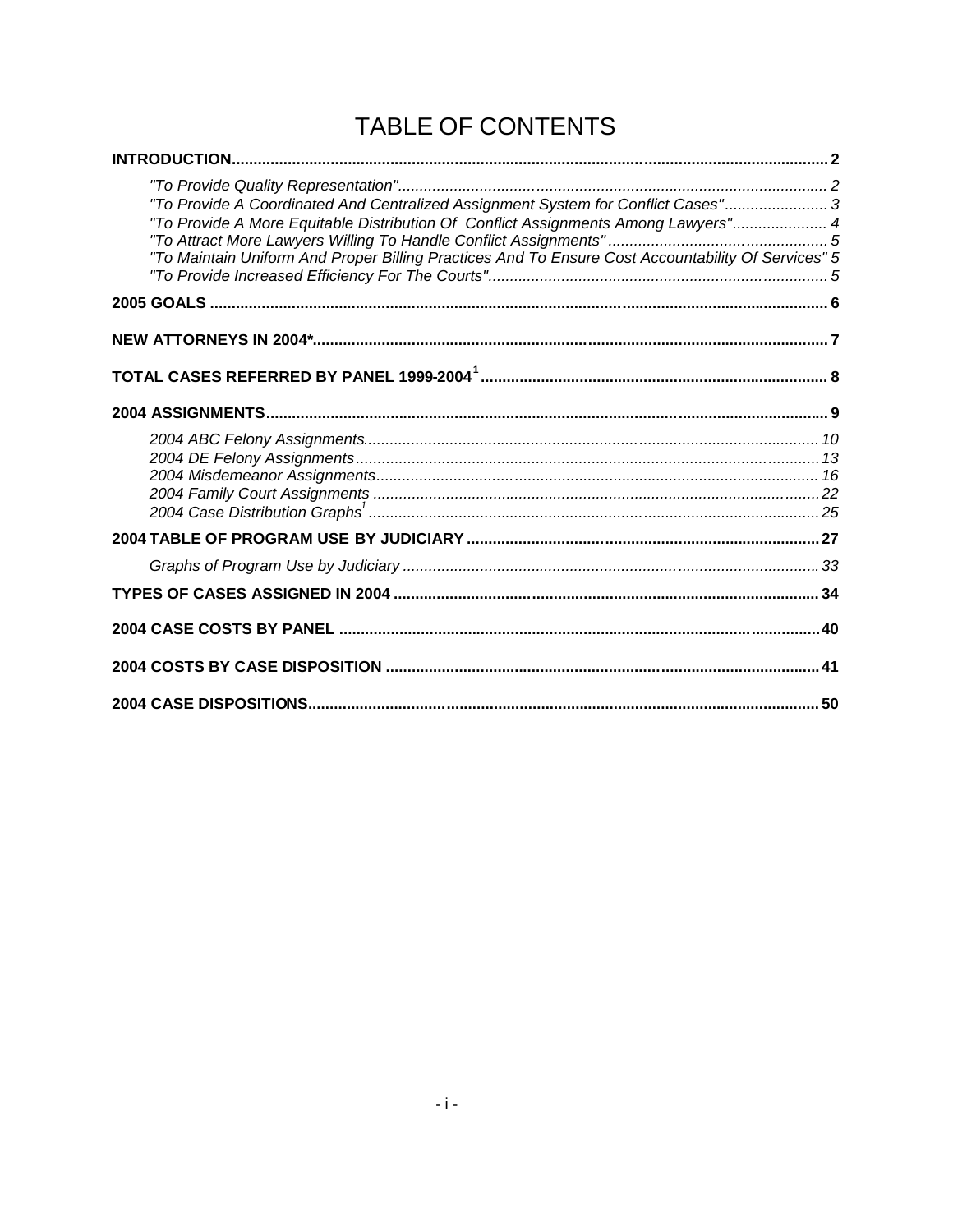# TABLE OF CONTENTS

**INTRODUCTION** ........ **2**

- *"To Provide Quality Representation"* ........ *2*
- *"To Provide A Coordinated And Centralized Assignment System for Conflict Cases"* ........ *3*
- *"To Provide A More Equitable Distribution Of Conflict Assignments Among Lawyers"* ........ *4*
- *"To Attract More Lawyers Willing To Handle Conflict Assignments"* ........ *5*
- *"To Maintain Uniform And Proper Billing Practices And To Ensure Cost Accountability Of Services"* *5*
- *"To Provide Increased Efficiency For The Courts"* ........ *5*

**2005 GOALS** ........ **6**

**NEW ATTORNEYS IN 2004*** ........ **7**

**TOTAL CASES REFERRED BY PANEL 1999-2004[1]** ........ **8**

**2004 ASSIGNMENTS** ........ **9**

- *2004 ABC Felony Assignments* ........ *10*
- *2004 DE Felony Assignments* ........ *13*
- *2004 Misdemeanor Assignments* ........ *16*
- *2004 Family Court Assignments* ........ *22*
- *2004 Case Distribution Graphs[1]* ........ *25*

**2004 TABLE OF PROGRAM USE BY JUDICIARY** ........ **27**

- *Graphs of Program Use by Judiciary* ........ *33*

**TYPES OF CASES ASSIGNED IN 2004** ........ **34**

**2004 CASE COSTS BY PANEL** ........ **40**

**2004 COSTS BY CASE DISPOSITION** ........ **41**

**2004 CASE DISPOSITIONS** ........ **50**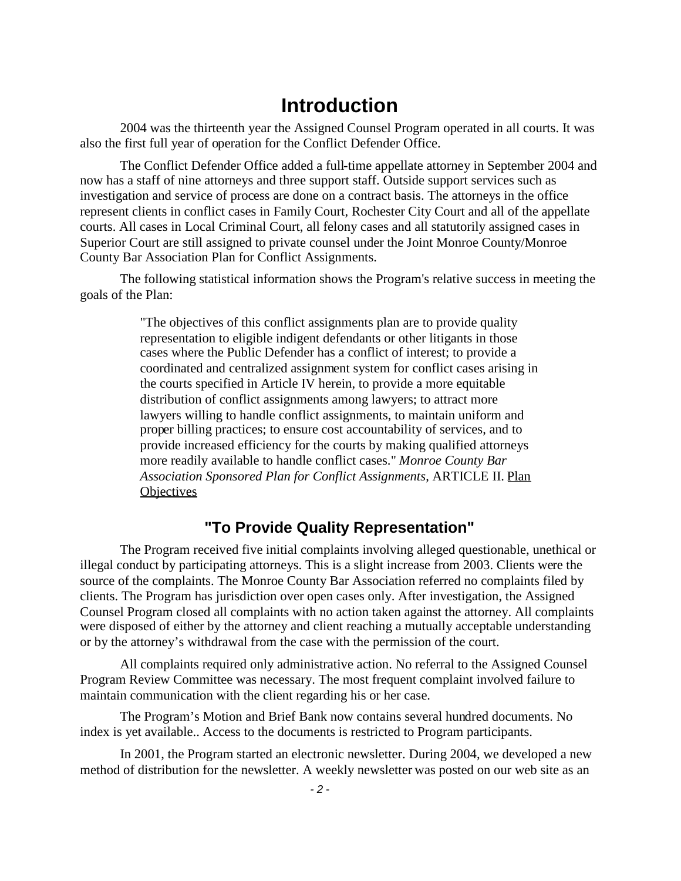# Introduction

2004 was the thirteenth year the Assigned Counsel Program operated in all courts. It was also the first full year of operation for the Conflict Defender Office.

The Conflict Defender Office added a full-time appellate attorney in September 2004 and now has a staff of nine attorneys and three support staff. Outside support services such as investigation and service of process are done on a contract basis. The attorneys in the office represent clients in conflict cases in Family Court, Rochester City Court and all of the appellate courts. All cases in Local Criminal Court, all felony cases and all statutorily assigned cases in Superior Court are still assigned to private counsel under the Joint Monroe County/Monroe County Bar Association Plan for Conflict Assignments.

The following statistical information shows the Program's relative success in meeting the goals of the Plan:

> "The objectives of this conflict assignments plan are to provide quality representation to eligible indigent defendants or other litigants in those cases where the Public Defender has a conflict of interest; to provide a coordinated and centralized assignment system for conflict cases arising in the courts specified in Article IV herein, to provide a more equitable distribution of conflict assignments among lawyers; to attract more lawyers willing to handle conflict assignments, to maintain uniform and proper billing practices; to ensure cost accountability of services, and to provide increased efficiency for the courts by making qualified attorneys more readily available to handle conflict cases." *Monroe County Bar Association Sponsored Plan for Conflict Assignments*, ARTICLE II. Plan Objectives

## "To Provide Quality Representation"

The Program received five initial complaints involving alleged questionable, unethical or illegal conduct by participating attorneys. This is a slight increase from 2003. Clients were the source of the complaints. The Monroe County Bar Association referred no complaints filed by clients. The Program has jurisdiction over open cases only. After investigation, the Assigned Counsel Program closed all complaints with no action taken against the attorney. All complaints were disposed of either by the attorney and client reaching a mutually acceptable understanding or by the attorney's withdrawal from the case with the permission of the court.

All complaints required only administrative action. No referral to the Assigned Counsel Program Review Committee was necessary. The most frequent complaint involved failure to maintain communication with the client regarding his or her case.

The Program's Motion and Brief Bank now contains several hundred documents. No index is yet available.. Access to the documents is restricted to Program participants.

In 2001, the Program started an electronic newsletter. During 2004, we developed a new method of distribution for the newsletter. A weekly newsletter was posted on our web site as an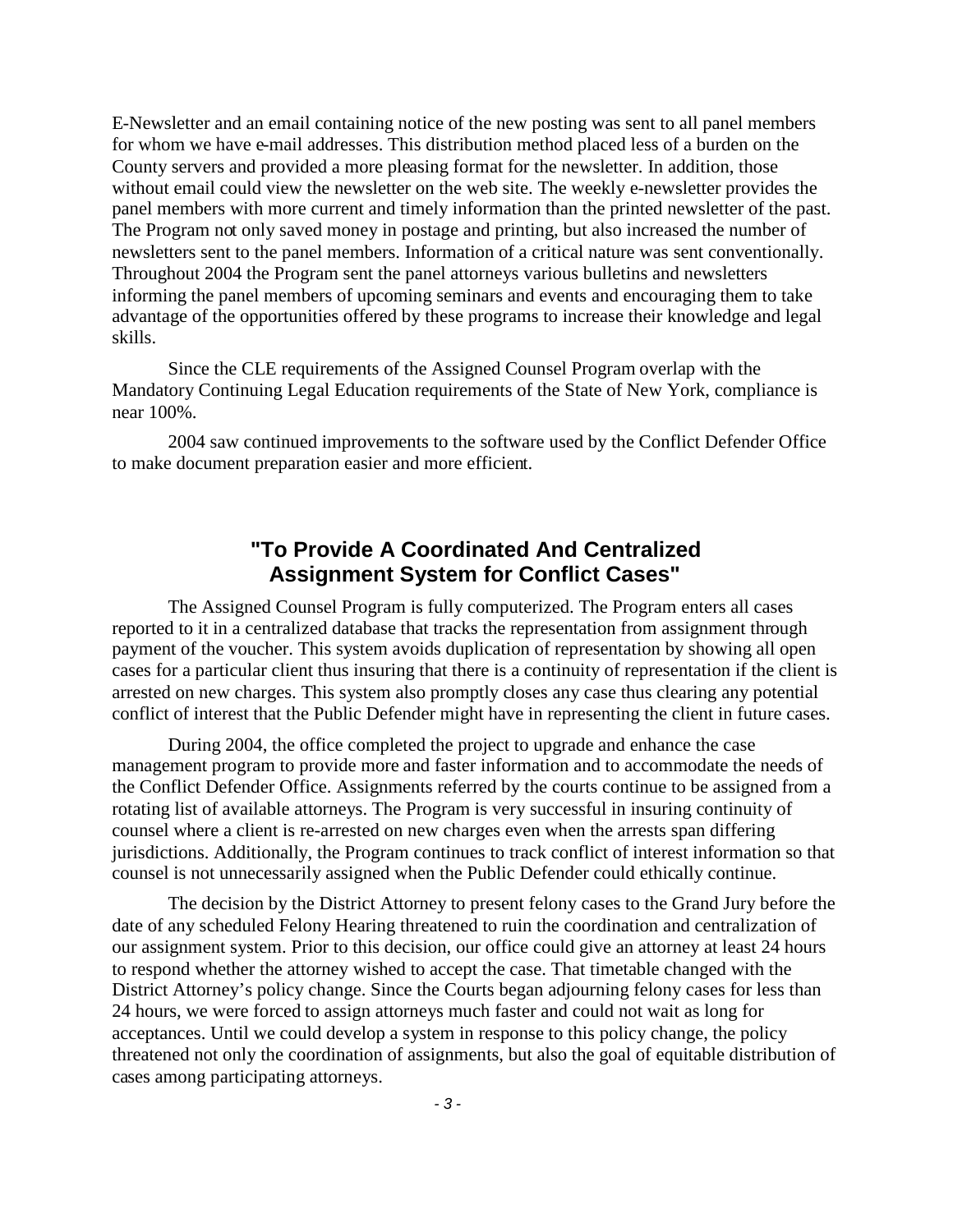E-Newsletter and an email containing notice of the new posting was sent to all panel members for whom we have e-mail addresses. This distribution method placed less of a burden on the County servers and provided a more pleasing format for the newsletter. In addition, those without email could view the newsletter on the web site. The weekly e-newsletter provides the panel members with more current and timely information than the printed newsletter of the past. The Program not only saved money in postage and printing, but also increased the number of newsletters sent to the panel members. Information of a critical nature was sent conventionally. Throughout 2004 the Program sent the panel attorneys various bulletins and newsletters informing the panel members of upcoming seminars and events and encouraging them to take advantage of the opportunities offered by these programs to increase their knowledge and legal skills.

Since the CLE requirements of the Assigned Counsel Program overlap with the Mandatory Continuing Legal Education requirements of the State of New York, compliance is near 100%.

2004 saw continued improvements to the software used by the Conflict Defender Office to make document preparation easier and more efficient.

## "To Provide A Coordinated And Centralized Assignment System for Conflict Cases"

The Assigned Counsel Program is fully computerized. The Program enters all cases reported to it in a centralized database that tracks the representation from assignment through payment of the voucher. This system avoids duplication of representation by showing all open cases for a particular client thus insuring that there is a continuity of representation if the client is arrested on new charges. This system also promptly closes any case thus clearing any potential conflict of interest that the Public Defender might have in representing the client in future cases.

During 2004, the office completed the project to upgrade and enhance the case management program to provide more and faster information and to accommodate the needs of the Conflict Defender Office. Assignments referred by the courts continue to be assigned from a rotating list of available attorneys. The Program is very successful in insuring continuity of counsel where a client is re-arrested on new charges even when the arrests span differing jurisdictions. Additionally, the Program continues to track conflict of interest information so that counsel is not unnecessarily assigned when the Public Defender could ethically continue.

The decision by the District Attorney to present felony cases to the Grand Jury before the date of any scheduled Felony Hearing threatened to ruin the coordination and centralization of our assignment system. Prior to this decision, our office could give an attorney at least 24 hours to respond whether the attorney wished to accept the case. That timetable changed with the District Attorney's policy change. Since the Courts began adjourning felony cases for less than 24 hours, we were forced to assign attorneys much faster and could not wait as long for acceptances. Until we could develop a system in response to this policy change, the policy threatened not only the coordination of assignments, but also the goal of equitable distribution of cases among participating attorneys.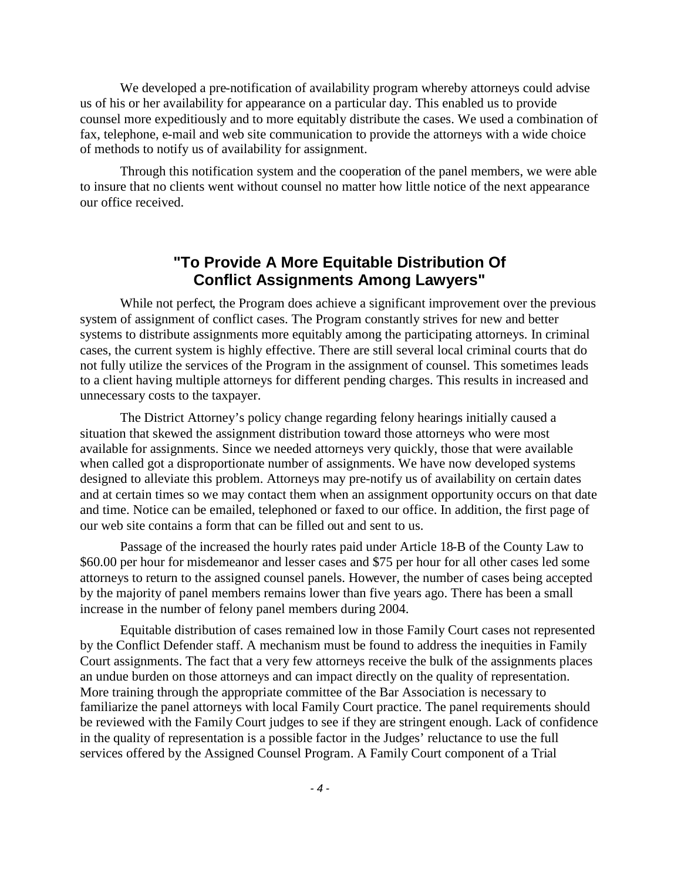We developed a pre-notification of availability program whereby attorneys could advise us of his or her availability for appearance on a particular day. This enabled us to provide counsel more expeditiously and to more equitably distribute the cases. We used a combination of fax, telephone, e-mail and web site communication to provide the attorneys with a wide choice of methods to notify us of availability for assignment.

Through this notification system and the cooperation of the panel members, we were able to insure that no clients went without counsel no matter how little notice of the next appearance our office received.

## "To Provide A More Equitable Distribution Of Conflict Assignments Among Lawyers"

While not perfect, the Program does achieve a significant improvement over the previous system of assignment of conflict cases. The Program constantly strives for new and better systems to distribute assignments more equitably among the participating attorneys. In criminal cases, the current system is highly effective. There are still several local criminal courts that do not fully utilize the services of the Program in the assignment of counsel. This sometimes leads to a client having multiple attorneys for different pending charges. This results in increased and unnecessary costs to the taxpayer.

The District Attorney's policy change regarding felony hearings initially caused a situation that skewed the assignment distribution toward those attorneys who were most available for assignments. Since we needed attorneys very quickly, those that were available when called got a disproportionate number of assignments. We have now developed systems designed to alleviate this problem. Attorneys may pre-notify us of availability on certain dates and at certain times so we may contact them when an assignment opportunity occurs on that date and time. Notice can be emailed, telephoned or faxed to our office. In addition, the first page of our web site contains a form that can be filled out and sent to us.

Passage of the increased the hourly rates paid under Article 18-B of the County Law to $60.00 per hour for misdemeanor and lesser cases and $75 per hour for all other cases led some attorneys to return to the assigned counsel panels. However, the number of cases being accepted by the majority of panel members remains lower than five years ago. There has been a small increase in the number of felony panel members during 2004.

Equitable distribution of cases remained low in those Family Court cases not represented by the Conflict Defender staff. A mechanism must be found to address the inequities in Family Court assignments. The fact that a very few attorneys receive the bulk of the assignments places an undue burden on those attorneys and can impact directly on the quality of representation. More training through the appropriate committee of the Bar Association is necessary to familiarize the panel attorneys with local Family Court practice. The panel requirements should be reviewed with the Family Court judges to see if they are stringent enough. Lack of confidence in the quality of representation is a possible factor in the Judges' reluctance to use the full services offered by the Assigned Counsel Program. A Family Court component of a Trial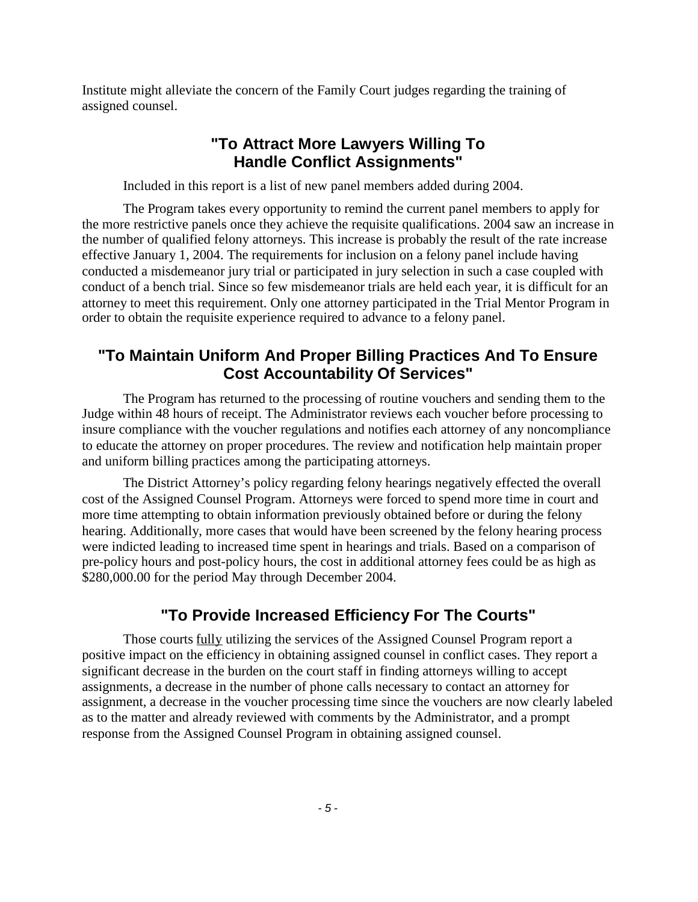Institute might alleviate the concern of the Family Court judges regarding the training of assigned counsel.

## "To Attract More Lawyers Willing To Handle Conflict Assignments"

Included in this report is a list of new panel members added during 2004.

The Program takes every opportunity to remind the current panel members to apply for the more restrictive panels once they achieve the requisite qualifications. 2004 saw an increase in the number of qualified felony attorneys. This increase is probably the result of the rate increase effective January 1, 2004. The requirements for inclusion on a felony panel include having conducted a misdemeanor jury trial or participated in jury selection in such a case coupled with conduct of a bench trial. Since so few misdemeanor trials are held each year, it is difficult for an attorney to meet this requirement. Only one attorney participated in the Trial Mentor Program in order to obtain the requisite experience required to advance to a felony panel.

## "To Maintain Uniform And Proper Billing Practices And To Ensure Cost Accountability Of Services"

The Program has returned to the processing of routine vouchers and sending them to the Judge within 48 hours of receipt. The Administrator reviews each voucher before processing to insure compliance with the voucher regulations and notifies each attorney of any noncompliance to educate the attorney on proper procedures. The review and notification help maintain proper and uniform billing practices among the participating attorneys.

The District Attorney's policy regarding felony hearings negatively effected the overall cost of the Assigned Counsel Program. Attorneys were forced to spend more time in court and more time attempting to obtain information previously obtained before or during the felony hearing. Additionally, more cases that would have been screened by the felony hearing process were indicted leading to increased time spent in hearings and trials. Based on a comparison of pre-policy hours and post-policy hours, the cost in additional attorney fees could be as high as $280,000.00 for the period May through December 2004.

## "To Provide Increased Efficiency For The Courts"

Those courts <u>fully</u> utilizing the services of the Assigned Counsel Program report a positive impact on the efficiency in obtaining assigned counsel in conflict cases. They report a significant decrease in the burden on the court staff in finding attorneys willing to accept assignments, a decrease in the number of phone calls necessary to contact an attorney for assignment, a decrease in the voucher processing time since the vouchers are now clearly labeled as to the matter and already reviewed with comments by the Administrator, and a prompt response from the Assigned Counsel Program in obtaining assigned counsel.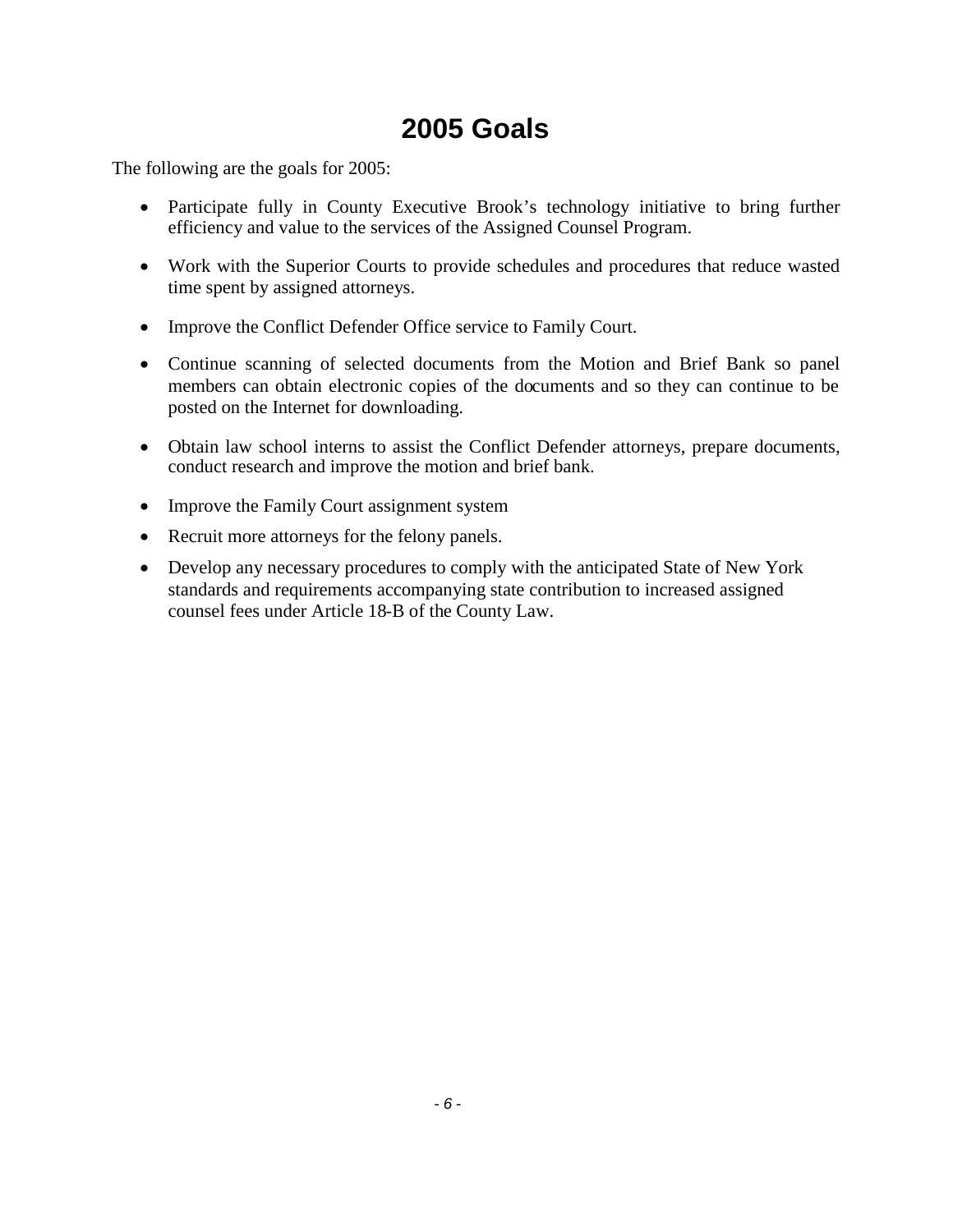# 2005 Goals

The following are the goals for 2005:

- Participate fully in County Executive Brook's technology initiative to bring further efficiency and value to the services of the Assigned Counsel Program.
- Work with the Superior Courts to provide schedules and procedures that reduce wasted time spent by assigned attorneys.
- Improve the Conflict Defender Office service to Family Court.
- Continue scanning of selected documents from the Motion and Brief Bank so panel members can obtain electronic copies of the documents and so they can continue to be posted on the Internet for downloading.
- Obtain law school interns to assist the Conflict Defender attorneys, prepare documents, conduct research and improve the motion and brief bank.
- Improve the Family Court assignment system
- Recruit more attorneys for the felony panels.
- Develop any necessary procedures to comply with the anticipated State of New York standards and requirements accompanying state contribution to increased assigned counsel fees under Article 18-B of the County Law.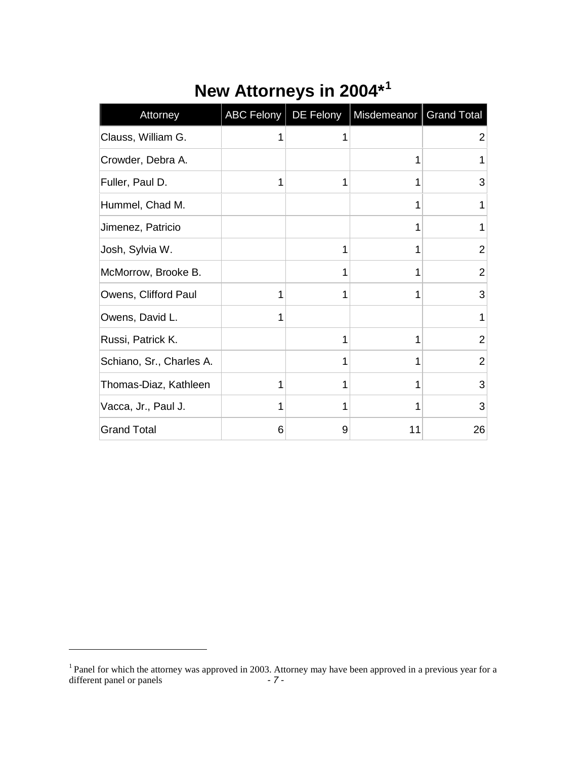# New Attorneys in 2004*[1]

| Attorney | ABC Felony | DE Felony | Misdemeanor | Grand Total |
|---|---|---|---|---|
| Clauss, William G. | 1 | 1 | | 2 |
| Crowder, Debra A. | | | 1 | 1 |
| Fuller, Paul D. | 1 | 1 | 1 | 3 |
| Hummel, Chad M. | | | 1 | 1 |
| Jimenez, Patricio | | | 1 | 1 |
| Josh, Sylvia W. | | 1 | 1 | 2 |
| McMorrow, Brooke B. | | 1 | 1 | 2 |
| Owens, Clifford Paul | 1 | 1 | 1 | 3 |
| Owens, David L. | 1 | | | 1 |
| Russi, Patrick K. | | 1 | 1 | 2 |
| Schiano, Sr., Charles A. | | 1 | 1 | 2 |
| Thomas-Diaz, Kathleen | 1 | 1 | 1 | 3 |
| Vacca, Jr., Paul J. | 1 | 1 | 1 | 3 |
| Grand Total | 6 | 9 | 11 | 26 |

[1] Panel for which the attorney was approved in 2003. Attorney may have been approved in a previous year for a different panel or panels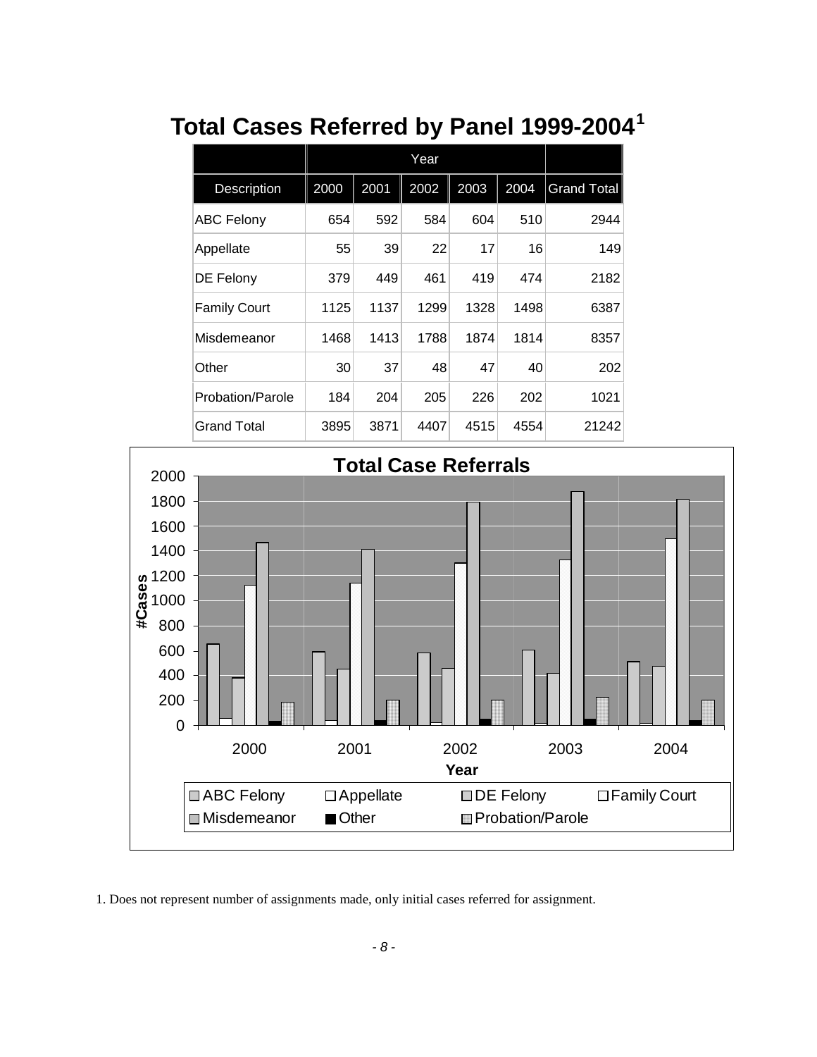## Total Cases Referred by Panel 1999-2004[1]

| | Year | | | | | |
|---|---|---|---|---|---|---|
| Description | 2000 | 2001 | 2002 | 2003 | 2004 | Grand Total |
| ABC Felony | 654 | 592 | 584 | 604 | 510 | 2944 |
| Appellate | 55 | 39 | 22 | 17 | 16 | 149 |
| DE Felony | 379 | 449 | 461 | 419 | 474 | 2182 |
| Family Court | 1125 | 1137 | 1299 | 1328 | 1498 | 6387 |
| Misdemeanor | 1468 | 1413 | 1788 | 1874 | 1814 | 8357 |
| Other | 30 | 37 | 48 | 47 | 40 | 202 |
| Probation/Parole | 184 | 204 | 205 | 226 | 202 | 1021 |
| Grand Total | 3895 | 3871 | 4407 | 4515 | 4554 | 21242 |

**Total Case Referrals**

#Cases: 0, 200, 400, 600, 800, 1000, 1200, 1400, 1600, 1800, 2000

Year: 2000, 2001, 2002, 2003, 2004

ABC Felony | Appellate | DE Felony | Family Court | Misdemeanor | Other | Probation/Parole

1. Does not represent number of assignments made, only initial cases referred for assignment.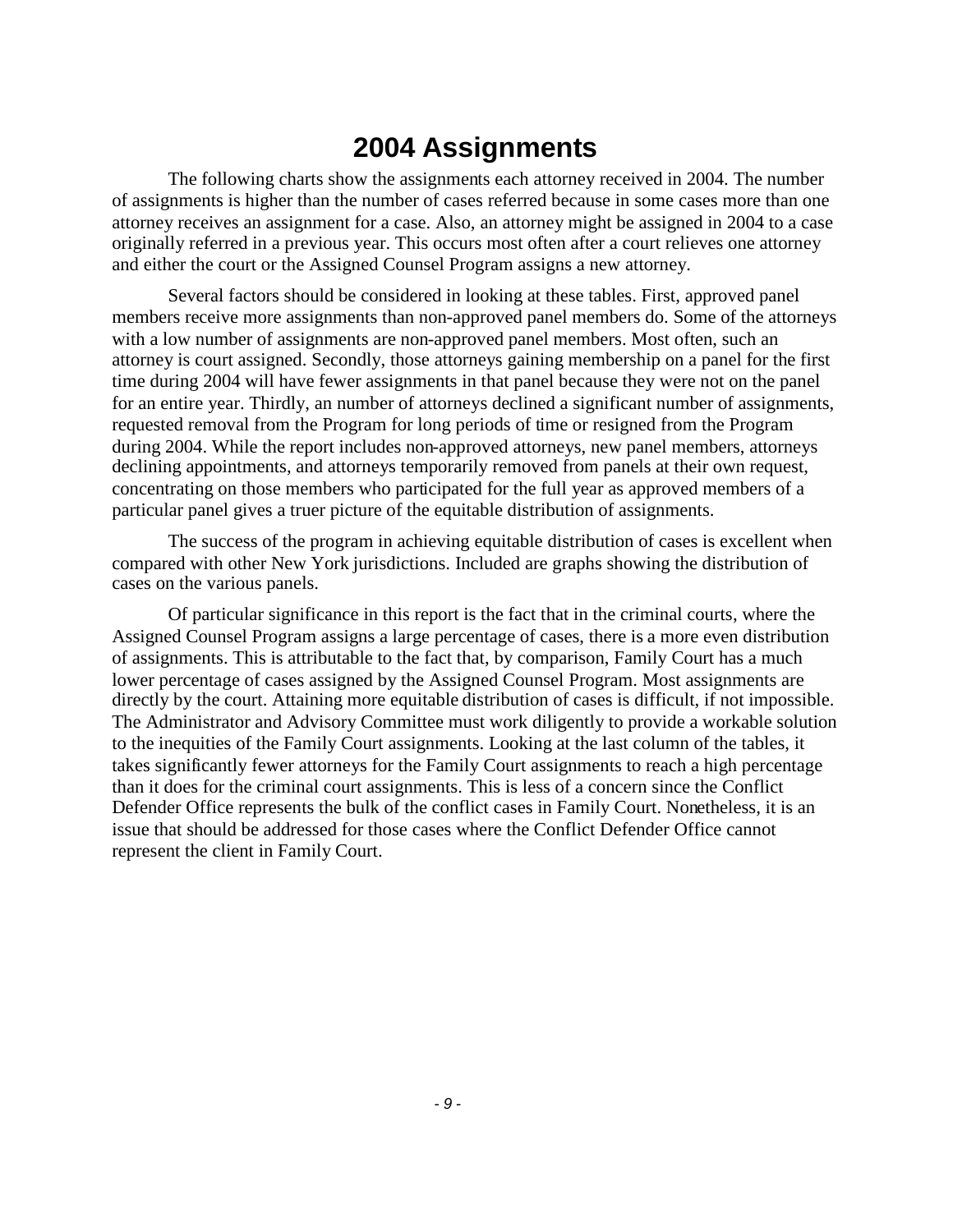# 2004 Assignments

The following charts show the assignments each attorney received in 2004. The number of assignments is higher than the number of cases referred because in some cases more than one attorney receives an assignment for a case. Also, an attorney might be assigned in 2004 to a case originally referred in a previous year. This occurs most often after a court relieves one attorney and either the court or the Assigned Counsel Program assigns a new attorney.

Several factors should be considered in looking at these tables. First, approved panel members receive more assignments than non-approved panel members do. Some of the attorneys with a low number of assignments are non-approved panel members. Most often, such an attorney is court assigned. Secondly, those attorneys gaining membership on a panel for the first time during 2004 will have fewer assignments in that panel because they were not on the panel for an entire year. Thirdly, an number of attorneys declined a significant number of assignments, requested removal from the Program for long periods of time or resigned from the Program during 2004. While the report includes non-approved attorneys, new panel members, attorneys declining appointments, and attorneys temporarily removed from panels at their own request, concentrating on those members who participated for the full year as approved members of a particular panel gives a truer picture of the equitable distribution of assignments.

The success of the program in achieving equitable distribution of cases is excellent when compared with other New York jurisdictions. Included are graphs showing the distribution of cases on the various panels.

Of particular significance in this report is the fact that in the criminal courts, where the Assigned Counsel Program assigns a large percentage of cases, there is a more even distribution of assignments. This is attributable to the fact that, by comparison, Family Court has a much lower percentage of cases assigned by the Assigned Counsel Program. Most assignments are directly by the court. Attaining more equitable distribution of cases is difficult, if not impossible. The Administrator and Advisory Committee must work diligently to provide a workable solution to the inequities of the Family Court assignments. Looking at the last column of the tables, it takes significantly fewer attorneys for the Family Court assignments to reach a high percentage than it does for the criminal court assignments. This is less of a concern since the Conflict Defender Office represents the bulk of the conflict cases in Family Court. Nonetheless, it is an issue that should be addressed for those cases where the Conflict Defender Office cannot represent the client in Family Court.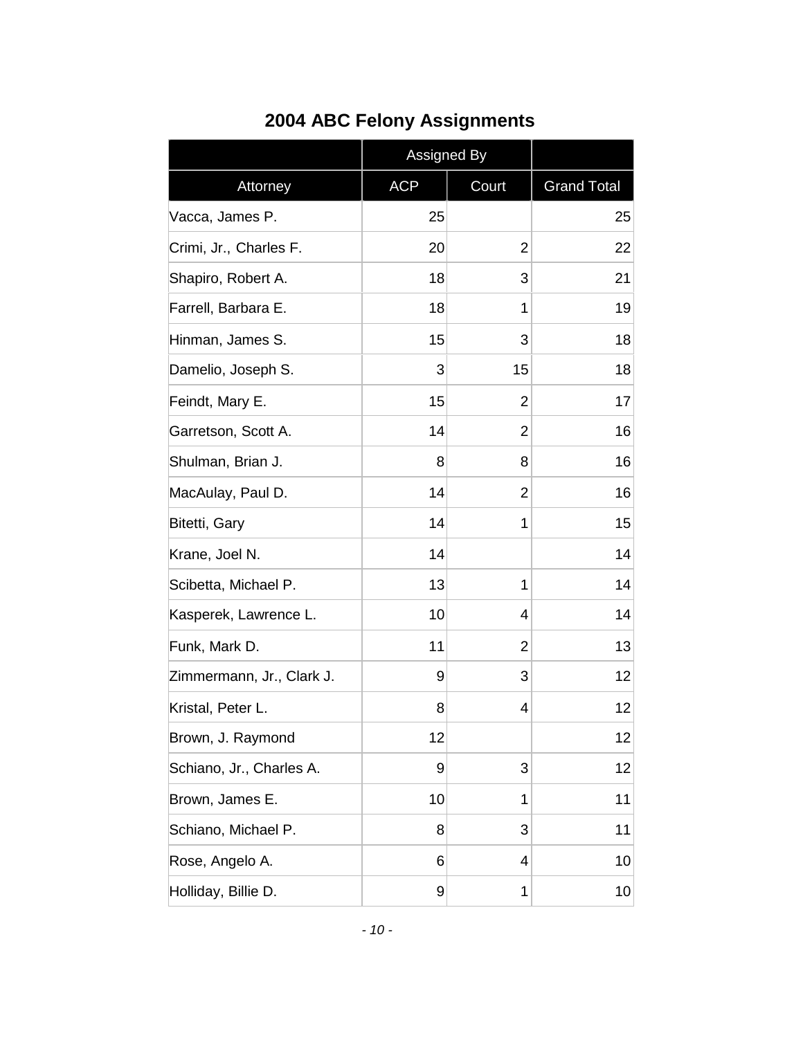# 2004 ABC Felony Assignments

| | Assigned By | | |
|---|---|---|---|
| Attorney | ACP | Court | Grand Total |
| Vacca, James P. | 25 | | 25 |
| Crimi, Jr., Charles F. | 20 | 2 | 22 |
| Shapiro, Robert A. | 18 | 3 | 21 |
| Farrell, Barbara E. | 18 | 1 | 19 |
| Hinman, James S. | 15 | 3 | 18 |
| Damelio, Joseph S. | 3 | 15 | 18 |
| Feindt, Mary E. | 15 | 2 | 17 |
| Garretson, Scott A. | 14 | 2 | 16 |
| Shulman, Brian J. | 8 | 8 | 16 |
| MacAulay, Paul D. | 14 | 2 | 16 |
| Bitetti, Gary | 14 | 1 | 15 |
| Krane, Joel N. | 14 | | 14 |
| Scibetta, Michael P. | 13 | 1 | 14 |
| Kasperek, Lawrence L. | 10 | 4 | 14 |
| Funk, Mark D. | 11 | 2 | 13 |
| Zimmermann, Jr., Clark J. | 9 | 3 | 12 |
| Kristal, Peter L. | 8 | 4 | 12 |
| Brown, J. Raymond | 12 | | 12 |
| Schiano, Jr., Charles A. | 9 | 3 | 12 |
| Brown, James E. | 10 | 1 | 11 |
| Schiano, Michael P. | 8 | 3 | 11 |
| Rose, Angelo A. | 6 | 4 | 10 |
| Holliday, Billie D. | 9 | 1 | 10 |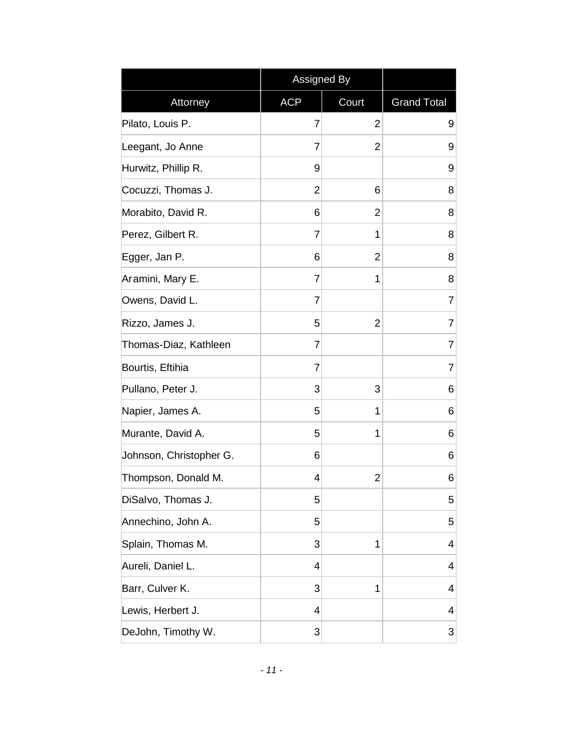| | Assigned By | | |
|---|---|---|---|
| Attorney | ACP | Court | Grand Total |
| Pilato, Louis P. | 7 | 2 | 9 |
| Leegant, Jo Anne | 7 | 2 | 9 |
| Hurwitz, Phillip R. | 9 | | 9 |
| Cocuzzi, Thomas J. | 2 | 6 | 8 |
| Morabito, David R. | 6 | 2 | 8 |
| Perez, Gilbert R. | 7 | 1 | 8 |
| Egger, Jan P. | 6 | 2 | 8 |
| Aramini, Mary E. | 7 | 1 | 8 |
| Owens, David L. | 7 | | 7 |
| Rizzo, James J. | 5 | 2 | 7 |
| Thomas-Diaz, Kathleen | 7 | | 7 |
| Bourtis, Eftihia | 7 | | 7 |
| Pullano, Peter J. | 3 | 3 | 6 |
| Napier, James A. | 5 | 1 | 6 |
| Murante, David A. | 5 | 1 | 6 |
| Johnson, Christopher G. | 6 | | 6 |
| Thompson, Donald M. | 4 | 2 | 6 |
| DiSalvo, Thomas J. | 5 | | 5 |
| Annechino, John A. | 5 | | 5 |
| Splain, Thomas M. | 3 | 1 | 4 |
| Aureli, Daniel L. | 4 | | 4 |
| Barr, Culver K. | 3 | 1 | 4 |
| Lewis, Herbert J. | 4 | | 4 |
| DeJohn, Timothy W. | 3 | | 3 |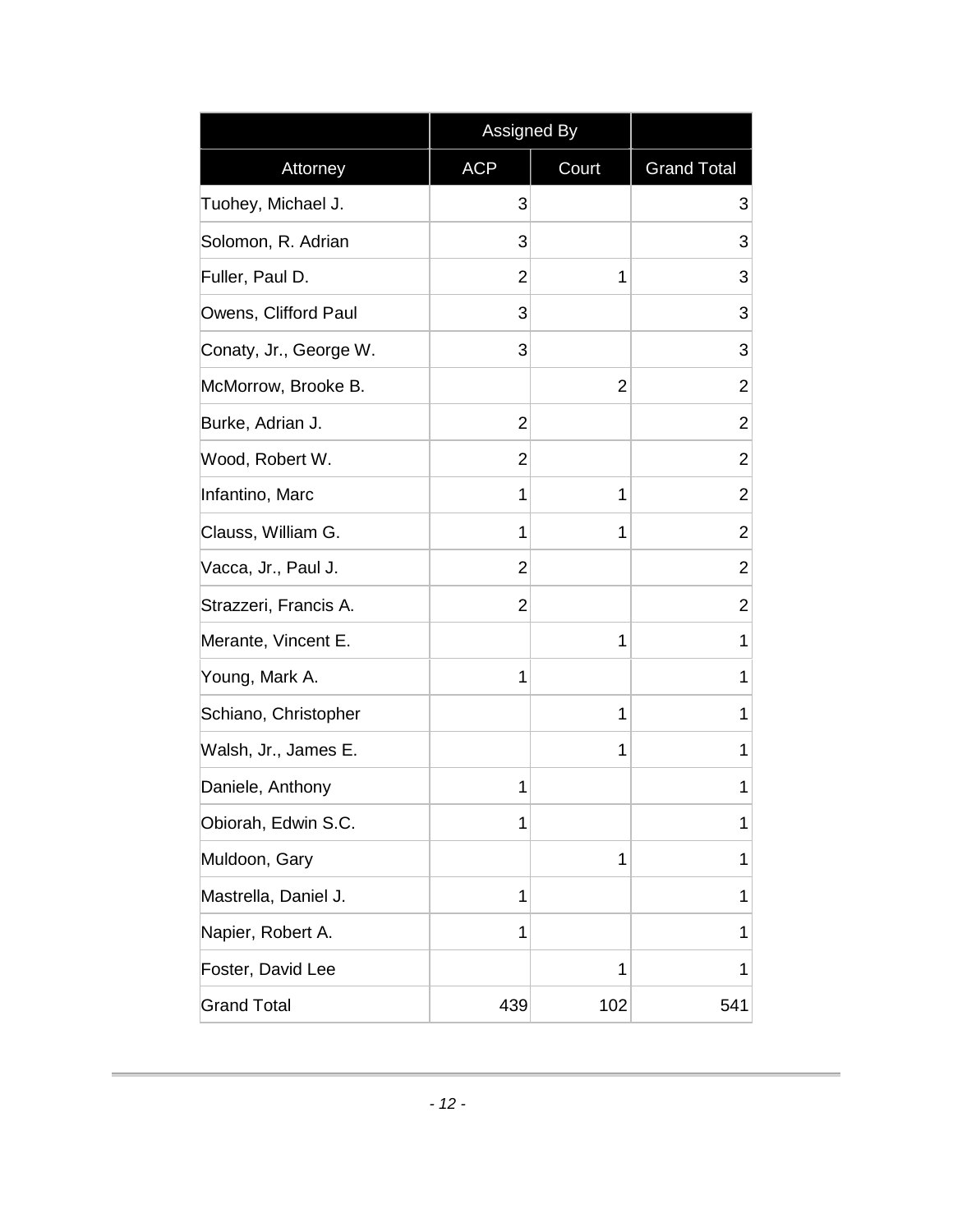| | Assigned By | | |
|---|---|---|---|
| Attorney | ACP | Court | Grand Total |
| Tuohey, Michael J. | 3 | | 3 |
| Solomon, R. Adrian | 3 | | 3 |
| Fuller, Paul D. | 2 | 1 | 3 |
| Owens, Clifford Paul | 3 | | 3 |
| Conaty, Jr., George W. | 3 | | 3 |
| McMorrow, Brooke B. | | 2 | 2 |
| Burke, Adrian J. | 2 | | 2 |
| Wood, Robert W. | 2 | | 2 |
| Infantino, Marc | 1 | 1 | 2 |
| Clauss, William G. | 1 | 1 | 2 |
| Vacca, Jr., Paul J. | 2 | | 2 |
| Strazzeri, Francis A. | 2 | | 2 |
| Merante, Vincent E. | | 1 | 1 |
| Young, Mark A. | 1 | | 1 |
| Schiano, Christopher | | 1 | 1 |
| Walsh, Jr., James E. | | 1 | 1 |
| Daniele, Anthony | 1 | | 1 |
| Obiorah, Edwin S.C. | 1 | | 1 |
| Muldoon, Gary | | 1 | 1 |
| Mastrella, Daniel J. | 1 | | 1 |
| Napier, Robert A. | 1 | | 1 |
| Foster, David Lee | | 1 | 1 |
| Grand Total | 439 | 102 | 541 |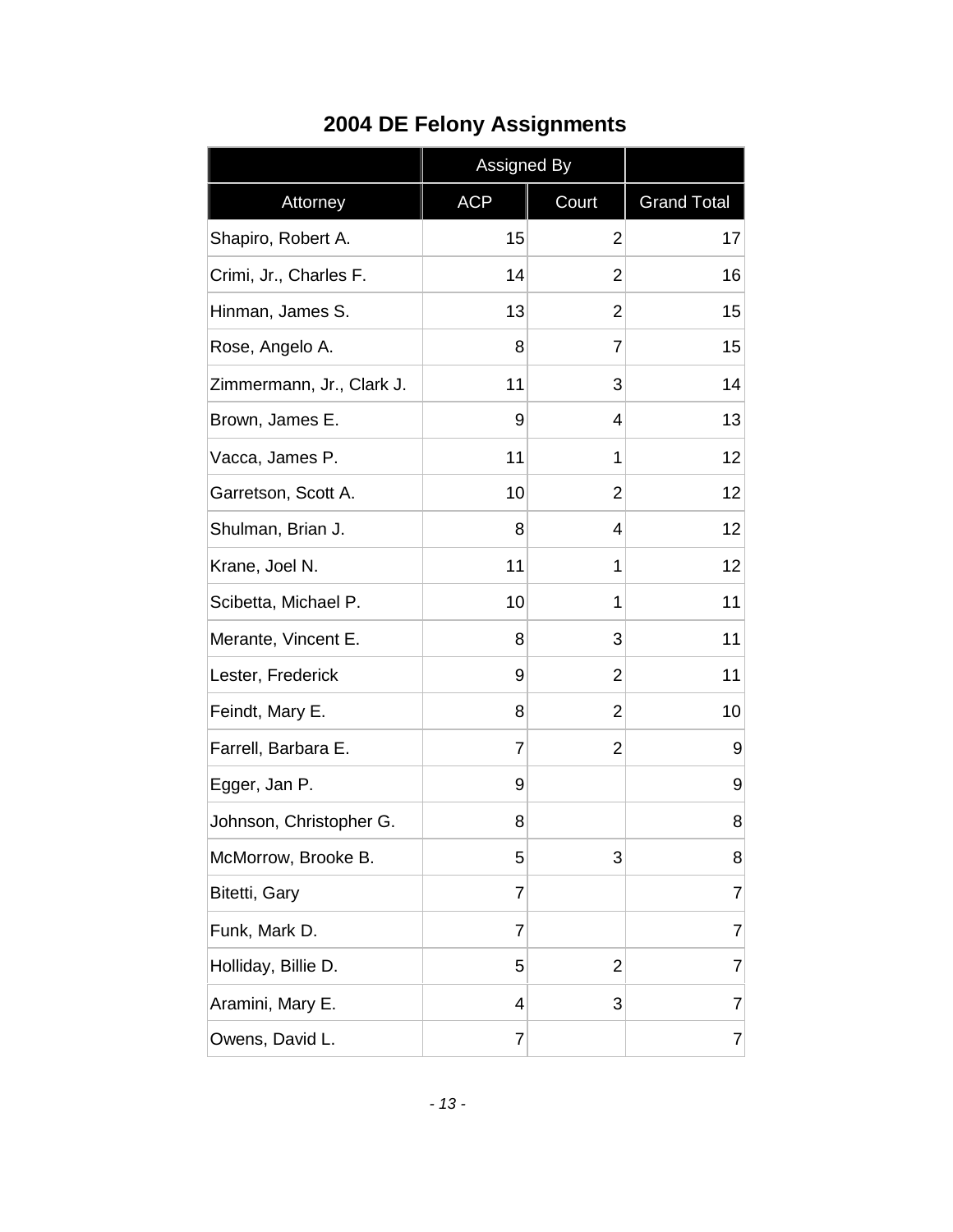## 2004 DE Felony Assignments

| | Assigned By | | |
|---|---|---|---|
| Attorney | ACP | Court | Grand Total |
| Shapiro, Robert A. | 15 | 2 | 17 |
| Crimi, Jr., Charles F. | 14 | 2 | 16 |
| Hinman, James S. | 13 | 2 | 15 |
| Rose, Angelo A. | 8 | 7 | 15 |
| Zimmermann, Jr., Clark J. | 11 | 3 | 14 |
| Brown, James E. | 9 | 4 | 13 |
| Vacca, James P. | 11 | 1 | 12 |
| Garretson, Scott A. | 10 | 2 | 12 |
| Shulman, Brian J. | 8 | 4 | 12 |
| Krane, Joel N. | 11 | 1 | 12 |
| Scibetta, Michael P. | 10 | 1 | 11 |
| Merante, Vincent E. | 8 | 3 | 11 |
| Lester, Frederick | 9 | 2 | 11 |
| Feindt, Mary E. | 8 | 2 | 10 |
| Farrell, Barbara E. | 7 | 2 | 9 |
| Egger, Jan P. | 9 | | 9 |
| Johnson, Christopher G. | 8 | | 8 |
| McMorrow, Brooke B. | 5 | 3 | 8 |
| Bitetti, Gary | 7 | | 7 |
| Funk, Mark D. | 7 | | 7 |
| Holliday, Billie D. | 5 | 2 | 7 |
| Aramini, Mary E. | 4 | 3 | 7 |
| Owens, David L. | 7 | | 7 |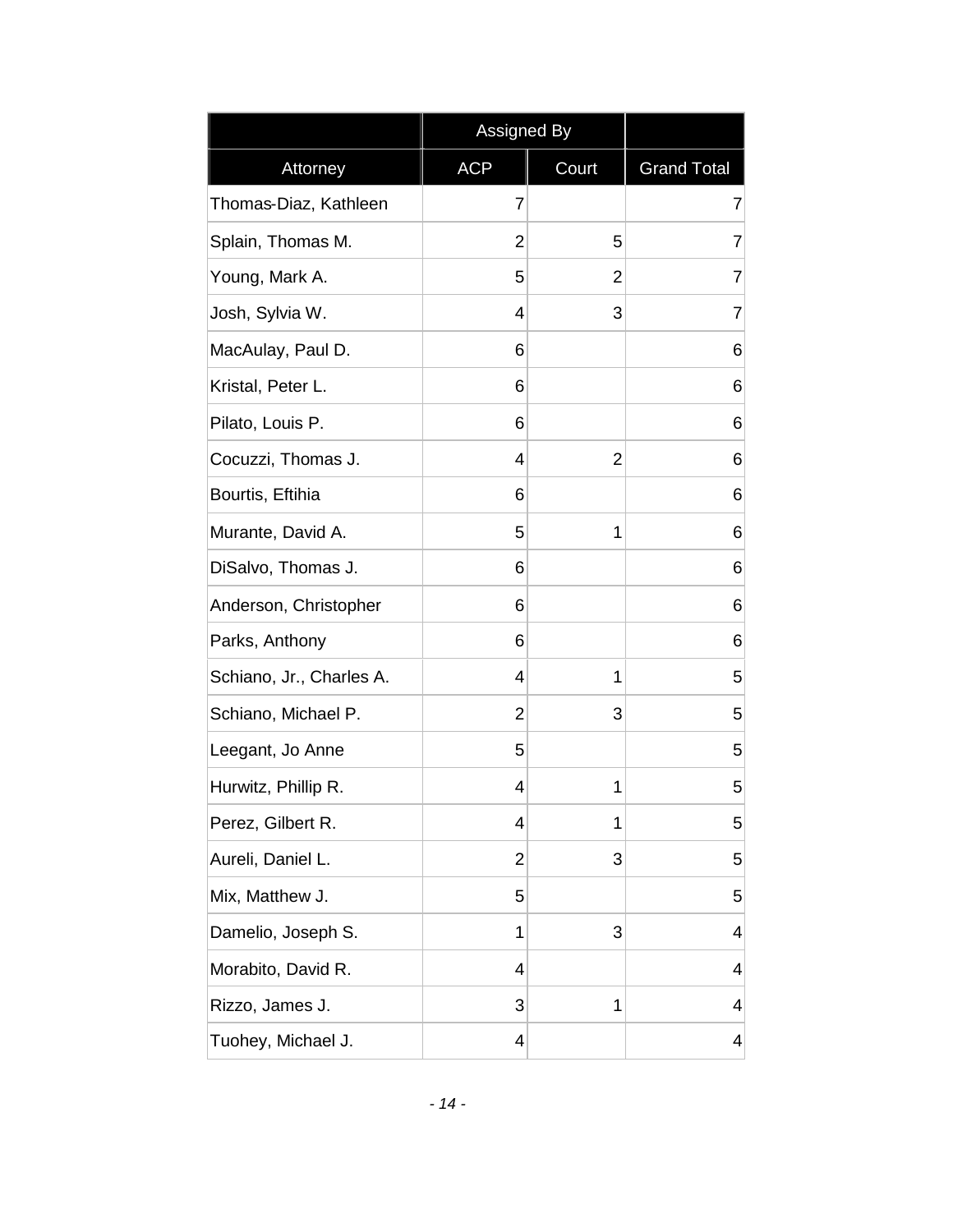| | Assigned By | | |
|---|---|---|---|
| Attorney | ACP | Court | Grand Total |
| Thomas-Diaz, Kathleen | 7 | | 7 |
| Splain, Thomas M. | 2 | 5 | 7 |
| Young, Mark A. | 5 | 2 | 7 |
| Josh, Sylvia W. | 4 | 3 | 7 |
| MacAulay, Paul D. | 6 | | 6 |
| Kristal, Peter L. | 6 | | 6 |
| Pilato, Louis P. | 6 | | 6 |
| Cocuzzi, Thomas J. | 4 | 2 | 6 |
| Bourtis, Eftihia | 6 | | 6 |
| Murante, David A. | 5 | 1 | 6 |
| DiSalvo, Thomas J. | 6 | | 6 |
| Anderson, Christopher | 6 | | 6 |
| Parks, Anthony | 6 | | 6 |
| Schiano, Jr., Charles A. | 4 | 1 | 5 |
| Schiano, Michael P. | 2 | 3 | 5 |
| Leegant, Jo Anne | 5 | | 5 |
| Hurwitz, Phillip R. | 4 | 1 | 5 |
| Perez, Gilbert R. | 4 | 1 | 5 |
| Aureli, Daniel L. | 2 | 3 | 5 |
| Mix, Matthew J. | 5 | | 5 |
| Damelio, Joseph S. | 1 | 3 | 4 |
| Morabito, David R. | 4 | | 4 |
| Rizzo, James J. | 3 | 1 | 4 |
| Tuohey, Michael J. | 4 | | 4 |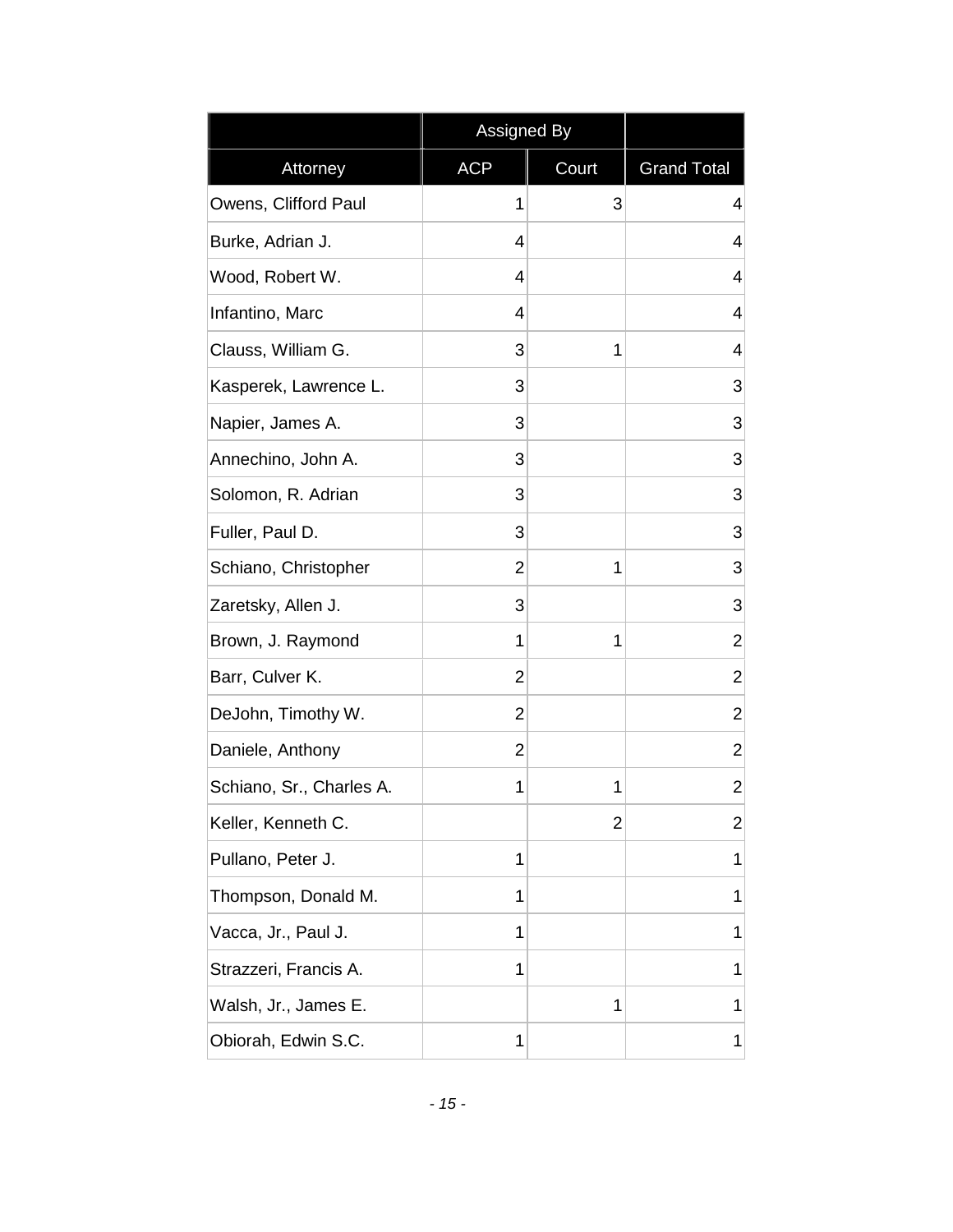| | Assigned By | | |
|---|---|---|---|
| Attorney | ACP | Court | Grand Total |
| Owens, Clifford Paul | 1 | 3 | 4 |
| Burke, Adrian J. | 4 | | 4 |
| Wood, Robert W. | 4 | | 4 |
| Infantino, Marc | 4 | | 4 |
| Clauss, William G. | 3 | 1 | 4 |
| Kasperek, Lawrence L. | 3 | | 3 |
| Napier, James A. | 3 | | 3 |
| Annechino, John A. | 3 | | 3 |
| Solomon, R. Adrian | 3 | | 3 |
| Fuller, Paul D. | 3 | | 3 |
| Schiano, Christopher | 2 | 1 | 3 |
| Zaretsky, Allen J. | 3 | | 3 |
| Brown, J. Raymond | 1 | 1 | 2 |
| Barr, Culver K. | 2 | | 2 |
| DeJohn, Timothy W. | 2 | | 2 |
| Daniele, Anthony | 2 | | 2 |
| Schiano, Sr., Charles A. | 1 | 1 | 2 |
| Keller, Kenneth C. | | 2 | 2 |
| Pullano, Peter J. | 1 | | 1 |
| Thompson, Donald M. | 1 | | 1 |
| Vacca, Jr., Paul J. | 1 | | 1 |
| Strazzeri, Francis A. | 1 | | 1 |
| Walsh, Jr., James E. | | 1 | 1 |
| Obiorah, Edwin S.C. | 1 | | 1 |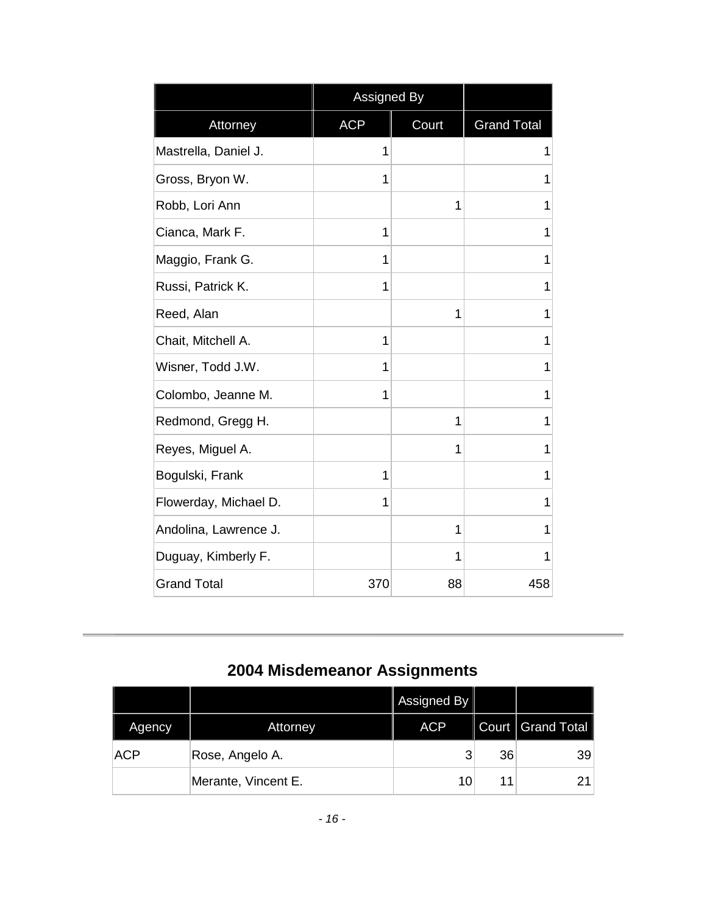| | Assigned By | | |
|---|---|---|---|
| Attorney | ACP | Court | Grand Total |
| Mastrella, Daniel J. | 1 | | 1 |
| Gross, Bryon W. | 1 | | 1 |
| Robb, Lori Ann | | 1 | 1 |
| Cianca, Mark F. | 1 | | 1 |
| Maggio, Frank G. | 1 | | 1 |
| Russi, Patrick K. | 1 | | 1 |
| Reed, Alan | | 1 | 1 |
| Chait, Mitchell A. | 1 | | 1 |
| Wisner, Todd J.W. | 1 | | 1 |
| Colombo, Jeanne M. | 1 | | 1 |
| Redmond, Gregg H. | | 1 | 1 |
| Reyes, Miguel A. | | 1 | 1 |
| Bogulski, Frank | 1 | | 1 |
| Flowerday, Michael D. | 1 | | 1 |
| Andolina, Lawrence J. | | 1 | 1 |
| Duguay, Kimberly F. | | 1 | 1 |
| Grand Total | 370 | 88 | 458 |

## 2004 Misdemeanor Assignments

| | | Assigned By | | |
|---|---|---|---|---|
| Agency | Attorney | ACP | Court | Grand Total |
| ACP | Rose, Angelo A. | 3 | 36 | 39 |
| | Merante, Vincent E. | 10 | 11 | 21 |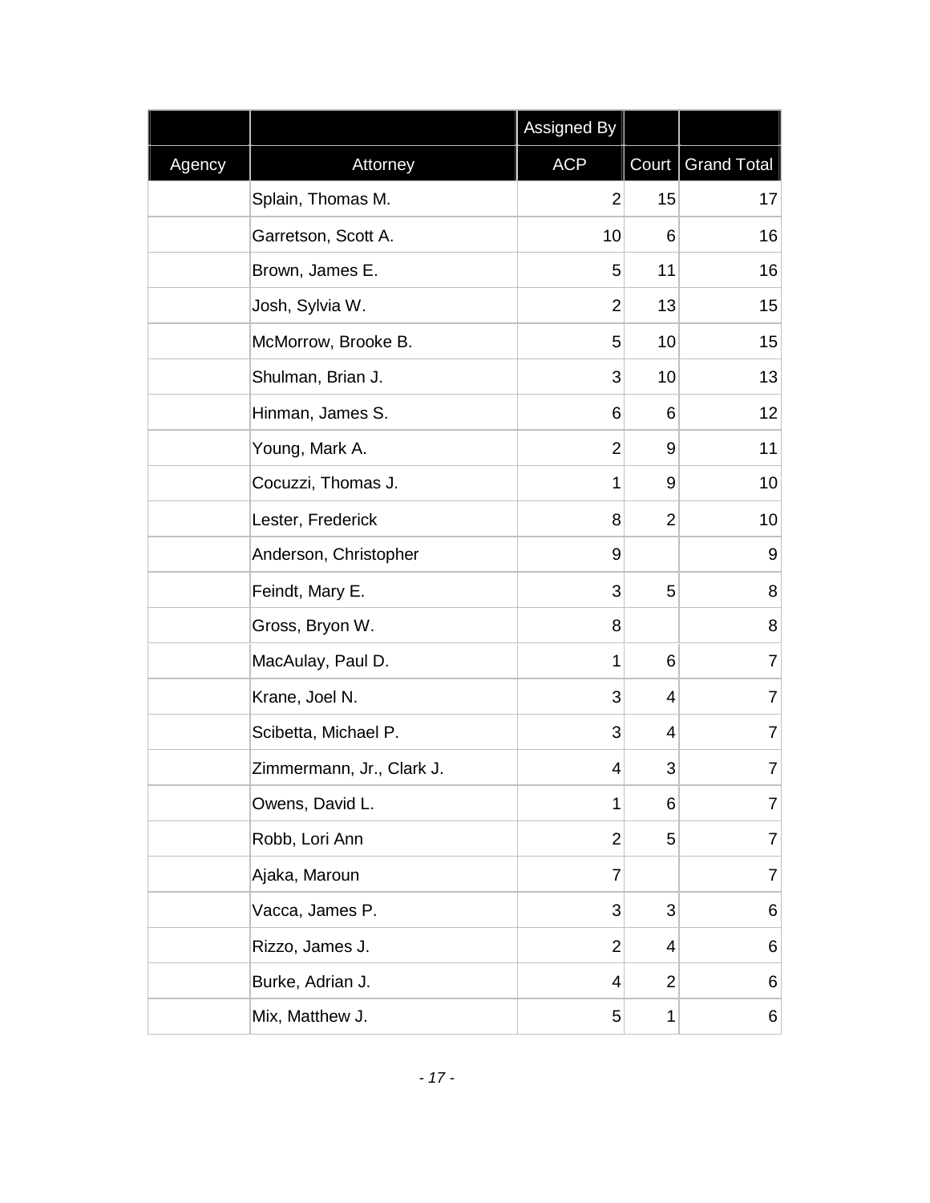| | | Assigned By | | |
|---|---|---|---|---|
| Agency | Attorney | ACP | Court | Grand Total |
| | Splain, Thomas M. | 2 | 15 | 17 |
| | Garretson, Scott A. | 10 | 6 | 16 |
| | Brown, James E. | 5 | 11 | 16 |
| | Josh, Sylvia W. | 2 | 13 | 15 |
| | McMorrow, Brooke B. | 5 | 10 | 15 |
| | Shulman, Brian J. | 3 | 10 | 13 |
| | Hinman, James S. | 6 | 6 | 12 |
| | Young, Mark A. | 2 | 9 | 11 |
| | Cocuzzi, Thomas J. | 1 | 9 | 10 |
| | Lester, Frederick | 8 | 2 | 10 |
| | Anderson, Christopher | 9 | | 9 |
| | Feindt, Mary E. | 3 | 5 | 8 |
| | Gross, Bryon W. | 8 | | 8 |
| | MacAulay, Paul D. | 1 | 6 | 7 |
| | Krane, Joel N. | 3 | 4 | 7 |
| | Scibetta, Michael P. | 3 | 4 | 7 |
| | Zimmermann, Jr., Clark J. | 4 | 3 | 7 |
| | Owens, David L. | 1 | 6 | 7 |
| | Robb, Lori Ann | 2 | 5 | 7 |
| | Ajaka, Maroun | 7 | | 7 |
| | Vacca, James P. | 3 | 3 | 6 |
| | Rizzo, James J. | 2 | 4 | 6 |
| | Burke, Adrian J. | 4 | 2 | 6 |
| | Mix, Matthew J. | 5 | 1 | 6 |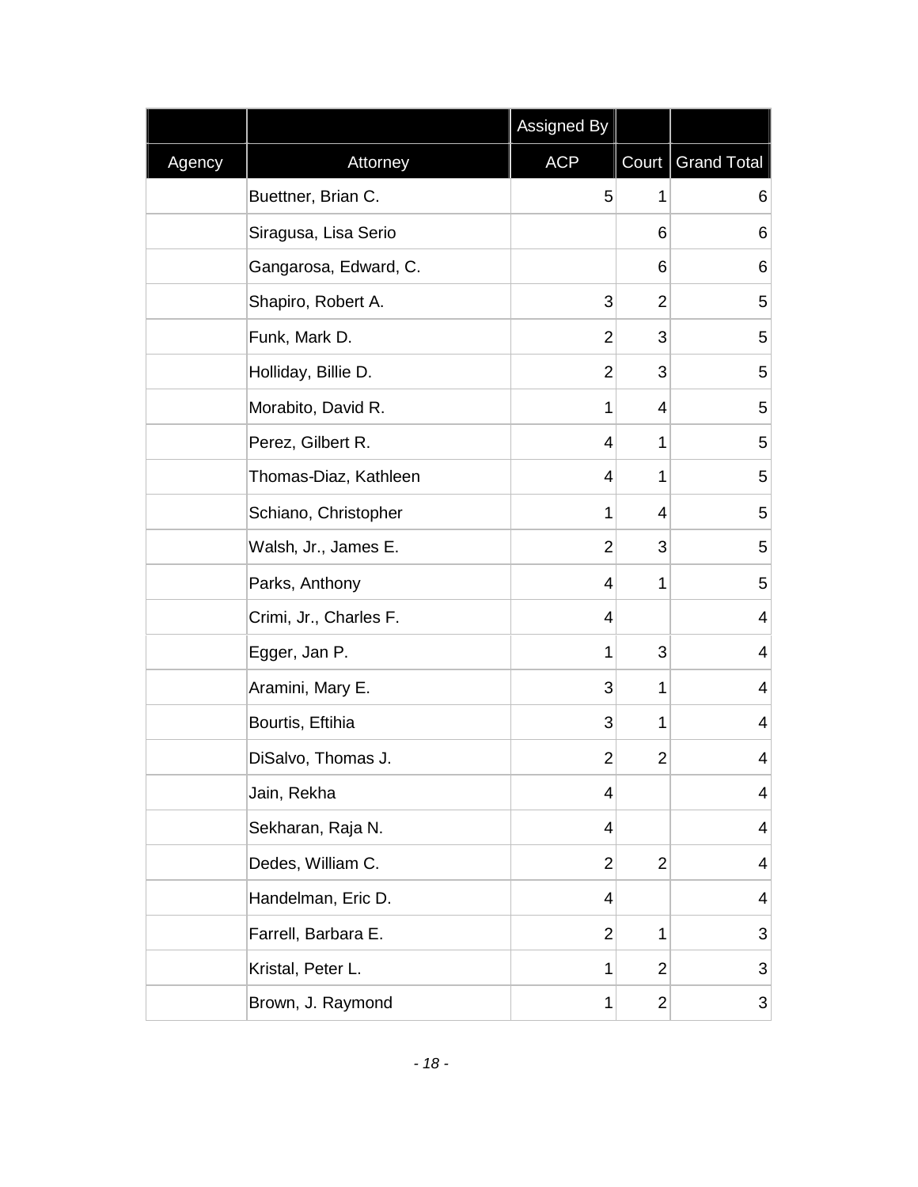| | | Assigned By | | |
|---|---|---|---|---|
| Agency | Attorney | ACP | Court | Grand Total |
| | Buettner, Brian C. | 5 | 1 | 6 |
| | Siragusa, Lisa Serio | | 6 | 6 |
| | Gangarosa, Edward, C. | | 6 | 6 |
| | Shapiro, Robert A. | 3 | 2 | 5 |
| | Funk, Mark D. | 2 | 3 | 5 |
| | Holliday, Billie D. | 2 | 3 | 5 |
| | Morabito, David R. | 1 | 4 | 5 |
| | Perez, Gilbert R. | 4 | 1 | 5 |
| | Thomas-Diaz, Kathleen | 4 | 1 | 5 |
| | Schiano, Christopher | 1 | 4 | 5 |
| | Walsh, Jr., James E. | 2 | 3 | 5 |
| | Parks, Anthony | 4 | 1 | 5 |
| | Crimi, Jr., Charles F. | 4 | | 4 |
| | Egger, Jan P. | 1 | 3 | 4 |
| | Aramini, Mary E. | 3 | 1 | 4 |
| | Bourtis, Eftihia | 3 | 1 | 4 |
| | DiSalvo, Thomas J. | 2 | 2 | 4 |
| | Jain, Rekha | 4 | | 4 |
| | Sekharan, Raja N. | 4 | | 4 |
| | Dedes, William C. | 2 | 2 | 4 |
| | Handelman, Eric D. | 4 | | 4 |
| | Farrell, Barbara E. | 2 | 1 | 3 |
| | Kristal, Peter L. | 1 | 2 | 3 |
| | Brown, J. Raymond | 1 | 2 | 3 |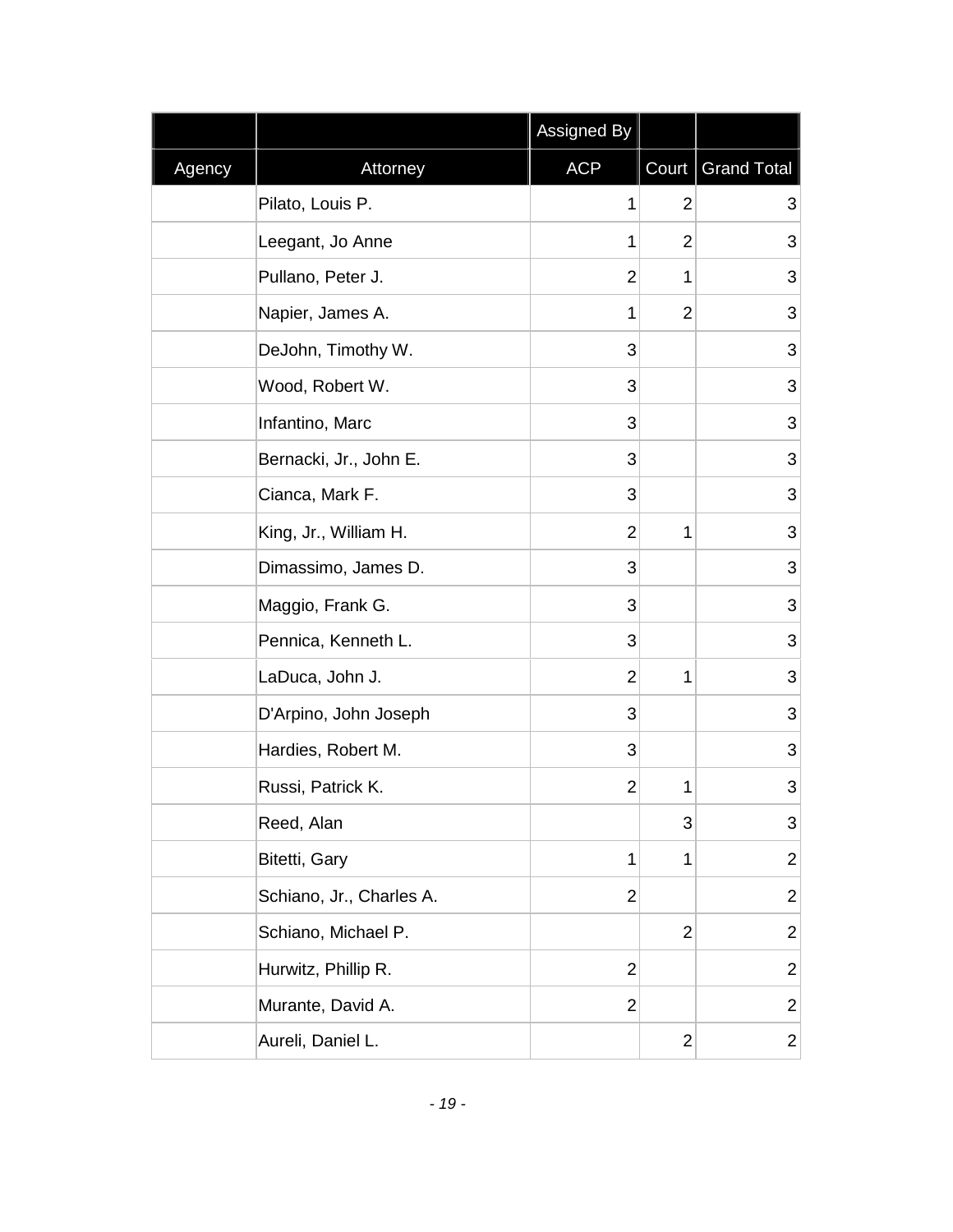| | | Assigned By | | |
|---|---|---|---|---|
| Agency | Attorney | ACP | Court | Grand Total |
| | Pilato, Louis P. | 1 | 2 | 3 |
| | Leegant, Jo Anne | 1 | 2 | 3 |
| | Pullano, Peter J. | 2 | 1 | 3 |
| | Napier, James A. | 1 | 2 | 3 |
| | DeJohn, Timothy W. | 3 | | 3 |
| | Wood, Robert W. | 3 | | 3 |
| | Infantino, Marc | 3 | | 3 |
| | Bernacki, Jr., John E. | 3 | | 3 |
| | Cianca, Mark F. | 3 | | 3 |
| | King, Jr., William H. | 2 | 1 | 3 |
| | Dimassimo, James D. | 3 | | 3 |
| | Maggio, Frank G. | 3 | | 3 |
| | Pennica, Kenneth L. | 3 | | 3 |
| | LaDuca, John J. | 2 | 1 | 3 |
| | D'Arpino, John Joseph | 3 | | 3 |
| | Hardies, Robert M. | 3 | | 3 |
| | Russi, Patrick K. | 2 | 1 | 3 |
| | Reed, Alan | | 3 | 3 |
| | Bitetti, Gary | 1 | 1 | 2 |
| | Schiano, Jr., Charles A. | 2 | | 2 |
| | Schiano, Michael P. | | 2 | 2 |
| | Hurwitz, Phillip R. | 2 | | 2 |
| | Murante, David A. | 2 | | 2 |
| | Aureli, Daniel L. | | 2 | 2 |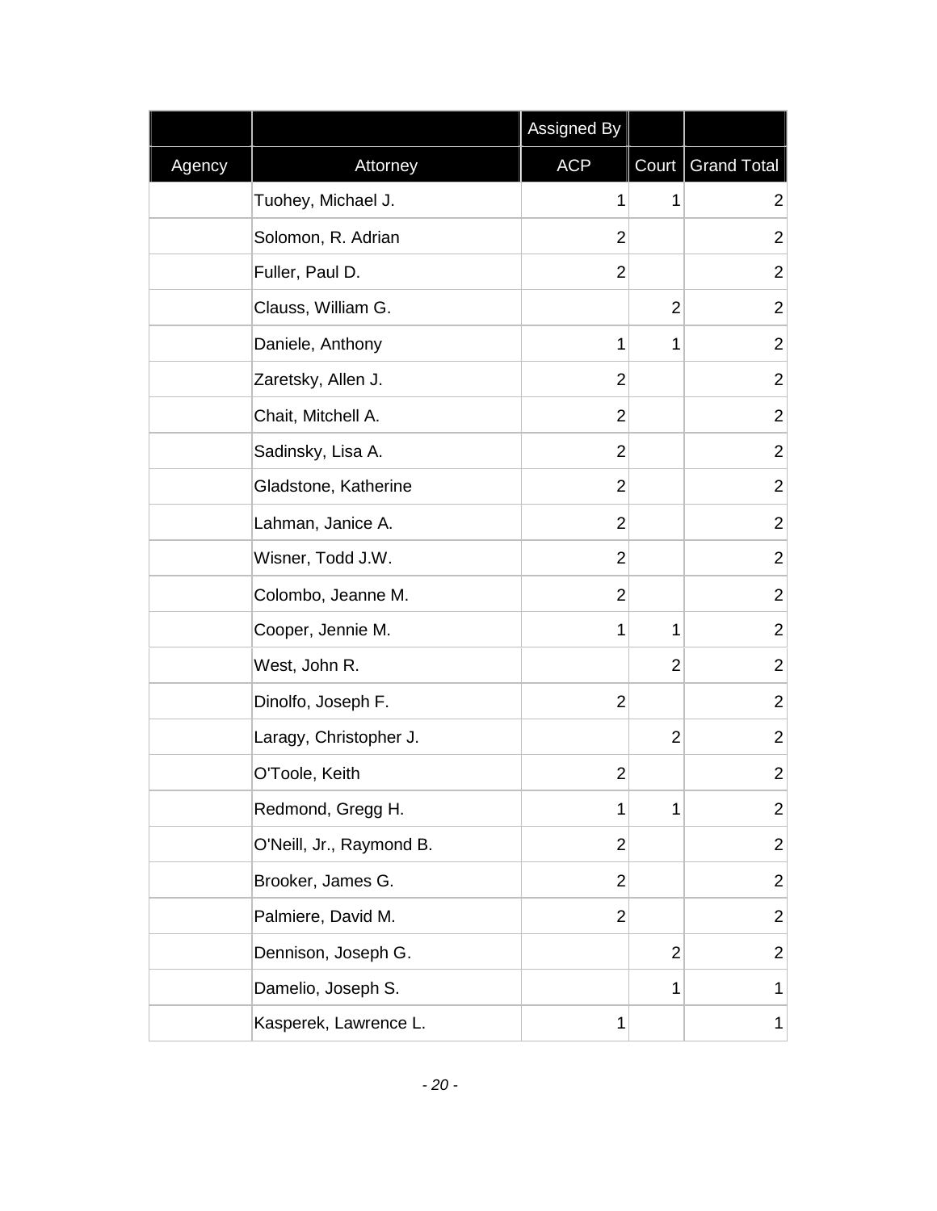| | | Assigned By | | |
|---|---|---|---|---|
| Agency | Attorney | ACP | Court | Grand Total |
| | Tuohey, Michael J. | 1 | 1 | 2 |
| | Solomon, R. Adrian | 2 | | 2 |
| | Fuller, Paul D. | 2 | | 2 |
| | Clauss, William G. | | 2 | 2 |
| | Daniele, Anthony | 1 | 1 | 2 |
| | Zaretsky, Allen J. | 2 | | 2 |
| | Chait, Mitchell A. | 2 | | 2 |
| | Sadinsky, Lisa A. | 2 | | 2 |
| | Gladstone, Katherine | 2 | | 2 |
| | Lahman, Janice A. | 2 | | 2 |
| | Wisner, Todd J.W. | 2 | | 2 |
| | Colombo, Jeanne M. | 2 | | 2 |
| | Cooper, Jennie M. | 1 | 1 | 2 |
| | West, John R. | | 2 | 2 |
| | Dinolfo, Joseph F. | 2 | | 2 |
| | Laragy, Christopher J. | | 2 | 2 |
| | O'Toole, Keith | 2 | | 2 |
| | Redmond, Gregg H. | 1 | 1 | 2 |
| | O'Neill, Jr., Raymond B. | 2 | | 2 |
| | Brooker, James G. | 2 | | 2 |
| | Palmiere, David M. | 2 | | 2 |
| | Dennison, Joseph G. | | 2 | 2 |
| | Damelio, Joseph S. | | 1 | 1 |
| | Kasperek, Lawrence L. | 1 | | 1 |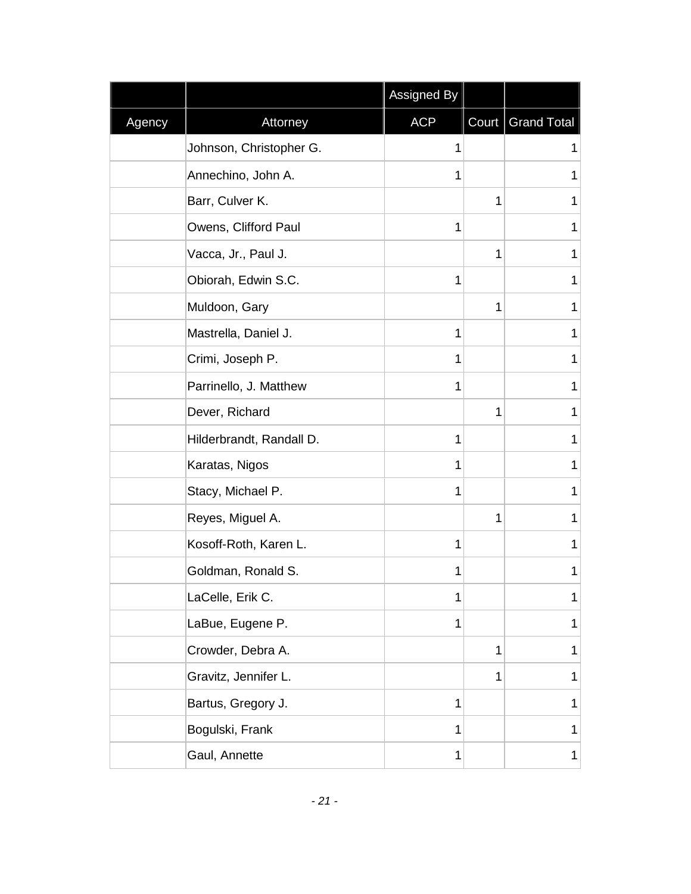| | | Assigned By | | |
|---|---|---|---|---|
| Agency | Attorney | ACP | Court | Grand Total |
| | Johnson, Christopher G. | 1 | | 1 |
| | Annechino, John A. | 1 | | 1 |
| | Barr, Culver K. | | 1 | 1 |
| | Owens, Clifford Paul | 1 | | 1 |
| | Vacca, Jr., Paul J. | | 1 | 1 |
| | Obiorah, Edwin S.C. | 1 | | 1 |
| | Muldoon, Gary | | 1 | 1 |
| | Mastrella, Daniel J. | 1 | | 1 |
| | Crimi, Joseph P. | 1 | | 1 |
| | Parrinello, J. Matthew | 1 | | 1 |
| | Dever, Richard | | 1 | 1 |
| | Hilderbrandt, Randall D. | 1 | | 1 |
| | Karatas, Nigos | 1 | | 1 |
| | Stacy, Michael P. | 1 | | 1 |
| | Reyes, Miguel A. | | 1 | 1 |
| | Kosoff-Roth, Karen L. | 1 | | 1 |
| | Goldman, Ronald S. | 1 | | 1 |
| | LaCelle, Erik C. | 1 | | 1 |
| | LaBue, Eugene P. | 1 | | 1 |
| | Crowder, Debra A. | | 1 | 1 |
| | Gravitz, Jennifer L. | | 1 | 1 |
| | Bartus, Gregory J. | 1 | | 1 |
| | Bogulski, Frank | 1 | | 1 |
| | Gaul, Annette | 1 | | 1 |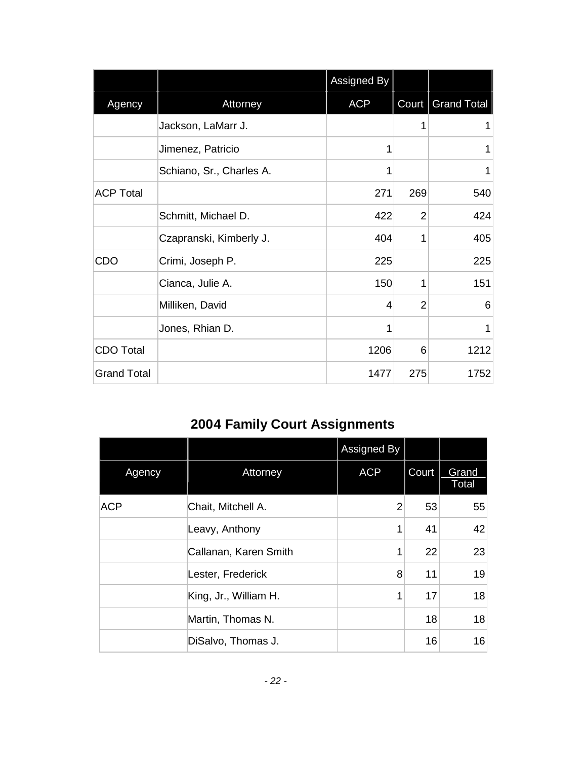| | | Assigned By | | |
|---|---|---|---|---|
| Agency | Attorney | ACP | Court | Grand Total |
| | Jackson, LaMarr J. | | 1 | 1 |
| | Jimenez, Patricio | 1 | | 1 |
| | Schiano, Sr., Charles A. | 1 | | 1 |
| ACP Total | | 271 | 269 | 540 |
| | Schmitt, Michael D. | 422 | 2 | 424 |
| | Czapranski, Kimberly J. | 404 | 1 | 405 |
| CDO | Crimi, Joseph P. | 225 | | 225 |
| | Cianca, Julie A. | 150 | 1 | 151 |
| | Milliken, David | 4 | 2 | 6 |
| | Jones, Rhian D. | 1 | | 1 |
| CDO Total | | 1206 | 6 | 1212 |
| Grand Total | | 1477 | 275 | 1752 |

## 2004 Family Court Assignments

| | | Assigned By | | |
|---|---|---|---|---|
| Agency | Attorney | ACP | Court | Grand Total |
| ACP | Chait, Mitchell A. | 2 | 53 | 55 |
| | Leavy, Anthony | 1 | 41 | 42 |
| | Callanan, Karen Smith | 1 | 22 | 23 |
| | Lester, Frederick | 8 | 11 | 19 |
| | King, Jr., William H. | 1 | 17 | 18 |
| | Martin, Thomas N. | | 18 | 18 |
| | DiSalvo, Thomas J. | | 16 | 16 |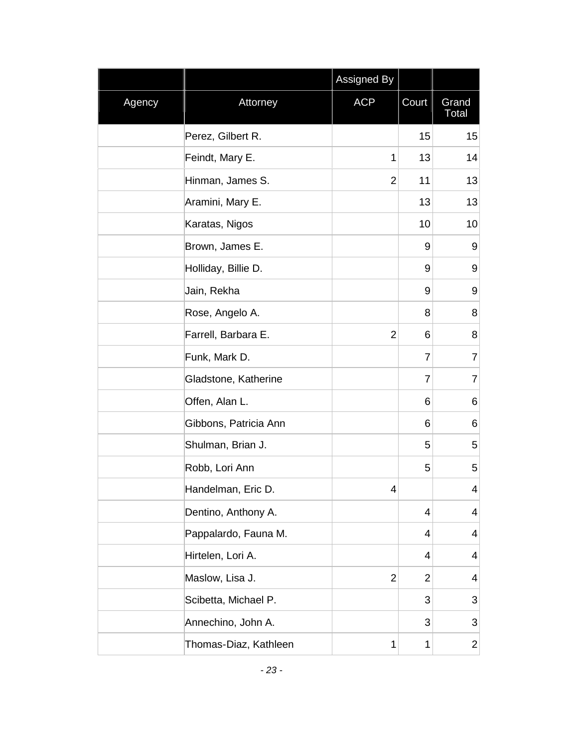| | | Assigned By | | |
|---|---|---|---|---|
| Agency | Attorney | ACP | Court | Grand Total |
| | Perez, Gilbert R. | | 15 | 15 |
| | Feindt, Mary E. | 1 | 13 | 14 |
| | Hinman, James S. | 2 | 11 | 13 |
| | Aramini, Mary E. | | 13 | 13 |
| | Karatas, Nigos | | 10 | 10 |
| | Brown, James E. | | 9 | 9 |
| | Holliday, Billie D. | | 9 | 9 |
| | Jain, Rekha | | 9 | 9 |
| | Rose, Angelo A. | | 8 | 8 |
| | Farrell, Barbara E. | 2 | 6 | 8 |
| | Funk, Mark D. | | 7 | 7 |
| | Gladstone, Katherine | | 7 | 7 |
| | Offen, Alan L. | | 6 | 6 |
| | Gibbons, Patricia Ann | | 6 | 6 |
| | Shulman, Brian J. | | 5 | 5 |
| | Robb, Lori Ann | | 5 | 5 |
| | Handelman, Eric D. | 4 | | 4 |
| | Dentino, Anthony A. | | 4 | 4 |
| | Pappalardo, Fauna M. | | 4 | 4 |
| | Hirtelen, Lori A. | | 4 | 4 |
| | Maslow, Lisa J. | 2 | 2 | 4 |
| | Scibetta, Michael P. | | 3 | 3 |
| | Annechino, John A. | | 3 | 3 |
| | Thomas-Diaz, Kathleen | 1 | 1 | 2 |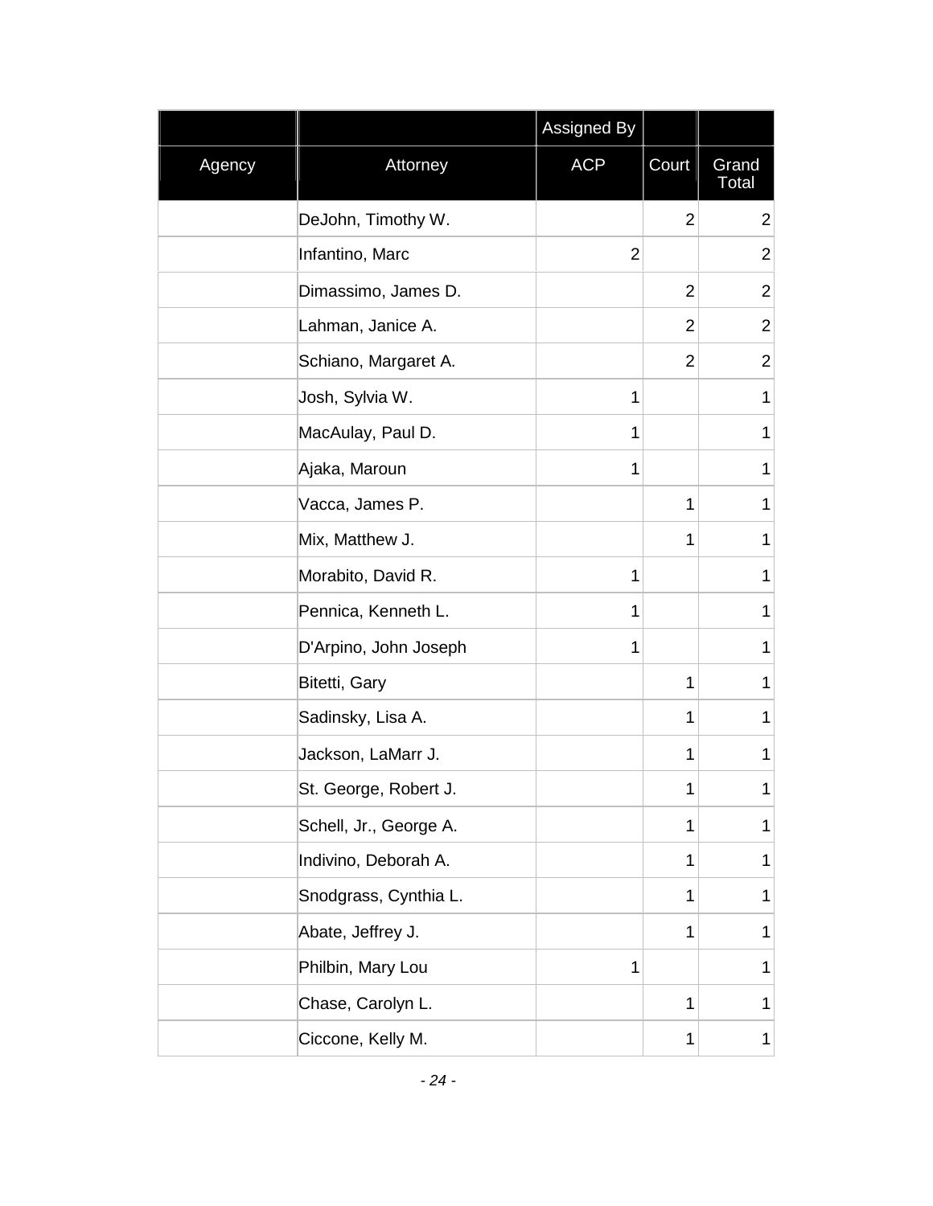| | | Assigned By | | |
|---|---|---|---|---|
| Agency | Attorney | ACP | Court | Grand Total |
| | DeJohn, Timothy W. | | 2 | 2 |
| | Infantino, Marc | 2 | | 2 |
| | Dimassimo, James D. | | 2 | 2 |
| | Lahman, Janice A. | | 2 | 2 |
| | Schiano, Margaret A. | | 2 | 2 |
| | Josh, Sylvia W. | 1 | | 1 |
| | MacAulay, Paul D. | 1 | | 1 |
| | Ajaka, Maroun | 1 | | 1 |
| | Vacca, James P. | | 1 | 1 |
| | Mix, Matthew J. | | 1 | 1 |
| | Morabito, David R. | 1 | | 1 |
| | Pennica, Kenneth L. | 1 | | 1 |
| | D'Arpino, John Joseph | 1 | | 1 |
| | Bitetti, Gary | | 1 | 1 |
| | Sadinsky, Lisa A. | | 1 | 1 |
| | Jackson, LaMarr J. | | 1 | 1 |
| | St. George, Robert J. | | 1 | 1 |
| | Schell, Jr., George A. | | 1 | 1 |
| | Indivino, Deborah A. | | 1 | 1 |
| | Snodgrass, Cynthia L. | | 1 | 1 |
| | Abate, Jeffrey J. | | 1 | 1 |
| | Philbin, Mary Lou | 1 | | 1 |
| | Chase, Carolyn L. | | 1 | 1 |
| | Ciccone, Kelly M. | | 1 | 1 |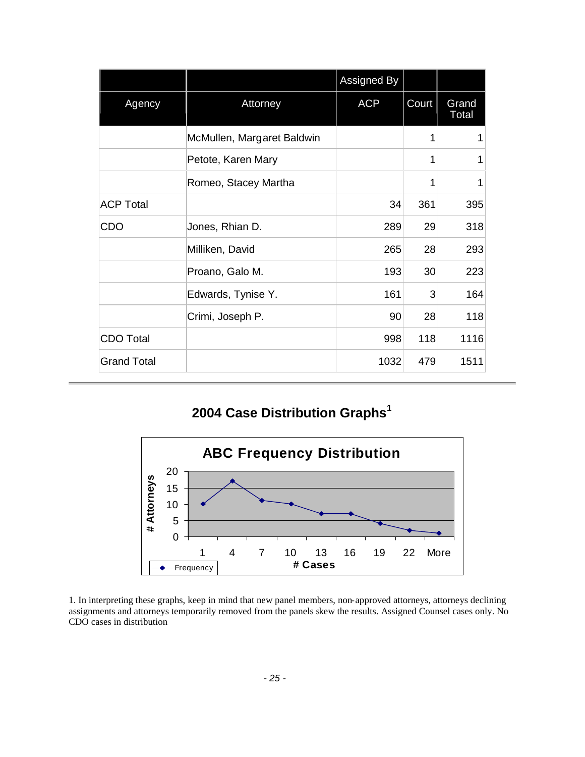| Agency | Attorney | Assigned By ACP | Court | Grand Total |
|---|---|---|---|---|
| | McMullen, Margaret Baldwin | | 1 | 1 |
| | Petote, Karen Mary | | 1 | 1 |
| | Romeo, Stacey Martha | | 1 | 1 |
| ACP Total | | 34 | 361 | 395 |
| CDO | Jones, Rhian D. | 289 | 29 | 318 |
| | Milliken, David | 265 | 28 | 293 |
| | Proano, Galo M. | 193 | 30 | 223 |
| | Edwards, Tynise Y. | 161 | 3 | 164 |
| | Crimi, Joseph P. | 90 | 28 | 118 |
| CDO Total | | 998 | 118 | 1116 |
| Grand Total | | 1032 | 479 | 1511 |

## 2004 Case Distribution Graphs[1]

**ABC Frequency Distribution**

| # Cases | 1 | 4 | 7 | 10 | 13 | 16 | 19 | 22 | More |
|---|---|---|---|---|---|---|---|---|---|
| Frequency (# Attorneys) | 10 | 17 | 11 | 10 | 7 | 7 | 4 | 2 | 1 |

1. In interpreting these graphs, keep in mind that new panel members, non-approved attorneys, attorneys declining assignments and attorneys temporarily removed from the panels skew the results. Assigned Counsel cases only. No CDO cases in distribution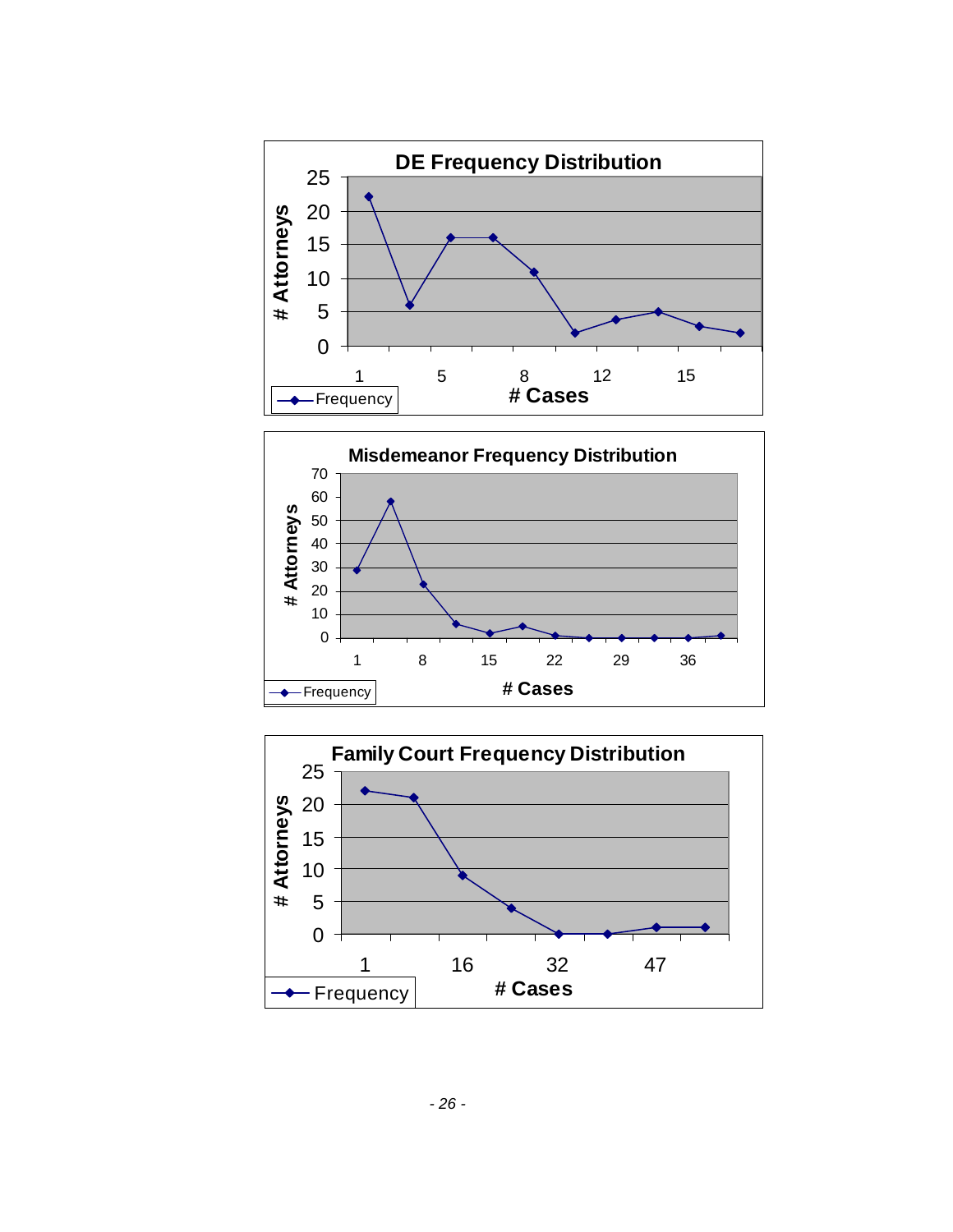**DE Frequency Distribution**

# Attorneys: 0, 5, 10, 15, 20, 25

# Cases: 1, 5, 8, 12, 15

Frequency

**Misdemeanor Frequency Distribution**

# Attorneys: 0, 10, 20, 30, 40, 50, 60, 70

# Cases: 1, 8, 15, 22, 29, 36

Frequency

**Family Court Frequency Distribution**

# Attorneys: 0, 5, 10, 15, 20, 25

# Cases: 1, 16, 32, 47

Frequency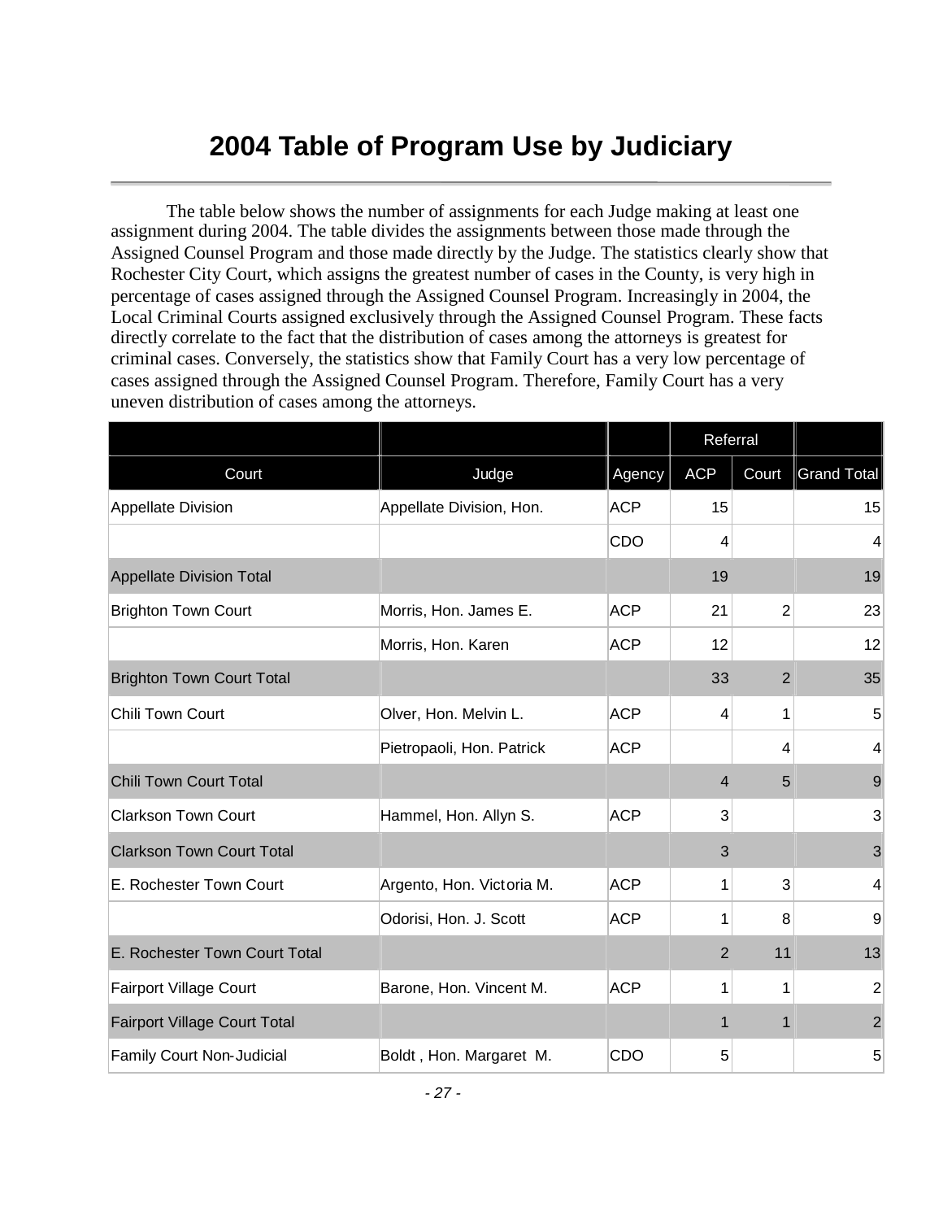# 2004 Table of Program Use by Judiciary

The table below shows the number of assignments for each Judge making at least one assignment during 2004. The table divides the assignments between those made through the Assigned Counsel Program and those made directly by the Judge. The statistics clearly show that Rochester City Court, which assigns the greatest number of cases in the County, is very high in percentage of cases assigned through the Assigned Counsel Program. Increasingly in 2004, the Local Criminal Courts assigned exclusively through the Assigned Counsel Program. These facts directly correlate to the fact that the distribution of cases among the attorneys is greatest for criminal cases. Conversely, the statistics show that Family Court has a very low percentage of cases assigned through the Assigned Counsel Program. Therefore, Family Court has a very uneven distribution of cases among the attorneys.

| | | | Referral | | |
|---|---|---|---|---|---|
| Court | Judge | Agency | ACP | Court | Grand Total |
| Appellate Division | Appellate Division, Hon. | ACP | 15 | | 15 |
| | | CDO | 4 | | 4 |
| Appellate Division Total | | | 19 | | 19 |
| Brighton Town Court | Morris, Hon. James E. | ACP | 21 | 2 | 23 |
| | Morris, Hon. Karen | ACP | 12 | | 12 |
| Brighton Town Court Total | | | 33 | 2 | 35 |
| Chili Town Court | Olver, Hon. Melvin L. | ACP | 4 | 1 | 5 |
| | Pietropaoli, Hon. Patrick | ACP | | 4 | 4 |
| Chili Town Court Total | | | 4 | 5 | 9 |
| Clarkson Town Court | Hammel, Hon. Allyn S. | ACP | 3 | | 3 |
| Clarkson Town Court Total | | | 3 | | 3 |
| E. Rochester Town Court | Argento, Hon. Victoria M. | ACP | 1 | 3 | 4 |
| | Odorisi, Hon. J. Scott | ACP | 1 | 8 | 9 |
| E. Rochester Town Court Total | | | 2 | 11 | 13 |
| Fairport Village Court | Barone, Hon. Vincent M. | ACP | 1 | 1 | 2 |
| Fairport Village Court Total | | | 1 | 1 | 2 |
| Family Court Non-Judicial | Boldt , Hon. Margaret M. | CDO | 5 | | 5 |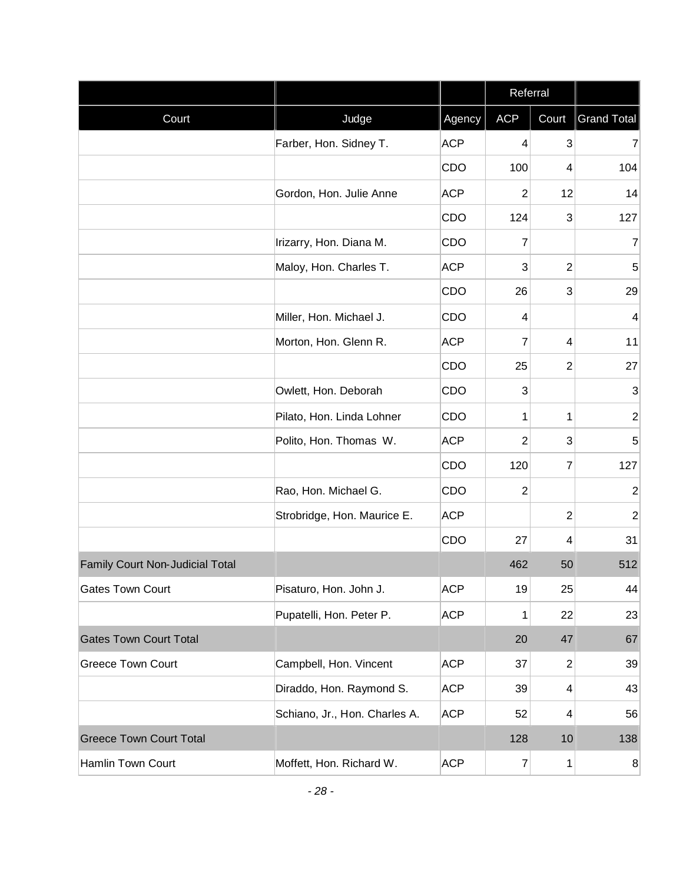| | | | Referral | | |
|---|---|---|---|---|---|
| Court | Judge | Agency | ACP | Court | Grand Total |
| | Farber, Hon. Sidney T. | ACP | 4 | 3 | 7 |
| | | CDO | 100 | 4 | 104 |
| | Gordon, Hon. Julie Anne | ACP | 2 | 12 | 14 |
| | | CDO | 124 | 3 | 127 |
| | Irizarry, Hon. Diana M. | CDO | 7 | | 7 |
| | Maloy, Hon. Charles T. | ACP | 3 | 2 | 5 |
| | | CDO | 26 | 3 | 29 |
| | Miller, Hon. Michael J. | CDO | 4 | | 4 |
| | Morton, Hon. Glenn R. | ACP | 7 | 4 | 11 |
| | | CDO | 25 | 2 | 27 |
| | Owlett, Hon. Deborah | CDO | 3 | | 3 |
| | Pilato, Hon. Linda Lohner | CDO | 1 | 1 | 2 |
| | Polito, Hon. Thomas W. | ACP | 2 | 3 | 5 |
| | | CDO | 120 | 7 | 127 |
| | Rao, Hon. Michael G. | CDO | 2 | | 2 |
| | Strobridge, Hon. Maurice E. | ACP | | 2 | 2 |
| | | CDO | 27 | 4 | 31 |
| Family Court Non-Judicial Total | | | 462 | 50 | 512 |
| Gates Town Court | Pisaturo, Hon. John J. | ACP | 19 | 25 | 44 |
| | Pupatelli, Hon. Peter P. | ACP | 1 | 22 | 23 |
| Gates Town Court Total | | | 20 | 47 | 67 |
| Greece Town Court | Campbell, Hon. Vincent | ACP | 37 | 2 | 39 |
| | Diraddo, Hon. Raymond S. | ACP | 39 | 4 | 43 |
| | Schiano, Jr., Hon. Charles A. | ACP | 52 | 4 | 56 |
| Greece Town Court Total | | | 128 | 10 | 138 |
| Hamlin Town Court | Moffett, Hon. Richard W. | ACP | 7 | 1 | 8 |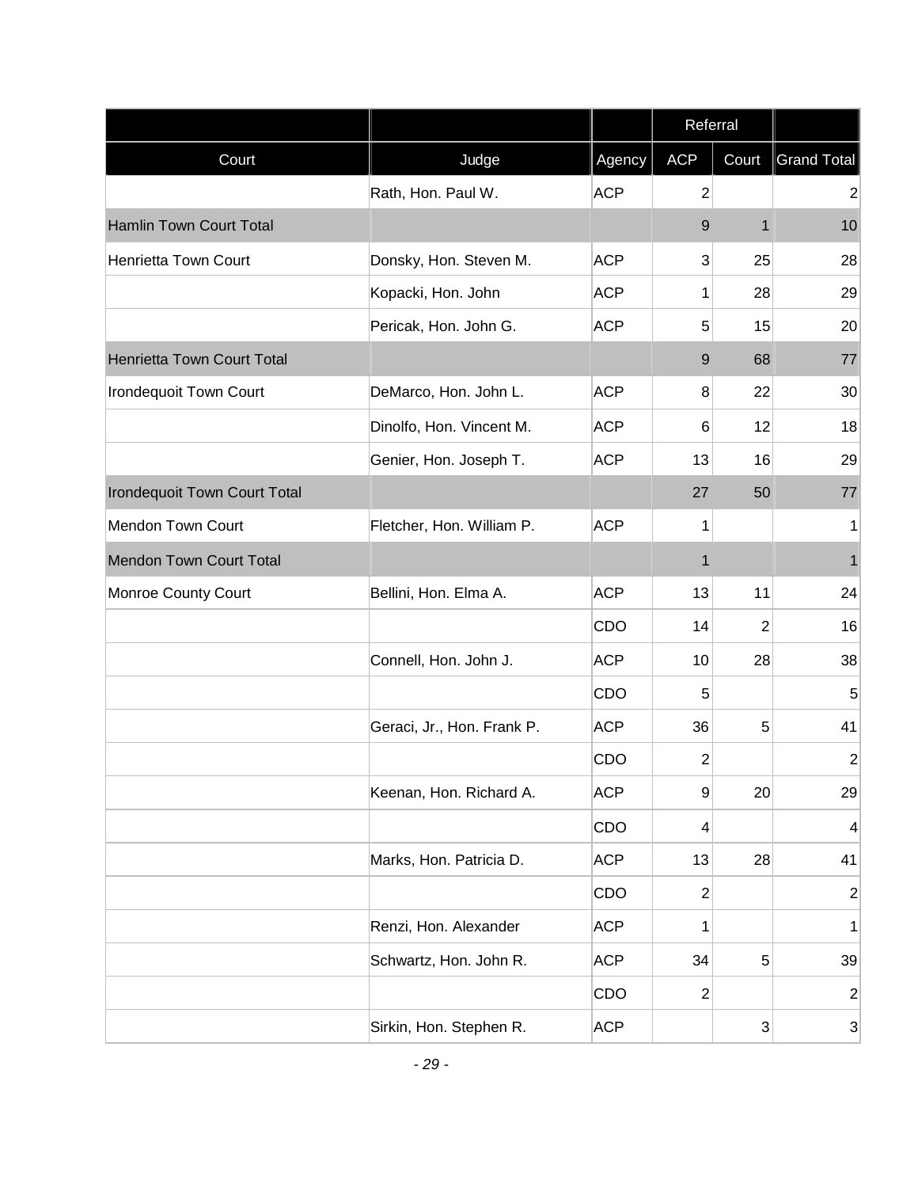| | | | Referral | | |
|---|---|---|---|---|---|
| Court | Judge | Agency | ACP | Court | Grand Total |
| | Rath, Hon. Paul W. | ACP | 2 | | 2 |
| Hamlin Town Court Total | | | 9 | 1 | 10 |
| Henrietta Town Court | Donsky, Hon. Steven M. | ACP | 3 | 25 | 28 |
| | Kopacki, Hon. John | ACP | 1 | 28 | 29 |
| | Pericak, Hon. John G. | ACP | 5 | 15 | 20 |
| Henrietta Town Court Total | | | 9 | 68 | 77 |
| Irondequoit Town Court | DeMarco, Hon. John L. | ACP | 8 | 22 | 30 |
| | Dinolfo, Hon. Vincent M. | ACP | 6 | 12 | 18 |
| | Genier, Hon. Joseph T. | ACP | 13 | 16 | 29 |
| Irondequoit Town Court Total | | | 27 | 50 | 77 |
| Mendon Town Court | Fletcher, Hon. William P. | ACP | 1 | | 1 |
| Mendon Town Court Total | | | 1 | | 1 |
| Monroe County Court | Bellini, Hon. Elma A. | ACP | 13 | 11 | 24 |
| | | CDO | 14 | 2 | 16 |
| | Connell, Hon. John J. | ACP | 10 | 28 | 38 |
| | | CDO | 5 | | 5 |
| | Geraci, Jr., Hon. Frank P. | ACP | 36 | 5 | 41 |
| | | CDO | 2 | | 2 |
| | Keenan, Hon. Richard A. | ACP | 9 | 20 | 29 |
| | | CDO | 4 | | 4 |
| | Marks, Hon. Patricia D. | ACP | 13 | 28 | 41 |
| | | CDO | 2 | | 2 |
| | Renzi, Hon. Alexander | ACP | 1 | | 1 |
| | Schwartz, Hon. John R. | ACP | 34 | 5 | 39 |
| | | CDO | 2 | | 2 |
| | Sirkin, Hon. Stephen R. | ACP | | 3 | 3 |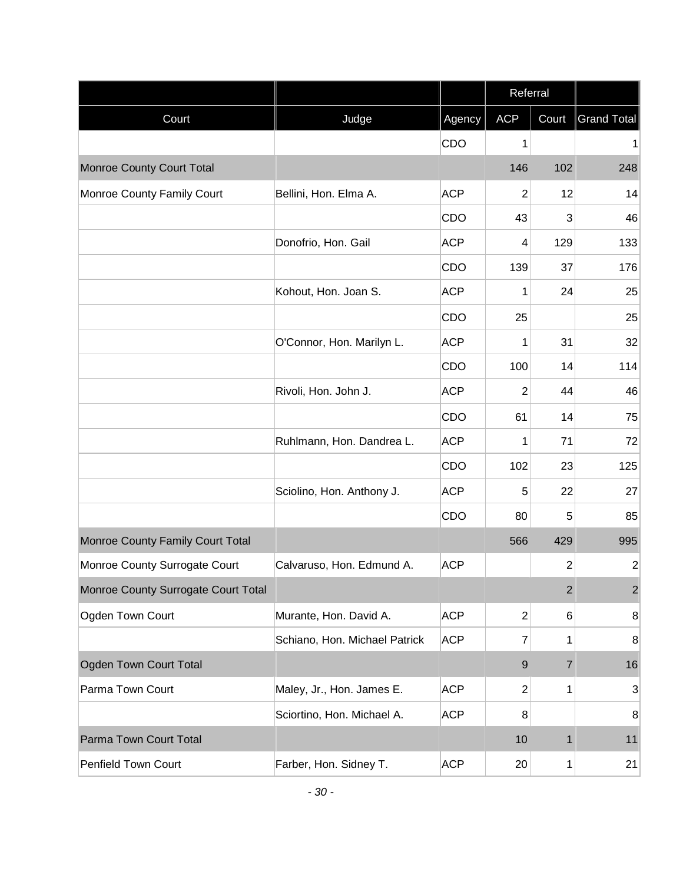| | | | Referral | | |
|---|---|---|---|---|---|
| Court | Judge | Agency | ACP | Court | Grand Total |
| | | CDO | 1 | | 1 |
| Monroe County Court Total | | | 146 | 102 | 248 |
| Monroe County Family Court | Bellini, Hon. Elma A. | ACP | 2 | 12 | 14 |
| | | CDO | 43 | 3 | 46 |
| | Donofrio, Hon. Gail | ACP | 4 | 129 | 133 |
| | | CDO | 139 | 37 | 176 |
| | Kohout, Hon. Joan S. | ACP | 1 | 24 | 25 |
| | | CDO | 25 | | 25 |
| | O'Connor, Hon. Marilyn L. | ACP | 1 | 31 | 32 |
| | | CDO | 100 | 14 | 114 |
| | Rivoli, Hon. John J. | ACP | 2 | 44 | 46 |
| | | CDO | 61 | 14 | 75 |
| | Ruhlmann, Hon. Dandrea L. | ACP | 1 | 71 | 72 |
| | | CDO | 102 | 23 | 125 |
| | Sciolino, Hon. Anthony J. | ACP | 5 | 22 | 27 |
| | | CDO | 80 | 5 | 85 |
| Monroe County Family Court Total | | | 566 | 429 | 995 |
| Monroe County Surrogate Court | Calvaruso, Hon. Edmund A. | ACP | | 2 | 2 |
| Monroe County Surrogate Court Total | | | | 2 | 2 |
| Ogden Town Court | Murante, Hon. David A. | ACP | 2 | 6 | 8 |
| | Schiano, Hon. Michael Patrick | ACP | 7 | 1 | 8 |
| Ogden Town Court Total | | | 9 | 7 | 16 |
| Parma Town Court | Maley, Jr., Hon. James E. | ACP | 2 | 1 | 3 |
| | Sciortino, Hon. Michael A. | ACP | 8 | | 8 |
| Parma Town Court Total | | | 10 | 1 | 11 |
| Penfield Town Court | Farber, Hon. Sidney T. | ACP | 20 | 1 | 21 |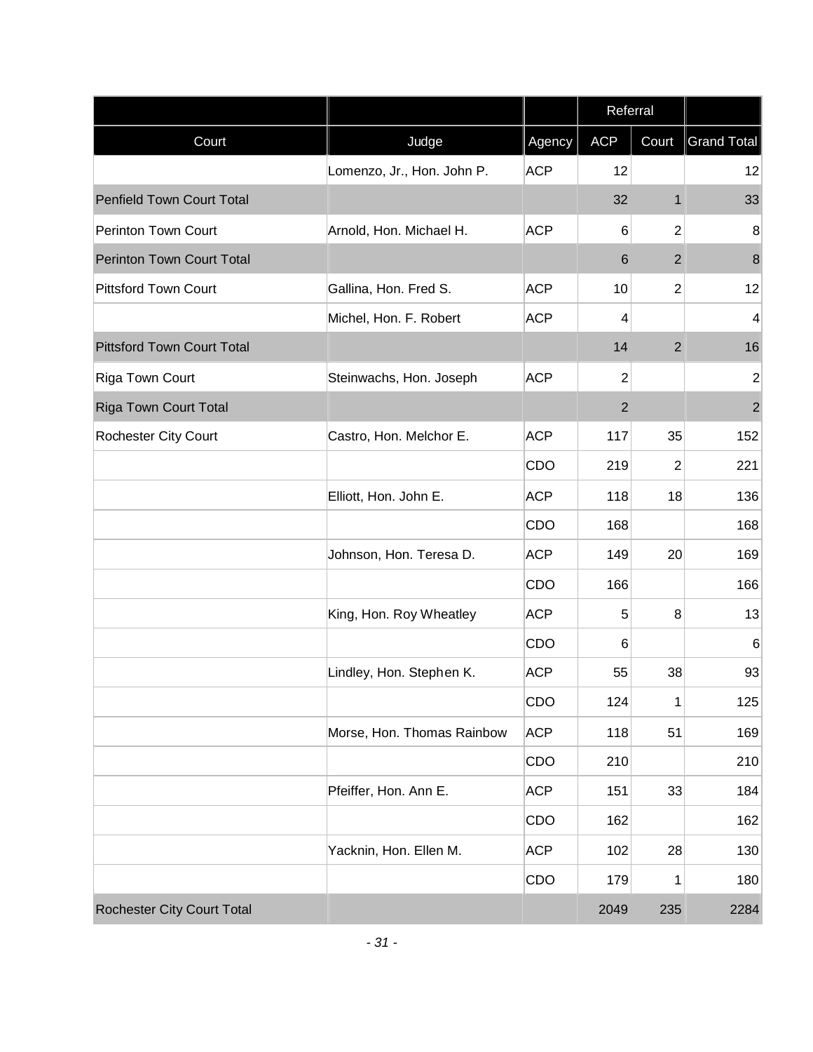| | | | Referral | | |
|---|---|---|---|---|---|
| Court | Judge | Agency | ACP | Court | Grand Total |
| | Lomenzo, Jr., Hon. John P. | ACP | 12 | | 12 |
| Penfield Town Court Total | | | 32 | 1 | 33 |
| Perinton Town Court | Arnold, Hon. Michael H. | ACP | 6 | 2 | 8 |
| Perinton Town Court Total | | | 6 | 2 | 8 |
| Pittsford Town Court | Gallina, Hon. Fred S. | ACP | 10 | 2 | 12 |
| | Michel, Hon. F. Robert | ACP | 4 | | 4 |
| Pittsford Town Court Total | | | 14 | 2 | 16 |
| Riga Town Court | Steinwachs, Hon. Joseph | ACP | 2 | | 2 |
| Riga Town Court Total | | | 2 | | 2 |
| Rochester City Court | Castro, Hon. Melchor E. | ACP | 117 | 35 | 152 |
| | | CDO | 219 | 2 | 221 |
| | Elliott, Hon. John E. | ACP | 118 | 18 | 136 |
| | | CDO | 168 | | 168 |
| | Johnson, Hon. Teresa D. | ACP | 149 | 20 | 169 |
| | | CDO | 166 | | 166 |
| | King, Hon. Roy Wheatley | ACP | 5 | 8 | 13 |
| | | CDO | 6 | | 6 |
| | Lindley, Hon. Stephen K. | ACP | 55 | 38 | 93 |
| | | CDO | 124 | 1 | 125 |
| | Morse, Hon. Thomas Rainbow | ACP | 118 | 51 | 169 |
| | | CDO | 210 | | 210 |
| | Pfeiffer, Hon. Ann E. | ACP | 151 | 33 | 184 |
| | | CDO | 162 | | 162 |
| | Yacknin, Hon. Ellen M. | ACP | 102 | 28 | 130 |
| | | CDO | 179 | 1 | 180 |
| Rochester City Court Total | | | 2049 | 235 | 2284 |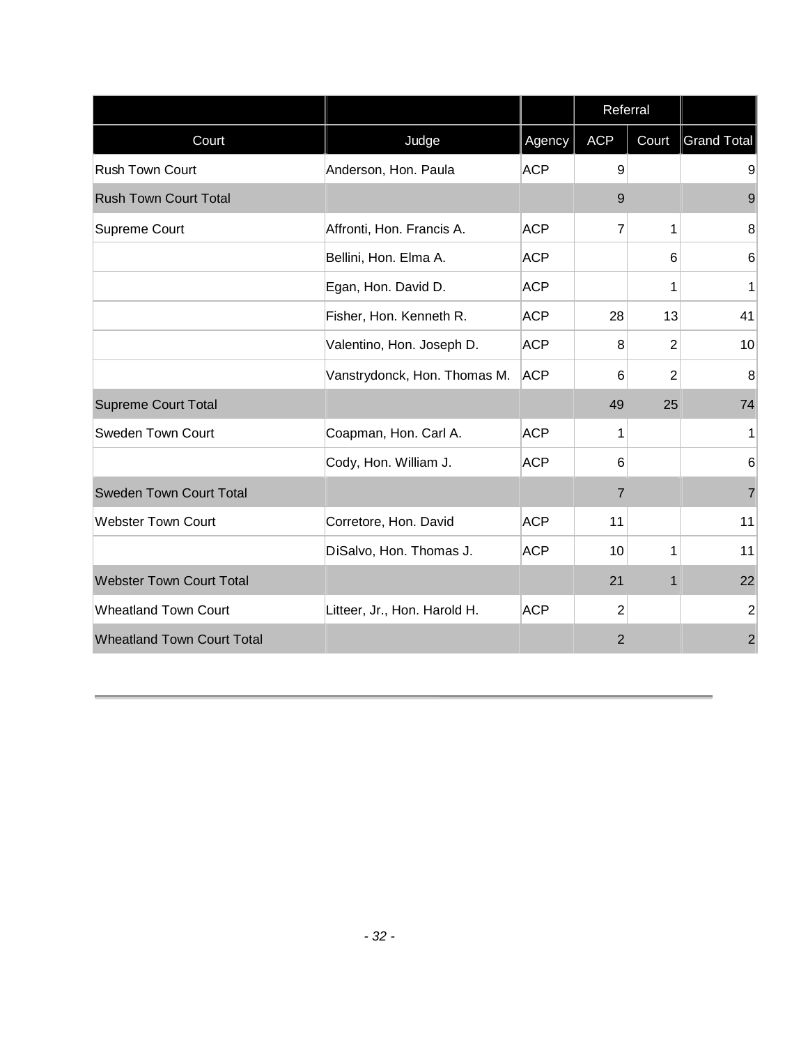| | | | Referral | | |
|---|---|---|---|---|---|
| Court | Judge | Agency | ACP | Court | Grand Total |
| Rush Town Court | Anderson, Hon. Paula | ACP | 9 | | 9 |
| Rush Town Court Total | | | 9 | | 9 |
| Supreme Court | Affronti, Hon. Francis A. | ACP | 7 | 1 | 8 |
| | Bellini, Hon. Elma A. | ACP | | 6 | 6 |
| | Egan, Hon. David D. | ACP | | 1 | 1 |
| | Fisher, Hon. Kenneth R. | ACP | 28 | 13 | 41 |
| | Valentino, Hon. Joseph D. | ACP | 8 | 2 | 10 |
| | Vanstrydonck, Hon. Thomas M. | ACP | 6 | 2 | 8 |
| Supreme Court Total | | | 49 | 25 | 74 |
| Sweden Town Court | Coapman, Hon. Carl A. | ACP | 1 | | 1 |
| | Cody, Hon. William J. | ACP | 6 | | 6 |
| Sweden Town Court Total | | | 7 | | 7 |
| Webster Town Court | Corretore, Hon. David | ACP | 11 | | 11 |
| | DiSalvo, Hon. Thomas J. | ACP | 10 | 1 | 11 |
| Webster Town Court Total | | | 21 | 1 | 22 |
| Wheatland Town Court | Litteer, Jr., Hon. Harold H. | ACP | 2 | | 2 |
| Wheatland Town Court Total | | | 2 | | 2 |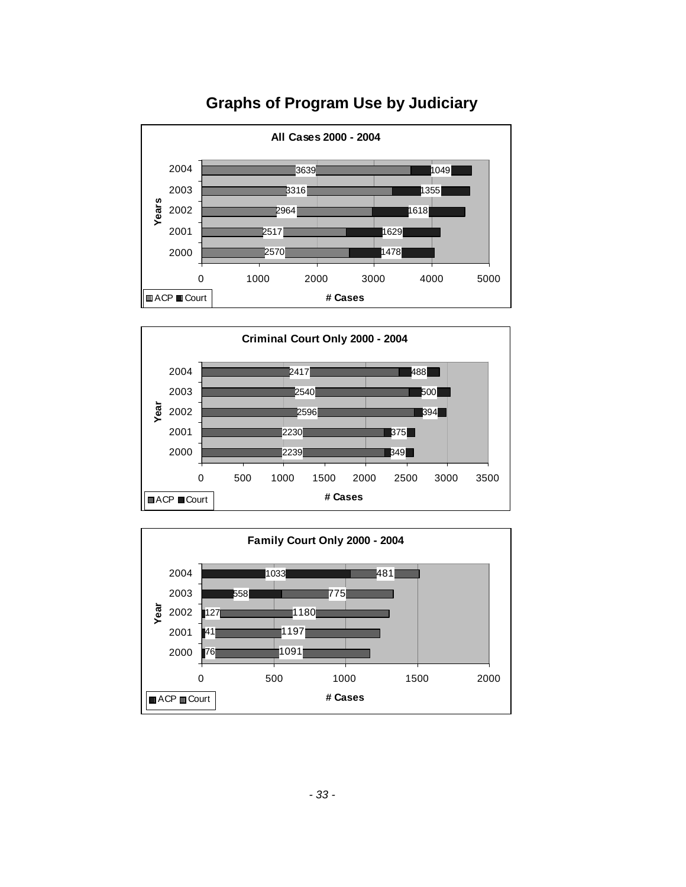# Graphs of Program Use by Judiciary

**All Cases 2000 - 2004**

| Year | ACP | Court |
|---|---|---|
| 2004 | 3639 | 1049 |
| 2003 | 3316 | 1355 |
| 2002 | 2964 | 1618 |
| 2001 | 2517 | 1629 |
| 2000 | 2570 | 1478 |

**Criminal Court Only 2000 - 2004**

| Year | ACP | Court |
|---|---|---|
| 2004 | 2417 | 488 |
| 2003 | 2540 | 500 |
| 2002 | 2596 | 394 |
| 2001 | 2230 | 375 |
| 2000 | 2239 | 349 |

**Family Court Only 2000 - 2004**

| Year | ACP | Court |
|---|---|---|
| 2004 | 1033 | 481 |
| 2003 | 558 | 775 |
| 2002 | 127 | 1180 |
| 2001 | 41 | 1197 |
| 2000 | 76 | 1091 |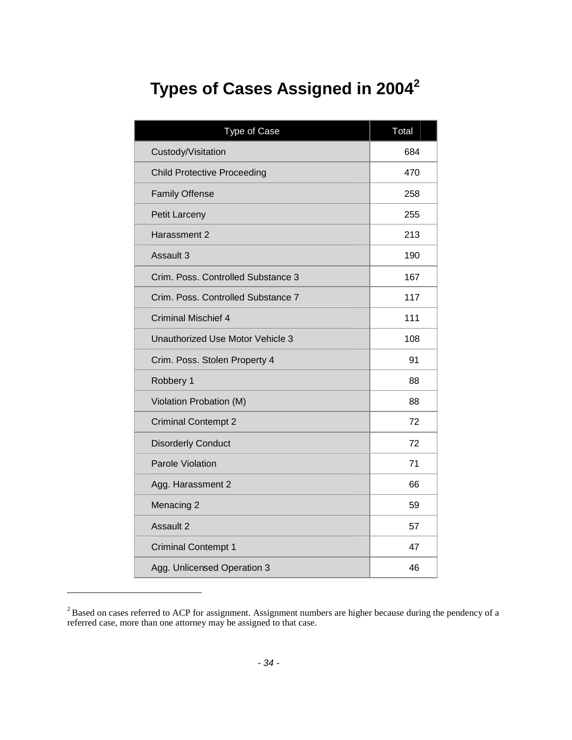# Types of Cases Assigned in 2004[2]

| Type of Case | Total |
|---|---|
| Custody/Visitation | 684 |
| Child Protective Proceeding | 470 |
| Family Offense | 258 |
| Petit Larceny | 255 |
| Harassment 2 | 213 |
| Assault 3 | 190 |
| Crim. Poss. Controlled Substance 3 | 167 |
| Crim. Poss. Controlled Substance 7 | 117 |
| Criminal Mischief 4 | 111 |
| Unauthorized Use Motor Vehicle 3 | 108 |
| Crim. Poss. Stolen Property 4 | 91 |
| Robbery 1 | 88 |
| Violation Probation (M) | 88 |
| Criminal Contempt 2 | 72 |
| Disorderly Conduct | 72 |
| Parole Violation | 71 |
| Agg. Harassment 2 | 66 |
| Menacing 2 | 59 |
| Assault 2 | 57 |
| Criminal Contempt 1 | 47 |
| Agg. Unlicensed Operation 3 | 46 |

[2] Based on cases referred to ACP for assignment. Assignment numbers are higher because during the pendency of a referred case, more than one attorney may be assigned to that case.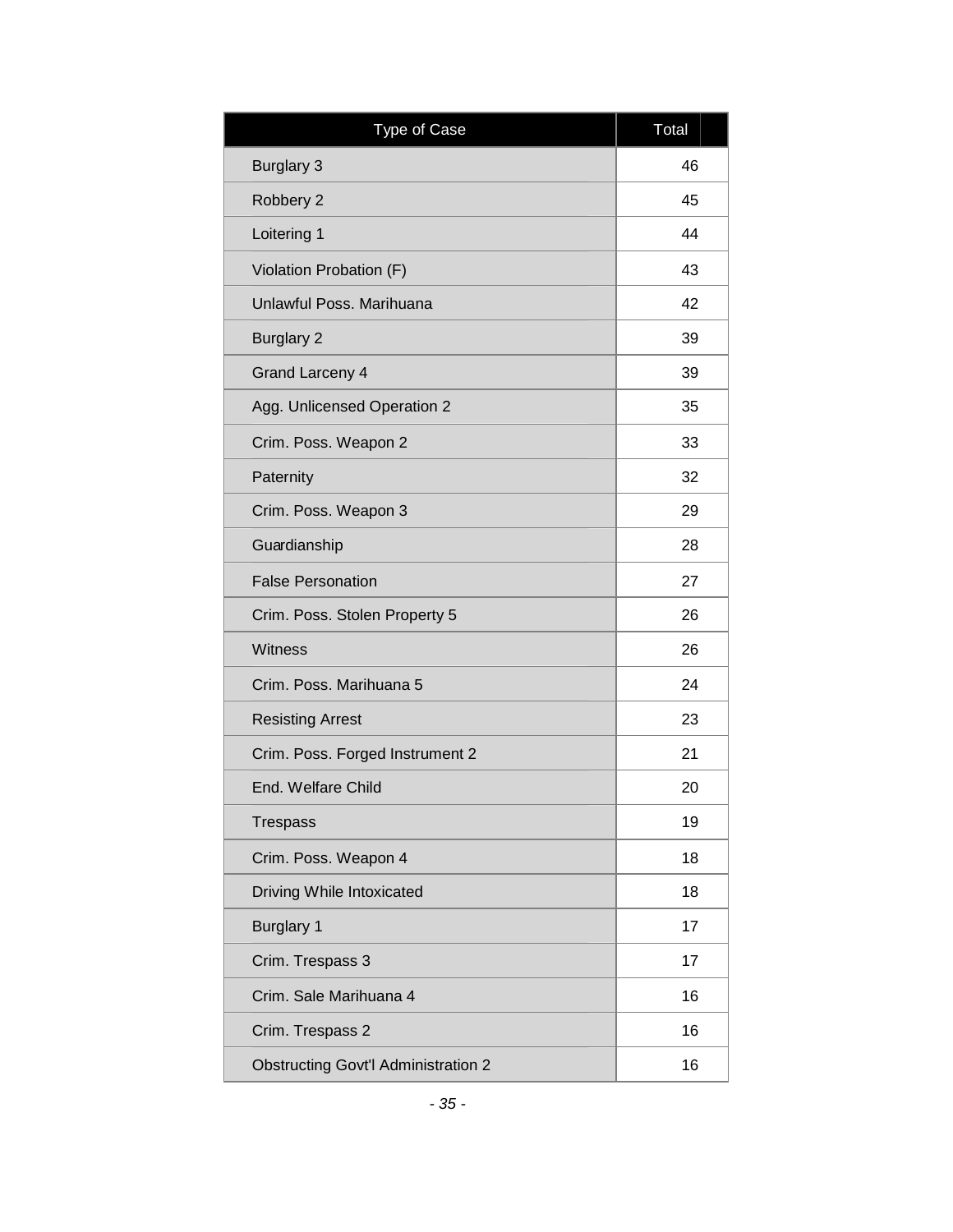| Type of Case | Total |
|---|---|
| Burglary 3 | 46 |
| Robbery 2 | 45 |
| Loitering 1 | 44 |
| Violation Probation (F) | 43 |
| Unlawful Poss. Marihuana | 42 |
| Burglary 2 | 39 |
| Grand Larceny 4 | 39 |
| Agg. Unlicensed Operation 2 | 35 |
| Crim. Poss. Weapon 2 | 33 |
| Paternity | 32 |
| Crim. Poss. Weapon 3 | 29 |
| Guardianship | 28 |
| False Personation | 27 |
| Crim. Poss. Stolen Property 5 | 26 |
| Witness | 26 |
| Crim. Poss. Marihuana 5 | 24 |
| Resisting Arrest | 23 |
| Crim. Poss. Forged Instrument 2 | 21 |
| End. Welfare Child | 20 |
| Trespass | 19 |
| Crim. Poss. Weapon 4 | 18 |
| Driving While Intoxicated | 18 |
| Burglary 1 | 17 |
| Crim. Trespass 3 | 17 |
| Crim. Sale Marihuana 4 | 16 |
| Crim. Trespass 2 | 16 |
| Obstructing Govt'l Administration 2 | 16 |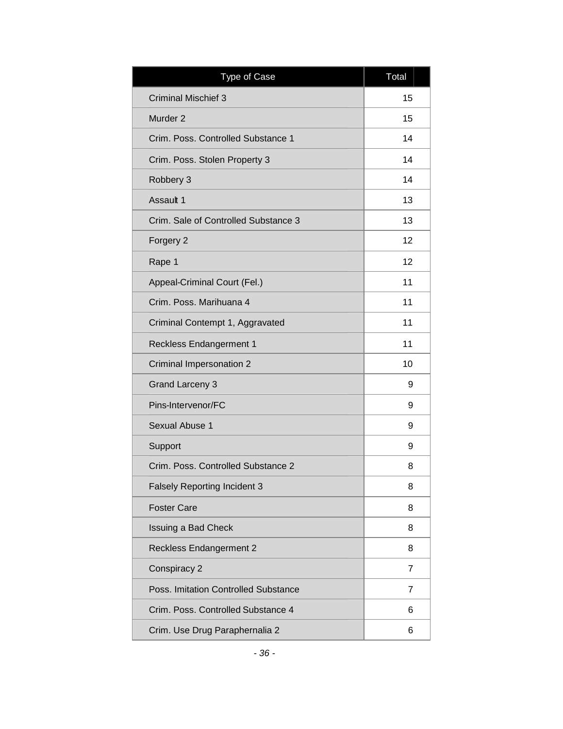| Type of Case | Total |
| --- | --- |
| Criminal Mischief 3 | 15 |
| Murder 2 | 15 |
| Crim. Poss. Controlled Substance 1 | 14 |
| Crim. Poss. Stolen Property 3 | 14 |
| Robbery 3 | 14 |
| Assault 1 | 13 |
| Crim. Sale of Controlled Substance 3 | 13 |
| Forgery 2 | 12 |
| Rape 1 | 12 |
| Appeal-Criminal Court (Fel.) | 11 |
| Crim. Poss. Marihuana 4 | 11 |
| Criminal Contempt 1, Aggravated | 11 |
| Reckless Endangerment 1 | 11 |
| Criminal Impersonation 2 | 10 |
| Grand Larceny 3 | 9 |
| Pins-Intervenor/FC | 9 |
| Sexual Abuse 1 | 9 |
| Support | 9 |
| Crim. Poss. Controlled Substance 2 | 8 |
| Falsely Reporting Incident 3 | 8 |
| Foster Care | 8 |
| Issuing a Bad Check | 8 |
| Reckless Endangerment 2 | 8 |
| Conspiracy 2 | 7 |
| Poss. Imitation Controlled Substance | 7 |
| Crim. Poss. Controlled Substance 4 | 6 |
| Crim. Use Drug Paraphernalia 2 | 6 |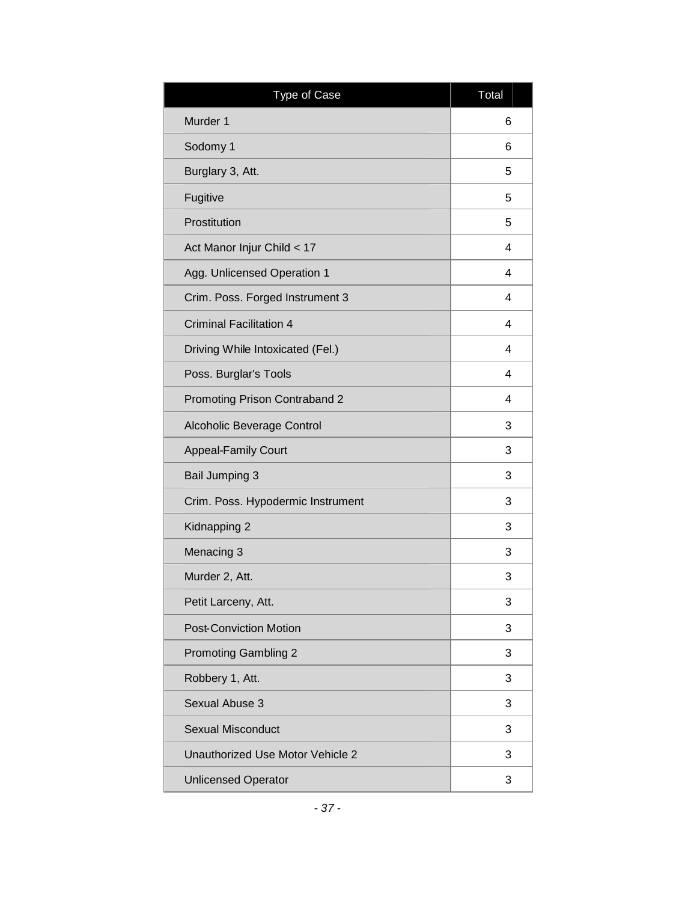| Type of Case | Total |
|---|---|
| Murder 1 | 6 |
| Sodomy 1 | 6 |
| Burglary 3, Att. | 5 |
| Fugitive | 5 |
| Prostitution | 5 |
| Act Manor Injur Child < 17 | 4 |
| Agg. Unlicensed Operation 1 | 4 |
| Crim. Poss. Forged Instrument 3 | 4 |
| Criminal Facilitation 4 | 4 |
| Driving While Intoxicated (Fel.) | 4 |
| Poss. Burglar's Tools | 4 |
| Promoting Prison Contraband 2 | 4 |
| Alcoholic Beverage Control | 3 |
| Appeal-Family Court | 3 |
| Bail Jumping 3 | 3 |
| Crim. Poss. Hypodermic Instrument | 3 |
| Kidnapping 2 | 3 |
| Menacing 3 | 3 |
| Murder 2, Att. | 3 |
| Petit Larceny, Att. | 3 |
| Post-Conviction Motion | 3 |
| Promoting Gambling 2 | 3 |
| Robbery 1, Att. | 3 |
| Sexual Abuse 3 | 3 |
| Sexual Misconduct | 3 |
| Unauthorized Use Motor Vehicle 2 | 3 |
| Unlicensed Operator | 3 |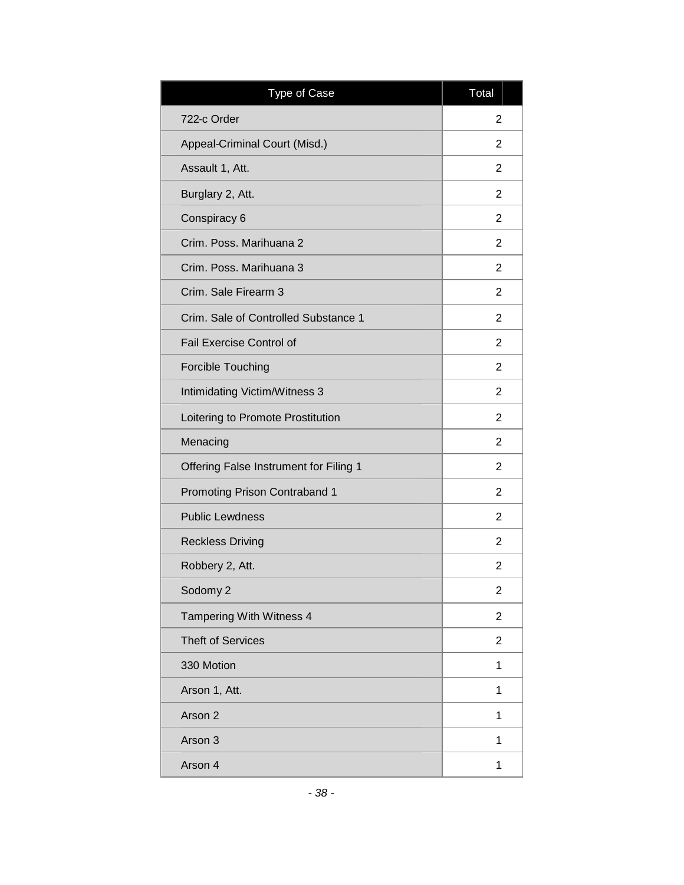| Type of Case | Total |
| --- | --- |
| 722-c Order | 2 |
| Appeal-Criminal Court (Misd.) | 2 |
| Assault 1, Att. | 2 |
| Burglary 2, Att. | 2 |
| Conspiracy 6 | 2 |
| Crim. Poss. Marihuana 2 | 2 |
| Crim. Poss. Marihuana 3 | 2 |
| Crim. Sale Firearm 3 | 2 |
| Crim. Sale of Controlled Substance 1 | 2 |
| Fail Exercise Control of | 2 |
| Forcible Touching | 2 |
| Intimidating Victim/Witness 3 | 2 |
| Loitering to Promote Prostitution | 2 |
| Menacing | 2 |
| Offering False Instrument for Filing 1 | 2 |
| Promoting Prison Contraband 1 | 2 |
| Public Lewdness | 2 |
| Reckless Driving | 2 |
| Robbery 2, Att. | 2 |
| Sodomy 2 | 2 |
| Tampering With Witness 4 | 2 |
| Theft of Services | 2 |
| 330 Motion | 1 |
| Arson 1, Att. | 1 |
| Arson 2 | 1 |
| Arson 3 | 1 |
| Arson 4 | 1 |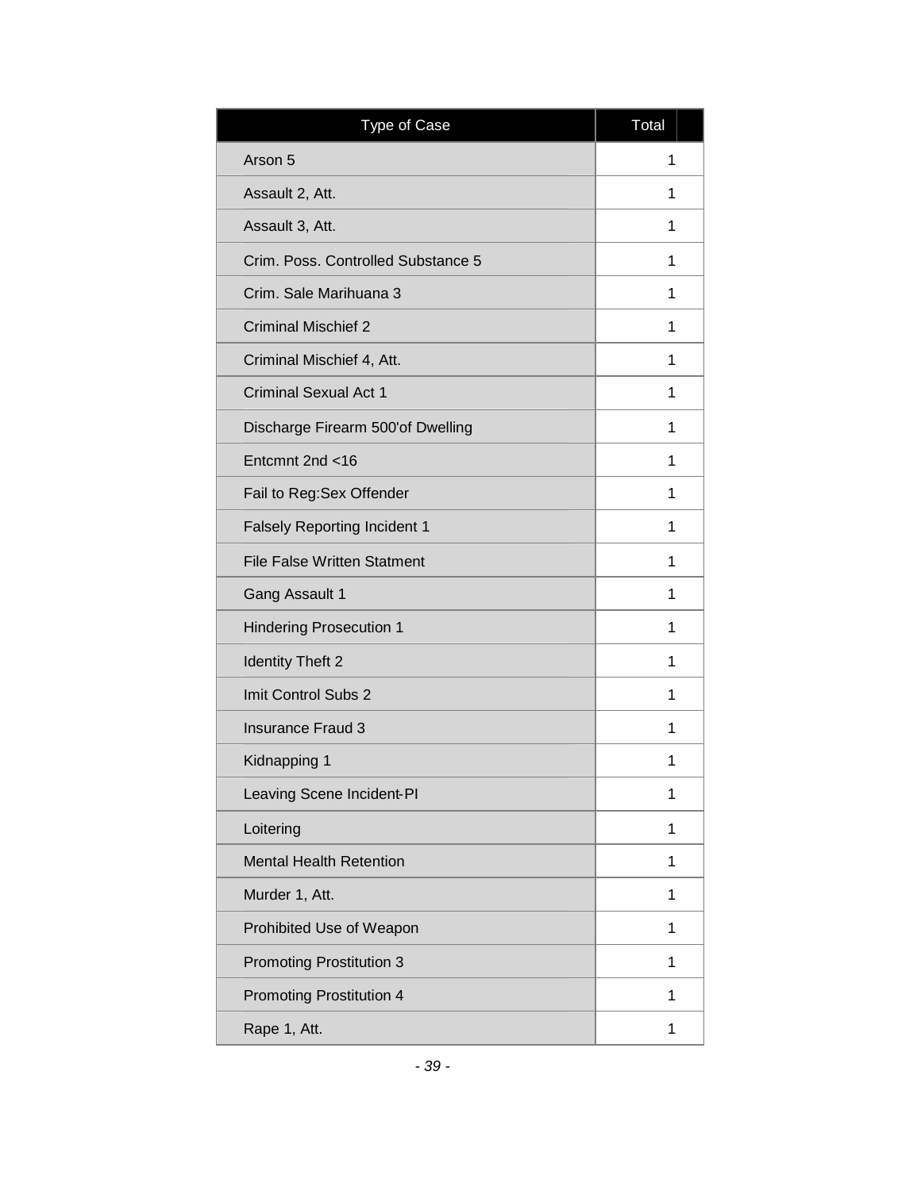| Type of Case | Total |
|---|---|
| Arson 5 | 1 |
| Assault 2, Att. | 1 |
| Assault 3, Att. | 1 |
| Crim. Poss. Controlled Substance 5 | 1 |
| Crim. Sale Marihuana 3 | 1 |
| Criminal Mischief 2 | 1 |
| Criminal Mischief 4, Att. | 1 |
| Criminal Sexual Act 1 | 1 |
| Discharge Firearm 500'of Dwelling | 1 |
| Entcmnt 2nd <16 | 1 |
| Fail to Reg:Sex Offender | 1 |
| Falsely Reporting Incident 1 | 1 |
| File False Written Statment | 1 |
| Gang Assault 1 | 1 |
| Hindering Prosecution 1 | 1 |
| Identity Theft 2 | 1 |
| Imit Control Subs 2 | 1 |
| Insurance Fraud 3 | 1 |
| Kidnapping 1 | 1 |
| Leaving Scene Incident-PI | 1 |
| Loitering | 1 |
| Mental Health Retention | 1 |
| Murder 1, Att. | 1 |
| Prohibited Use of Weapon | 1 |
| Promoting Prostitution 3 | 1 |
| Promoting Prostitution 4 | 1 |
| Rape 1, Att. | 1 |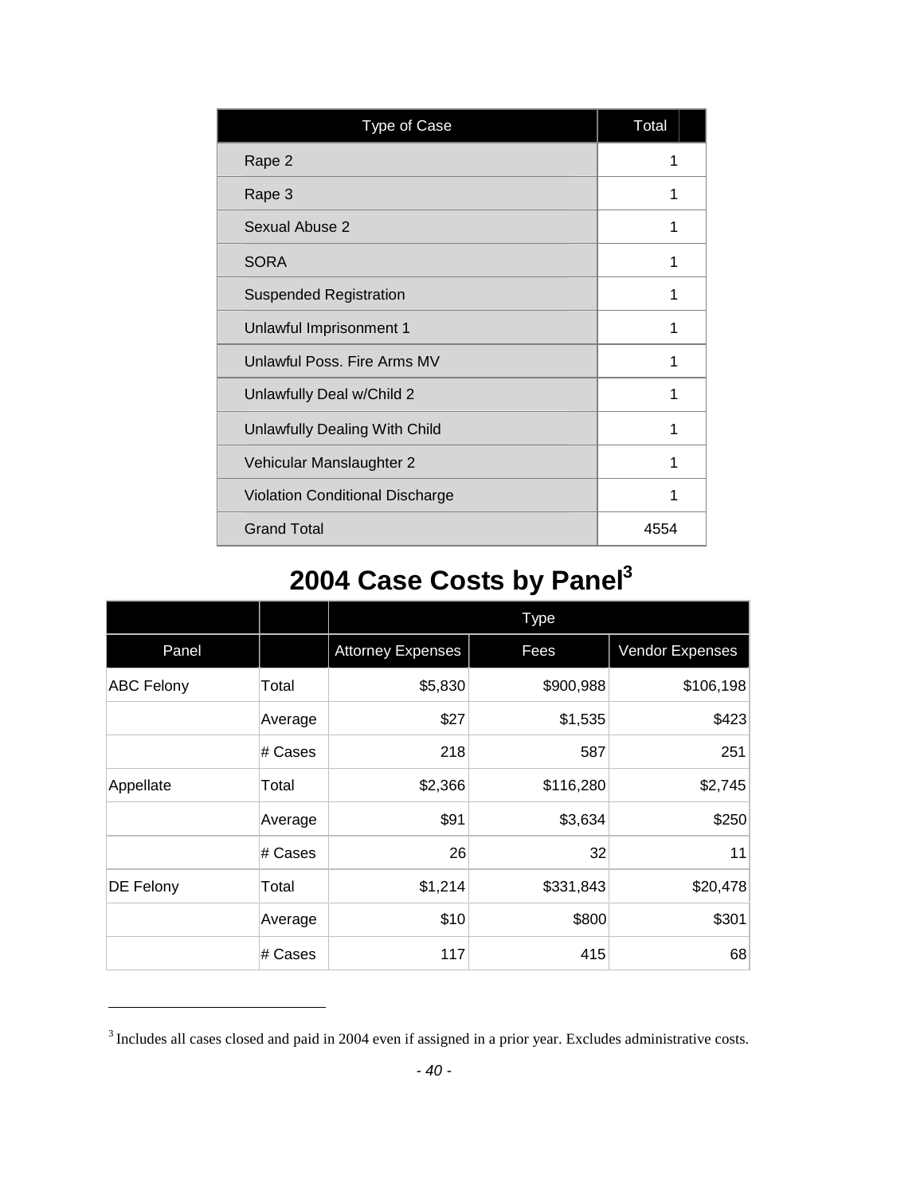| Type of Case | Total |
| --- | --- |
| Rape 2 | 1 |
| Rape 3 | 1 |
| Sexual Abuse 2 | 1 |
| SORA | 1 |
| Suspended Registration | 1 |
| Unlawful Imprisonment 1 | 1 |
| Unlawful Poss. Fire Arms MV | 1 |
| Unlawfully Deal w/Child 2 | 1 |
| Unlawfully Dealing With Child | 1 |
| Vehicular Manslaughter 2 | 1 |
| Violation Conditional Discharge | 1 |
| Grand Total | 4554 |

## 2004 Case Costs by Panel[3]

| | | Type | | |
| --- | --- | --- | --- | --- |
| Panel | | Attorney Expenses | Fees | Vendor Expenses |
| ABC Felony | Total | $5,830 | $900,988 | $106,198 |
| | Average | $27 | $1,535 | $423 |
| | # Cases | 218 | 587 | 251 |
| Appellate | Total | $2,366 | $116,280 | $2,745 |
| | Average | $91 | $3,634 | $250 |
| | # Cases | 26 | 32 | 11 |
| DE Felony | Total | $1,214 | $331,843 | $20,478 |
| | Average | $10 | $800 | $301 |
| | # Cases | 117 | 415 | 68 |

[3] Includes all cases closed and paid in 2004 even if assigned in a prior year. Excludes administrative costs.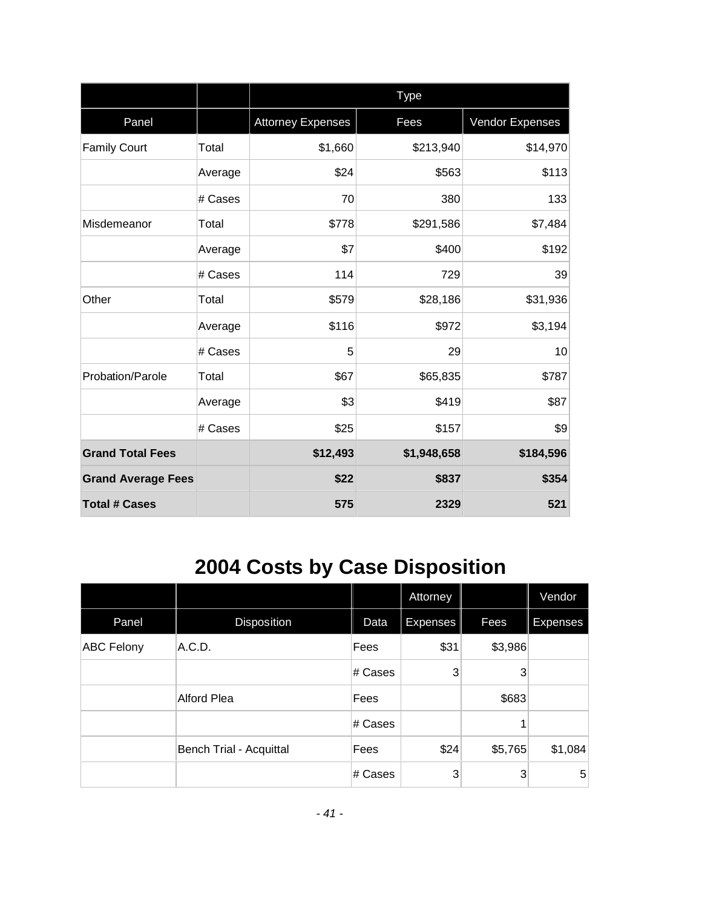| | | Type | | |
|---|---|---|---|---|
| Panel | | Attorney Expenses | Fees | Vendor Expenses |
| Family Court | Total | $1,660 | $213,940 | $14,970 |
| | Average | $24 | $563 | $113 |
| | # Cases | 70 | 380 | 133 |
| Misdemeanor | Total | $778 | $291,586 | $7,484 |
| | Average | $7 | $400 | $192 |
| | # Cases | 114 | 729 | 39 |
| Other | Total | $579 | $28,186 | $31,936 |
| | Average | $116 | $972 | $3,194 |
| | # Cases | 5 | 29 | 10 |
| Probation/Parole | Total | $67 | $65,835 | $787 |
| | Average | $3 | $419 | $87 |
| | # Cases | $25 | $157 | $9 |
| **Grand Total Fees** | | **$12,493** | **$1,948,658** | **$184,596** |
| **Grand Average Fees** | | **$22** | **$837** | **$354** |
| **Total # Cases** | | **575** | **2329** | **521** |

# 2004 Costs by Case Disposition

| | | | Attorney | | Vendor |
|---|---|---|---|---|---|
| Panel | Disposition | Data | Expenses | Fees | Expenses |
| ABC Felony | A.C.D. | Fees | $31 | $3,986 | |
| | | # Cases | 3 | 3 | |
| | Alford Plea | Fees | | $683 | |
| | | # Cases | | 1 | |
| | Bench Trial - Acquittal | Fees | $24 | $5,765 | $1,084 |
| | | # Cases | 3 | 3 | 5 |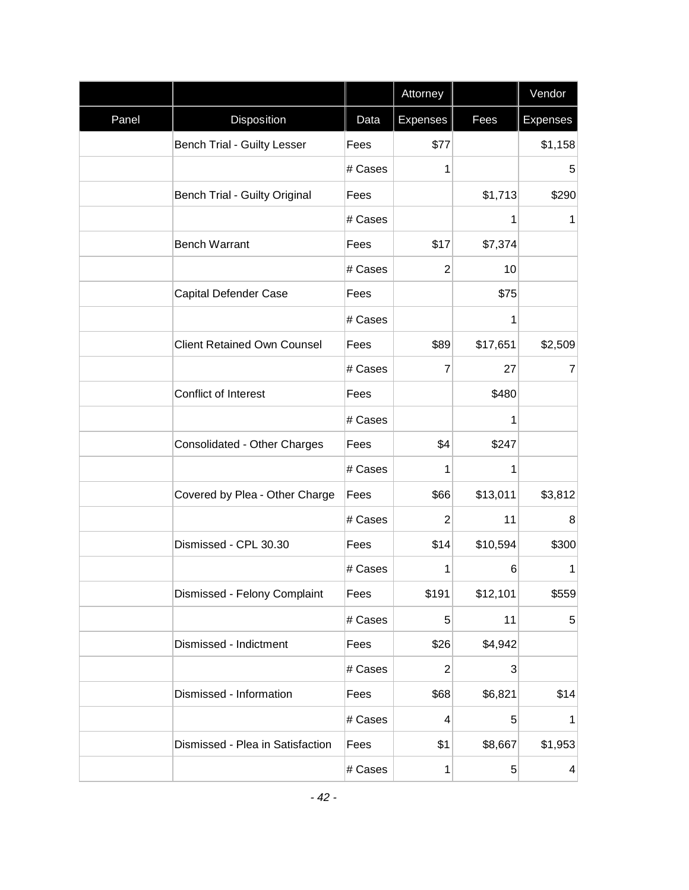| | | | Attorney | | Vendor |
|---|---|---|---|---|---|
| Panel | Disposition | Data | Expenses | Fees | Expenses |
| | Bench Trial - Guilty Lesser | Fees | $77 | | $1,158 |
| | | # Cases | 1 | | 5 |
| | Bench Trial - Guilty Original | Fees | | $1,713 | $290 |
| | | # Cases | | 1 | 1 |
| | Bench Warrant | Fees | $17 | $7,374 | |
| | | # Cases | 2 | 10 | |
| | Capital Defender Case | Fees | | $75 | |
| | | # Cases | | 1 | |
| | Client Retained Own Counsel | Fees | $89 | $17,651 | $2,509 |
| | | # Cases | 7 | 27 | 7 |
| | Conflict of Interest | Fees | | $480 | |
| | | # Cases | | 1 | |
| | Consolidated - Other Charges | Fees | $4 | $247 | |
| | | # Cases | 1 | 1 | |
| | Covered by Plea - Other Charge | Fees | $66 | $13,011 | $3,812 |
| | | # Cases | 2 | 11 | 8 |
| | Dismissed - CPL 30.30 | Fees | $14 | $10,594 | $300 |
| | | # Cases | 1 | 6 | 1 |
| | Dismissed - Felony Complaint | Fees | $191 | $12,101 | $559 |
| | | # Cases | 5 | 11 | 5 |
| | Dismissed - Indictment | Fees | $26 | $4,942 | |
| | | # Cases | 2 | 3 | |
| | Dismissed - Information | Fees | $68 | $6,821 | $14 |
| | | # Cases | 4 | 5 | 1 |
| | Dismissed - Plea in Satisfaction | Fees | $1 | $8,667 | $1,953 |
| | | # Cases | 1 | 5 | 4 |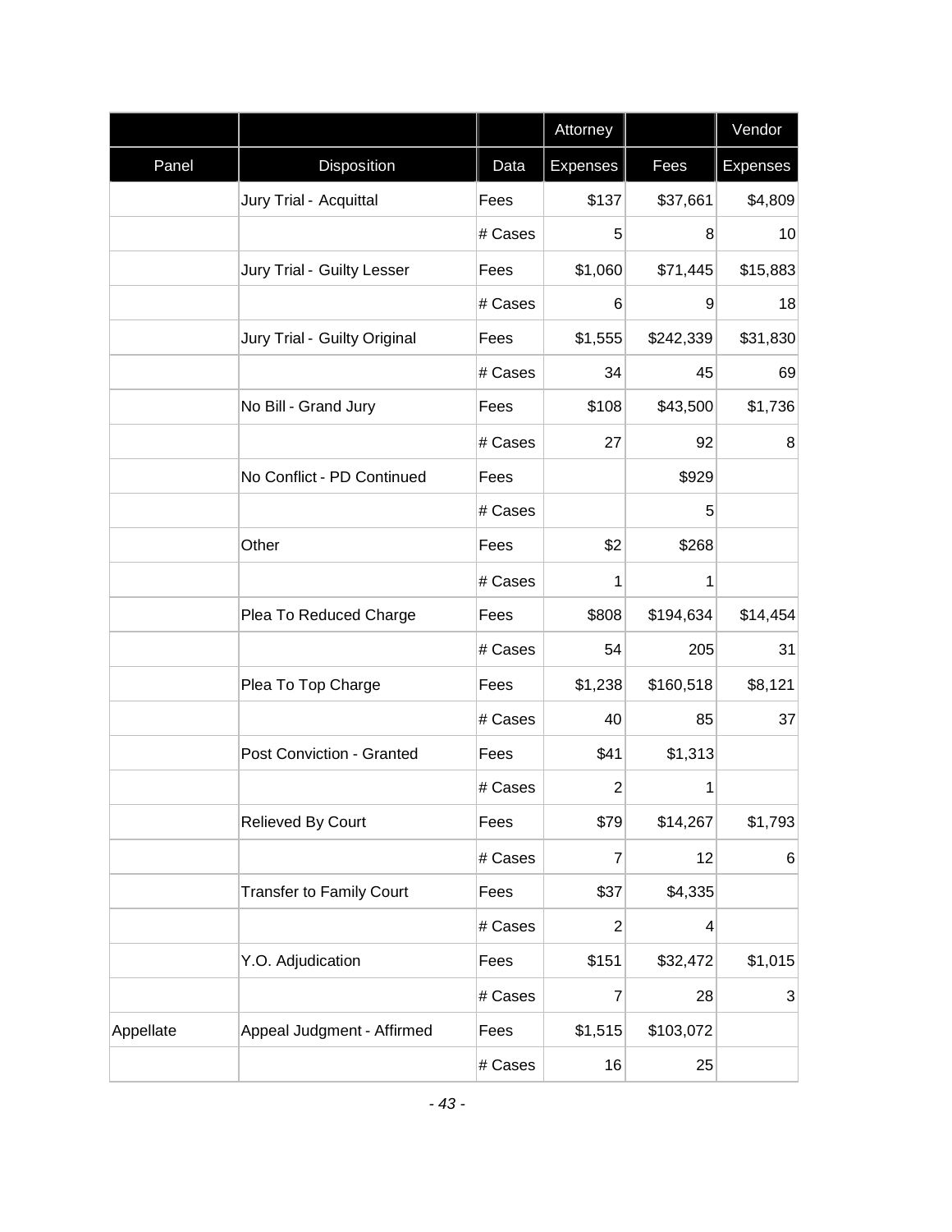| | | | Attorney | | Vendor |
|---|---|---|---|---|---|
| Panel | Disposition | Data | Expenses | Fees | Expenses |
| | Jury Trial - Acquittal | Fees | $137 | $37,661 | $4,809 |
| | | # Cases | 5 | 8 | 10 |
| | Jury Trial - Guilty Lesser | Fees | $1,060 | $71,445 | $15,883 |
| | | # Cases | 6 | 9 | 18 |
| | Jury Trial - Guilty Original | Fees | $1,555 | $242,339 | $31,830 |
| | | # Cases | 34 | 45 | 69 |
| | No Bill - Grand Jury | Fees | $108 | $43,500 | $1,736 |
| | | # Cases | 27 | 92 | 8 |
| | No Conflict - PD Continued | Fees | | $929 | |
| | | # Cases | | 5 | |
| | Other | Fees | $2 | $268 | |
| | | # Cases | 1 | 1 | |
| | Plea To Reduced Charge | Fees | $808 | $194,634 | $14,454 |
| | | # Cases | 54 | 205 | 31 |
| | Plea To Top Charge | Fees | $1,238 | $160,518 | $8,121 |
| | | # Cases | 40 | 85 | 37 |
| | Post Conviction - Granted | Fees | $41 | $1,313 | |
| | | # Cases | 2 | 1 | |
| | Relieved By Court | Fees | $79 | $14,267 | $1,793 |
| | | # Cases | 7 | 12 | 6 |
| | Transfer to Family Court | Fees | $37 | $4,335 | |
| | | # Cases | 2 | 4 | |
| | Y.O. Adjudication | Fees | $151 | $32,472 | $1,015 |
| | | # Cases | 7 | 28 | 3 |
| Appellate | Appeal Judgment - Affirmed | Fees | $1,515 | $103,072 | |
| | | # Cases | 16 | 25 | |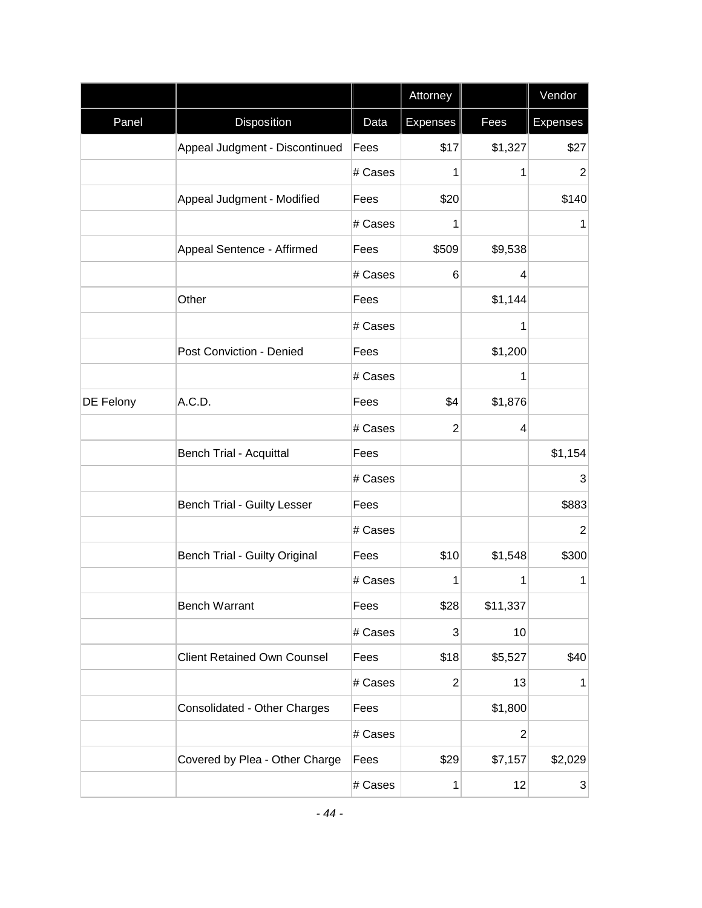| | | | Attorney | | Vendor |
|---|---|---|---|---|---|
| Panel | Disposition | Data | Expenses | Fees | Expenses |
| | Appeal Judgment - Discontinued | Fees | $17 | $1,327 | $27 |
| | | # Cases | 1 | 1 | 2 |
| | Appeal Judgment - Modified | Fees | $20 | | $140 |
| | | # Cases | 1 | | 1 |
| | Appeal Sentence - Affirmed | Fees | $509 | $9,538 | |
| | | # Cases | 6 | 4 | |
| | Other | Fees | | $1,144 | |
| | | # Cases | | 1 | |
| | Post Conviction - Denied | Fees | | $1,200 | |
| | | # Cases | | 1 | |
| DE Felony | A.C.D. | Fees | $4 | $1,876 | |
| | | # Cases | 2 | 4 | |
| | Bench Trial - Acquittal | Fees | | | $1,154 |
| | | # Cases | | | 3 |
| | Bench Trial - Guilty Lesser | Fees | | | $883 |
| | | # Cases | | | 2 |
| | Bench Trial - Guilty Original | Fees | $10 | $1,548 | $300 |
| | | # Cases | 1 | 1 | 1 |
| | Bench Warrant | Fees | $28 | $11,337 | |
| | | # Cases | 3 | 10 | |
| | Client Retained Own Counsel | Fees | $18 | $5,527 | $40 |
| | | # Cases | 2 | 13 | 1 |
| | Consolidated - Other Charges | Fees | | $1,800 | |
| | | # Cases | | 2 | |
| | Covered by Plea - Other Charge | Fees | $29 | $7,157 | $2,029 |
| | | # Cases | 1 | 12 | 3 |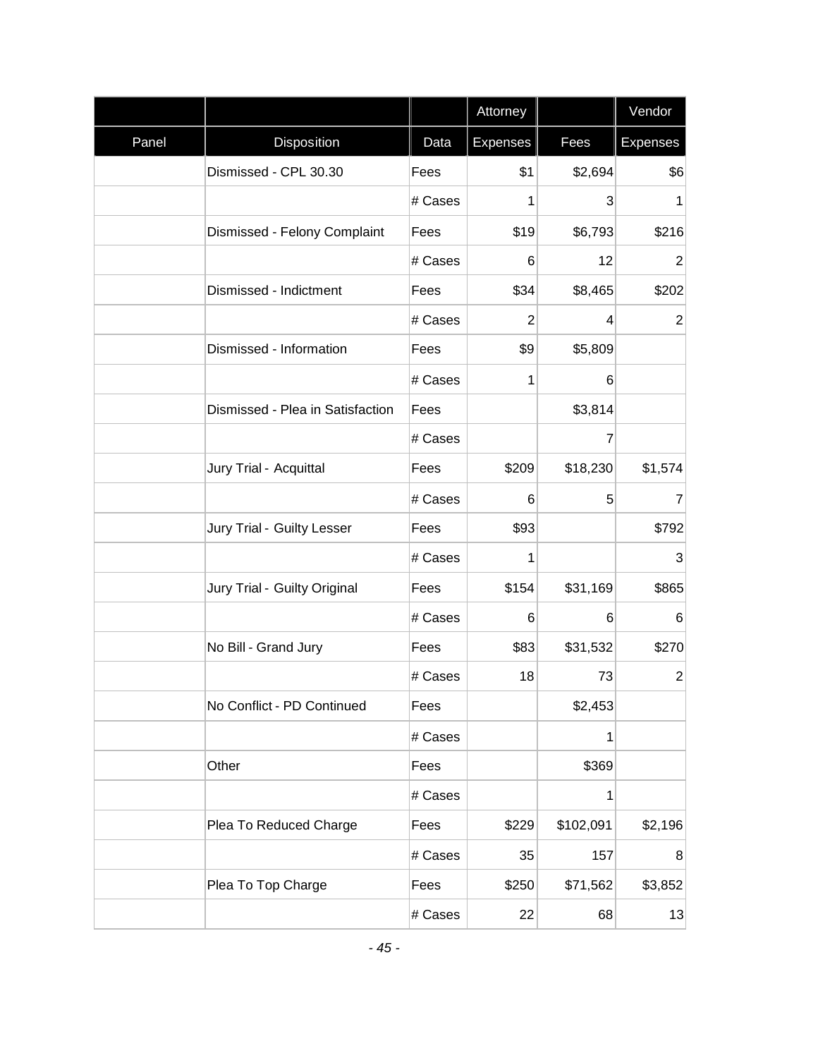| | | | Attorney | | Vendor |
|---|---|---|---|---|---|
| Panel | Disposition | Data | Expenses | Fees | Expenses |
| | Dismissed - CPL 30.30 | Fees | $1 | $2,694 | $6 |
| | | # Cases | 1 | 3 | 1 |
| | Dismissed - Felony Complaint | Fees | $19 | $6,793 | $216 |
| | | # Cases | 6 | 12 | 2 |
| | Dismissed - Indictment | Fees | $34 | $8,465 | $202 |
| | | # Cases | 2 | 4 | 2 |
| | Dismissed - Information | Fees | $9 | $5,809 | |
| | | # Cases | 1 | 6 | |
| | Dismissed - Plea in Satisfaction | Fees | | $3,814 | |
| | | # Cases | | 7 | |
| | Jury Trial - Acquittal | Fees | $209 | $18,230 | $1,574 |
| | | # Cases | 6 | 5 | 7 |
| | Jury Trial - Guilty Lesser | Fees | $93 | | $792 |
| | | # Cases | 1 | | 3 |
| | Jury Trial - Guilty Original | Fees | $154 | $31,169 | $865 |
| | | # Cases | 6 | 6 | 6 |
| | No Bill - Grand Jury | Fees | $83 | $31,532 | $270 |
| | | # Cases | 18 | 73 | 2 |
| | No Conflict - PD Continued | Fees | | $2,453 | |
| | | # Cases | | 1 | |
| | Other | Fees | | $369 | |
| | | # Cases | | 1 | |
| | Plea To Reduced Charge | Fees | $229 | $102,091 | $2,196 |
| | | # Cases | 35 | 157 | 8 |
| | Plea To Top Charge | Fees | $250 | $71,562 | $3,852 |
| | | # Cases | 22 | 68 | 13 |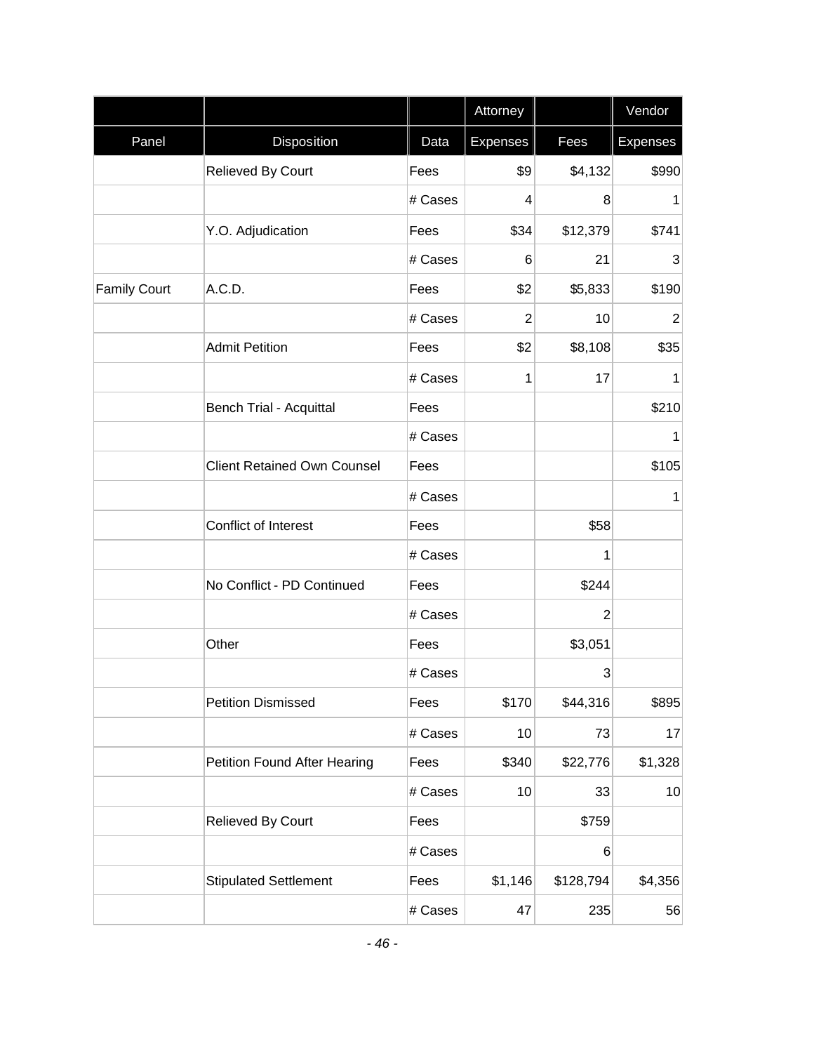| | | | Attorney | | Vendor |
|---|---|---|---|---|---|
| Panel | Disposition | Data | Expenses | Fees | Expenses |
| | Relieved By Court | Fees | $9 | $4,132 | $990 |
| | | # Cases | 4 | 8 | 1 |
| | Y.O. Adjudication | Fees | $34 | $12,379 | $741 |
| | | # Cases | 6 | 21 | 3 |
| Family Court | A.C.D. | Fees | $2 | $5,833 | $190 |
| | | # Cases | 2 | 10 | 2 |
| | Admit Petition | Fees | $2 | $8,108 | $35 |
| | | # Cases | 1 | 17 | 1 |
| | Bench Trial - Acquittal | Fees | | | $210 |
| | | # Cases | | | 1 |
| | Client Retained Own Counsel | Fees | | | $105 |
| | | # Cases | | | 1 |
| | Conflict of Interest | Fees | | $58 | |
| | | # Cases | | 1 | |
| | No Conflict - PD Continued | Fees | | $244 | |
| | | # Cases | | 2 | |
| | Other | Fees | | $3,051 | |
| | | # Cases | | 3 | |
| | Petition Dismissed | Fees | $170 | $44,316 | $895 |
| | | # Cases | 10 | 73 | 17 |
| | Petition Found After Hearing | Fees | $340 | $22,776 | $1,328 |
| | | # Cases | 10 | 33 | 10 |
| | Relieved By Court | Fees | | $759 | |
| | | # Cases | | 6 | |
| | Stipulated Settlement | Fees | $1,146 | $128,794 | $4,356 |
| | | # Cases | 47 | 235 | 56 |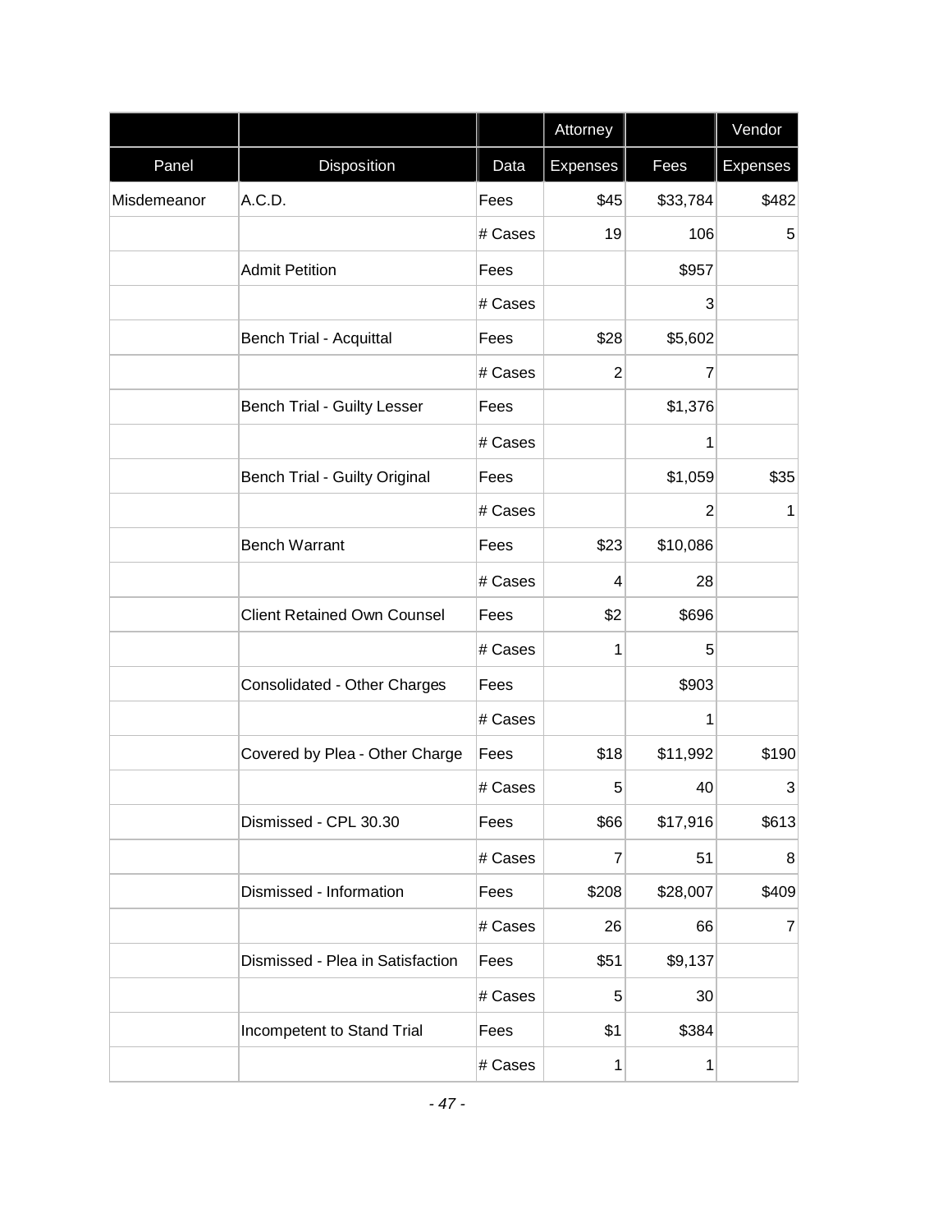| | | | Attorney | | Vendor |
|---|---|---|---|---|---|
| Panel | Disposition | Data | Expenses | Fees | Expenses |
| Misdemeanor | A.C.D. | Fees | $45 | $33,784 | $482 |
| | | # Cases | 19 | 106 | 5 |
| | Admit Petition | Fees | | $957 | |
| | | # Cases | | 3 | |
| | Bench Trial - Acquittal | Fees | $28 | $5,602 | |
| | | # Cases | 2 | 7 | |
| | Bench Trial - Guilty Lesser | Fees | | $1,376 | |
| | | # Cases | | 1 | |
| | Bench Trial - Guilty Original | Fees | | $1,059 | $35 |
| | | # Cases | | 2 | 1 |
| | Bench Warrant | Fees | $23 | $10,086 | |
| | | # Cases | 4 | 28 | |
| | Client Retained Own Counsel | Fees | $2 | $696 | |
| | | # Cases | 1 | 5 | |
| | Consolidated - Other Charges | Fees | | $903 | |
| | | # Cases | | 1 | |
| | Covered by Plea - Other Charge | Fees | $18 | $11,992 | $190 |
| | | # Cases | 5 | 40 | 3 |
| | Dismissed - CPL 30.30 | Fees | $66 | $17,916 | $613 |
| | | # Cases | 7 | 51 | 8 |
| | Dismissed - Information | Fees | $208 | $28,007 | $409 |
| | | # Cases | 26 | 66 | 7 |
| | Dismissed - Plea in Satisfaction | Fees | $51 | $9,137 | |
| | | # Cases | 5 | 30 | |
| | Incompetent to Stand Trial | Fees | $1 | $384 | |
| | | # Cases | 1 | 1 | |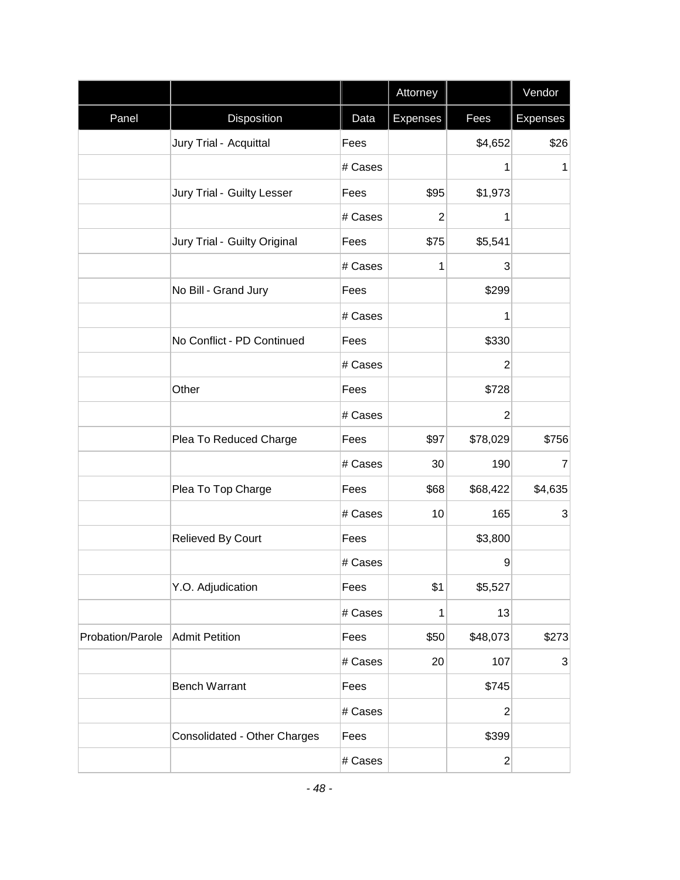| | | | Attorney | | Vendor |
|---|---|---|---|---|---|
| Panel | Disposition | Data | Expenses | Fees | Expenses |
| | Jury Trial - Acquittal | Fees | | $4,652 | $26 |
| | | # Cases | | 1 | 1 |
| | Jury Trial - Guilty Lesser | Fees | $95 | $1,973 | |
| | | # Cases | 2 | 1 | |
| | Jury Trial - Guilty Original | Fees | $75 | $5,541 | |
| | | # Cases | 1 | 3 | |
| | No Bill - Grand Jury | Fees | | $299 | |
| | | # Cases | | 1 | |
| | No Conflict - PD Continued | Fees | | $330 | |
| | | # Cases | | 2 | |
| | Other | Fees | | $728 | |
| | | # Cases | | 2 | |
| | Plea To Reduced Charge | Fees | $97 | $78,029 | $756 |
| | | # Cases | 30 | 190 | 7 |
| | Plea To Top Charge | Fees | $68 | $68,422 | $4,635 |
| | | # Cases | 10 | 165 | 3 |
| | Relieved By Court | Fees | | $3,800 | |
| | | # Cases | | 9 | |
| | Y.O. Adjudication | Fees | $1 | $5,527 | |
| | | # Cases | 1 | 13 | |
| Probation/Parole | Admit Petition | Fees | $50 | $48,073 | $273 |
| | | # Cases | 20 | 107 | 3 |
| | Bench Warrant | Fees | | $745 | |
| | | # Cases | | 2 | |
| | Consolidated - Other Charges | Fees | | $399 | |
| | | # Cases | | 2 | |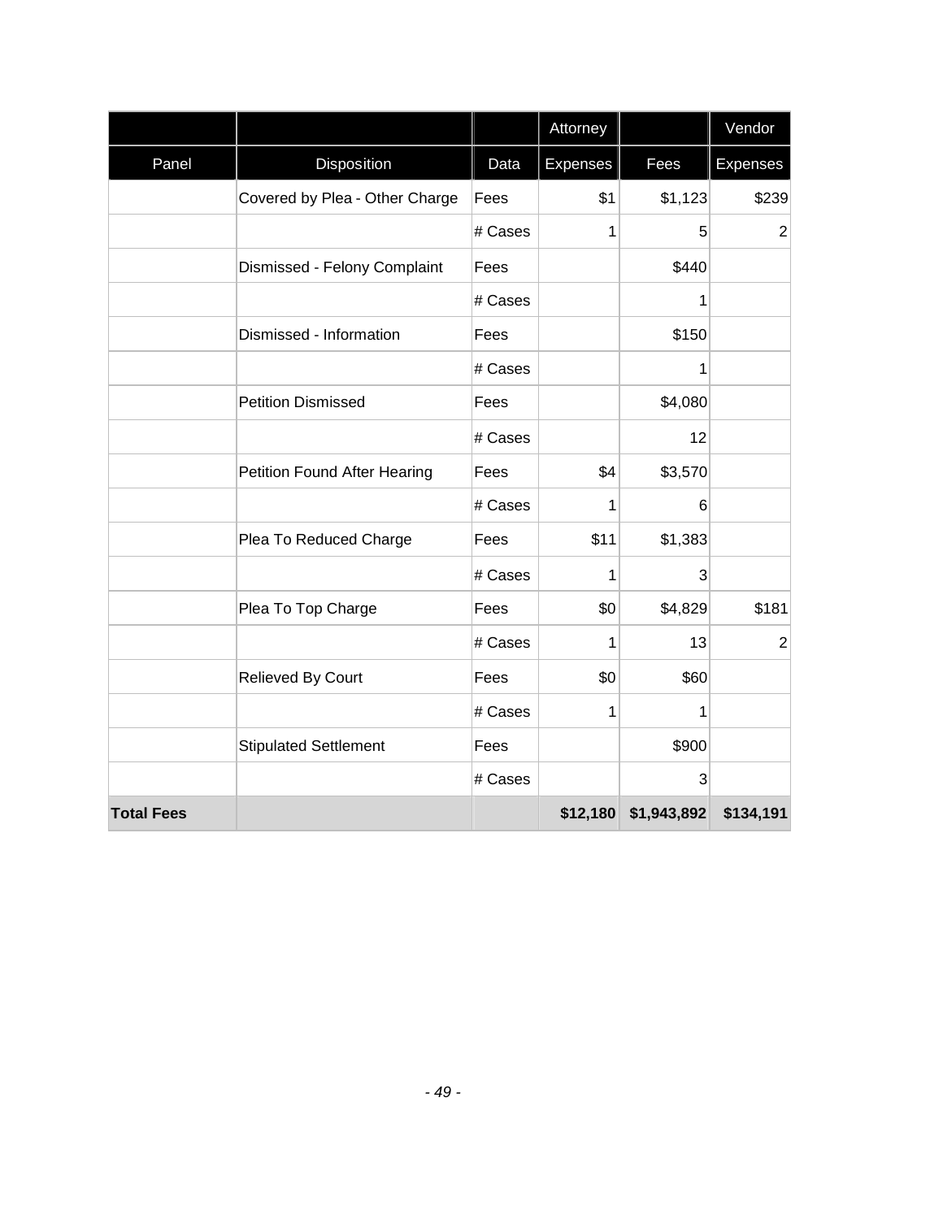| | | | Attorney | | Vendor |
|---|---|---|---|---|---|
| Panel | Disposition | Data | Expenses | Fees | Expenses |
| | Covered by Plea - Other Charge | Fees | $1 | $1,123 | $239 |
| | | # Cases | 1 | 5 | 2 |
| | Dismissed - Felony Complaint | Fees | | $440 | |
| | | # Cases | | 1 | |
| | Dismissed - Information | Fees | | $150 | |
| | | # Cases | | 1 | |
| | Petition Dismissed | Fees | | $4,080 | |
| | | # Cases | | 12 | |
| | Petition Found After Hearing | Fees | $4 | $3,570 | |
| | | # Cases | 1 | 6 | |
| | Plea To Reduced Charge | Fees | $11 | $1,383 | |
| | | # Cases | 1 | 3 | |
| | Plea To Top Charge | Fees | $0 | $4,829 | $181 |
| | | # Cases | 1 | 13 | 2 |
| | Relieved By Court | Fees | $0 | $60 | |
| | | # Cases | 1 | 1 | |
| | Stipulated Settlement | Fees | | $900 | |
| | | # Cases | | 3 | |
| **Total Fees** | | | **$12,180** | **$1,943,892** | **$134,191** |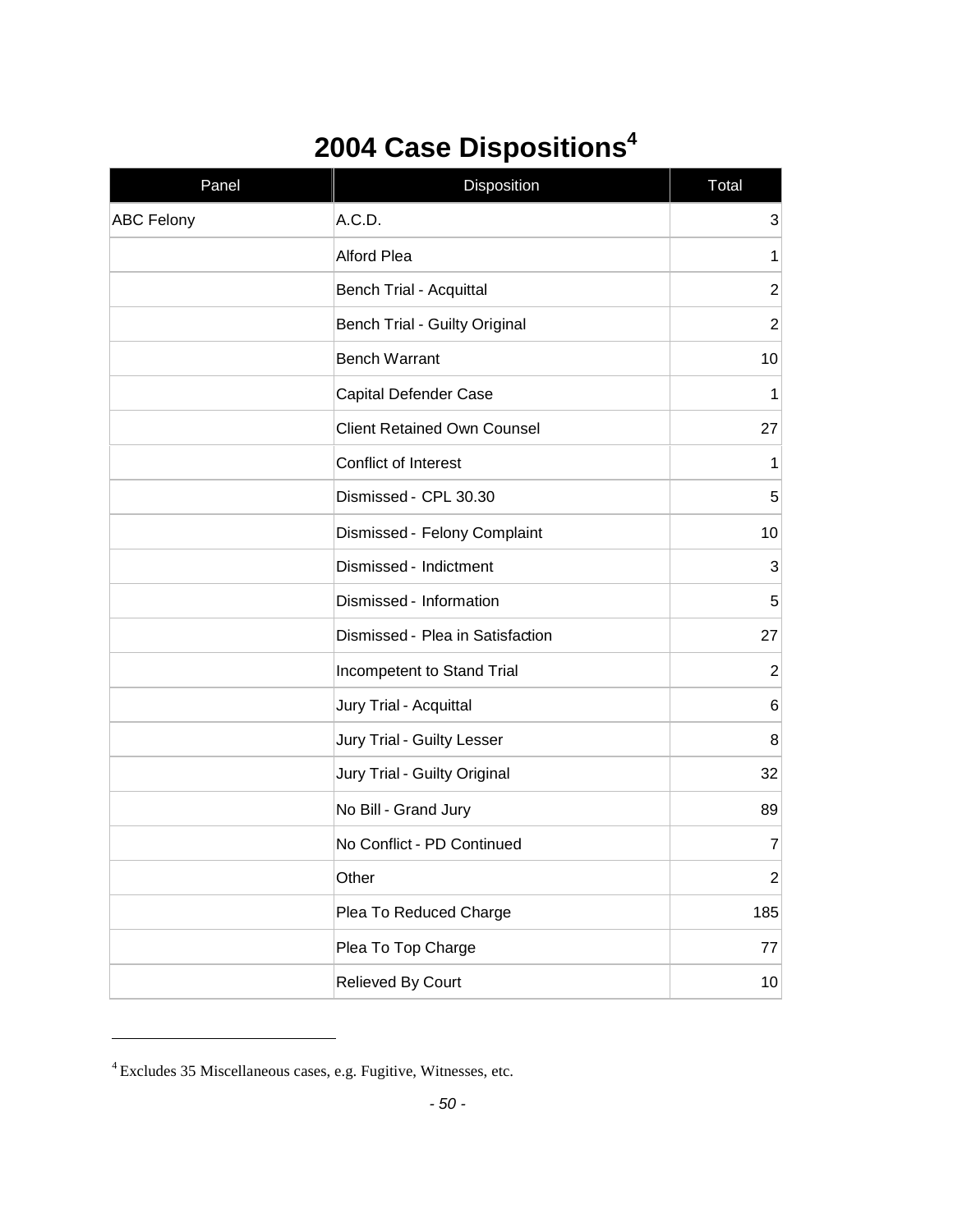# 2004 Case Dispositions[4]

| Panel | Disposition | Total |
|---|---|---|
| ABC Felony | A.C.D. | 3 |
| | Alford Plea | 1 |
| | Bench Trial - Acquittal | 2 |
| | Bench Trial - Guilty Original | 2 |
| | Bench Warrant | 10 |
| | Capital Defender Case | 1 |
| | Client Retained Own Counsel | 27 |
| | Conflict of Interest | 1 |
| | Dismissed - CPL 30.30 | 5 |
| | Dismissed - Felony Complaint | 10 |
| | Dismissed - Indictment | 3 |
| | Dismissed - Information | 5 |
| | Dismissed - Plea in Satisfaction | 27 |
| | Incompetent to Stand Trial | 2 |
| | Jury Trial - Acquittal | 6 |
| | Jury Trial - Guilty Lesser | 8 |
| | Jury Trial - Guilty Original | 32 |
| | No Bill - Grand Jury | 89 |
| | No Conflict - PD Continued | 7 |
| | Other | 2 |
| | Plea To Reduced Charge | 185 |
| | Plea To Top Charge | 77 |
| | Relieved By Court | 10 |

[4] Excludes 35 Miscellaneous cases, e.g. Fugitive, Witnesses, etc.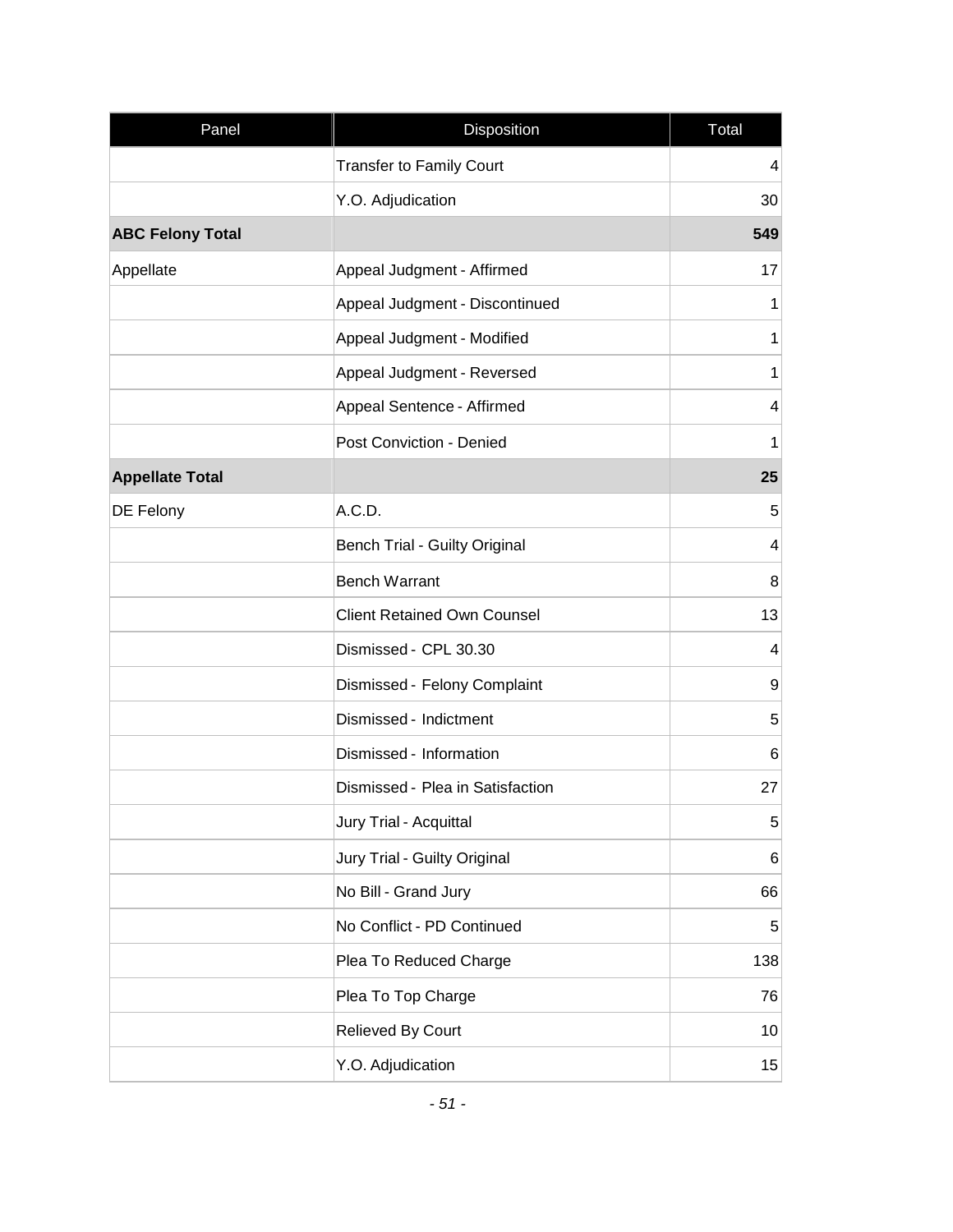| Panel | Disposition | Total |
|---|---|---|
| | Transfer to Family Court | 4 |
| | Y.O. Adjudication | 30 |
| **ABC Felony Total** | | **549** |
| Appellate | Appeal Judgment - Affirmed | 17 |
| | Appeal Judgment - Discontinued | 1 |
| | Appeal Judgment - Modified | 1 |
| | Appeal Judgment - Reversed | 1 |
| | Appeal Sentence - Affirmed | 4 |
| | Post Conviction - Denied | 1 |
| **Appellate Total** | | **25** |
| DE Felony | A.C.D. | 5 |
| | Bench Trial - Guilty Original | 4 |
| | Bench Warrant | 8 |
| | Client Retained Own Counsel | 13 |
| | Dismissed - CPL 30.30 | 4 |
| | Dismissed - Felony Complaint | 9 |
| | Dismissed - Indictment | 5 |
| | Dismissed - Information | 6 |
| | Dismissed - Plea in Satisfaction | 27 |
| | Jury Trial - Acquittal | 5 |
| | Jury Trial - Guilty Original | 6 |
| | No Bill - Grand Jury | 66 |
| | No Conflict - PD Continued | 5 |
| | Plea To Reduced Charge | 138 |
| | Plea To Top Charge | 76 |
| | Relieved By Court | 10 |
| | Y.O. Adjudication | 15 |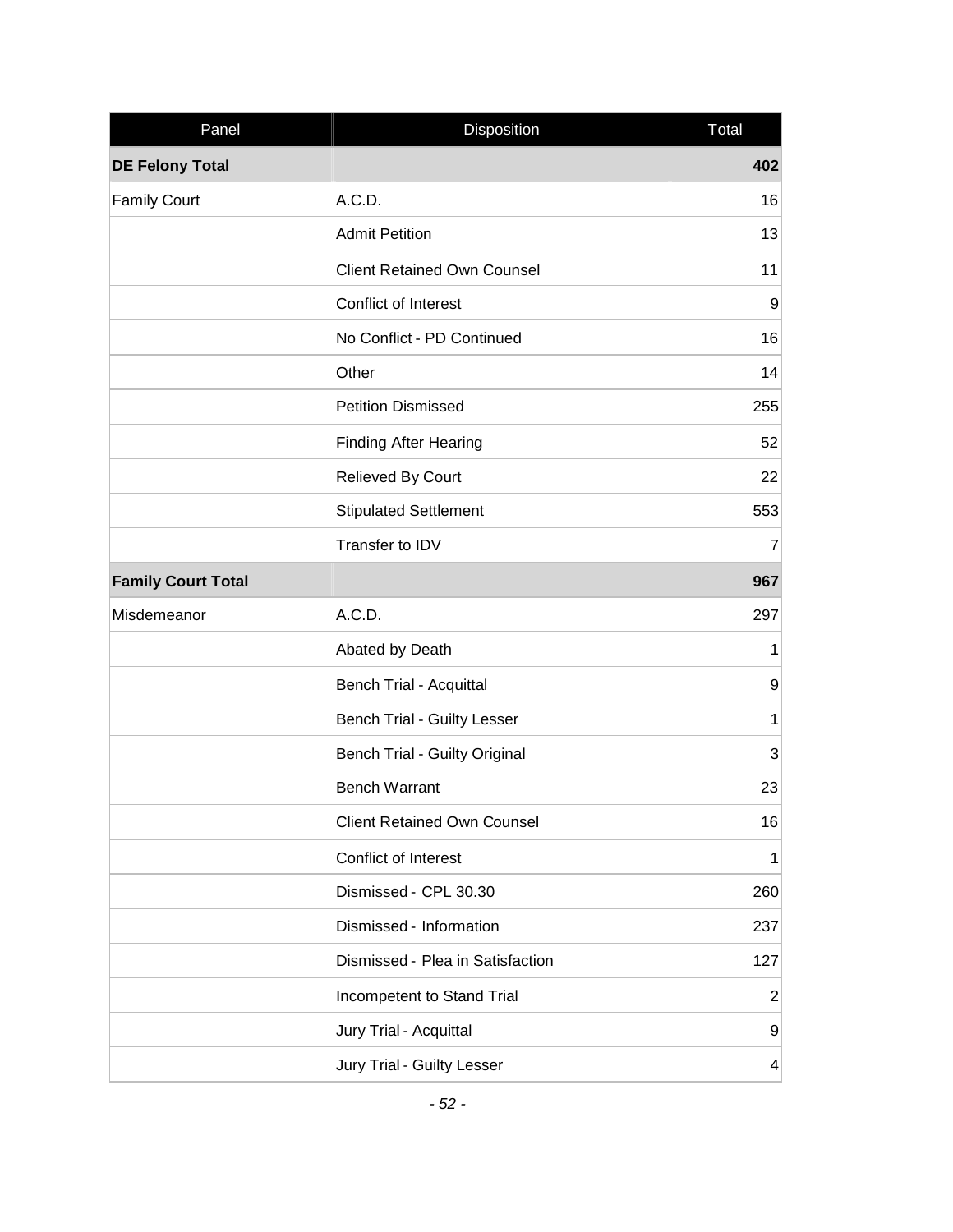| Panel | Disposition | Total |
|---|---|---|
| **DE Felony Total** | | **402** |
| Family Court | A.C.D. | 16 |
| | Admit Petition | 13 |
| | Client Retained Own Counsel | 11 |
| | Conflict of Interest | 9 |
| | No Conflict - PD Continued | 16 |
| | Other | 14 |
| | Petition Dismissed | 255 |
| | Finding After Hearing | 52 |
| | Relieved By Court | 22 |
| | Stipulated Settlement | 553 |
| | Transfer to IDV | 7 |
| **Family Court Total** | | **967** |
| Misdemeanor | A.C.D. | 297 |
| | Abated by Death | 1 |
| | Bench Trial - Acquittal | 9 |
| | Bench Trial - Guilty Lesser | 1 |
| | Bench Trial - Guilty Original | 3 |
| | Bench Warrant | 23 |
| | Client Retained Own Counsel | 16 |
| | Conflict of Interest | 1 |
| | Dismissed - CPL 30.30 | 260 |
| | Dismissed - Information | 237 |
| | Dismissed - Plea in Satisfaction | 127 |
| | Incompetent to Stand Trial | 2 |
| | Jury Trial - Acquittal | 9 |
| | Jury Trial - Guilty Lesser | 4 |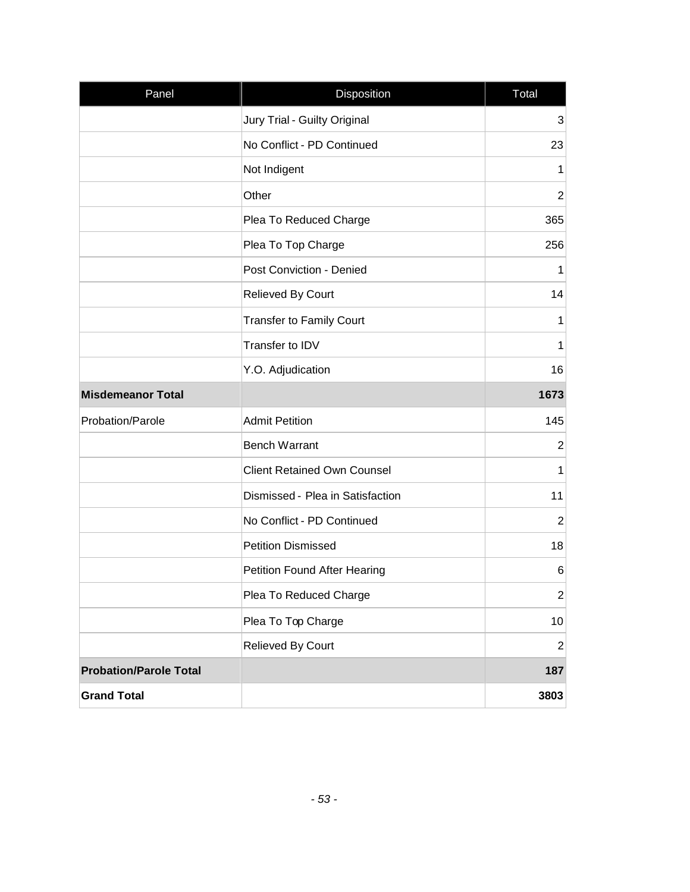| Panel | Disposition | Total |
|---|---|---|
| | Jury Trial - Guilty Original | 3 |
| | No Conflict - PD Continued | 23 |
| | Not Indigent | 1 |
| | Other | 2 |
| | Plea To Reduced Charge | 365 |
| | Plea To Top Charge | 256 |
| | Post Conviction - Denied | 1 |
| | Relieved By Court | 14 |
| | Transfer to Family Court | 1 |
| | Transfer to IDV | 1 |
| | Y.O. Adjudication | 16 |
| **Misdemeanor Total** | | **1673** |
| Probation/Parole | Admit Petition | 145 |
| | Bench Warrant | 2 |
| | Client Retained Own Counsel | 1 |
| | Dismissed - Plea in Satisfaction | 11 |
| | No Conflict - PD Continued | 2 |
| | Petition Dismissed | 18 |
| | Petition Found After Hearing | 6 |
| | Plea To Reduced Charge | 2 |
| | Plea To Top Charge | 10 |
| | Relieved By Court | 2 |
| **Probation/Parole Total** | | **187** |
| **Grand Total** | | **3803** |